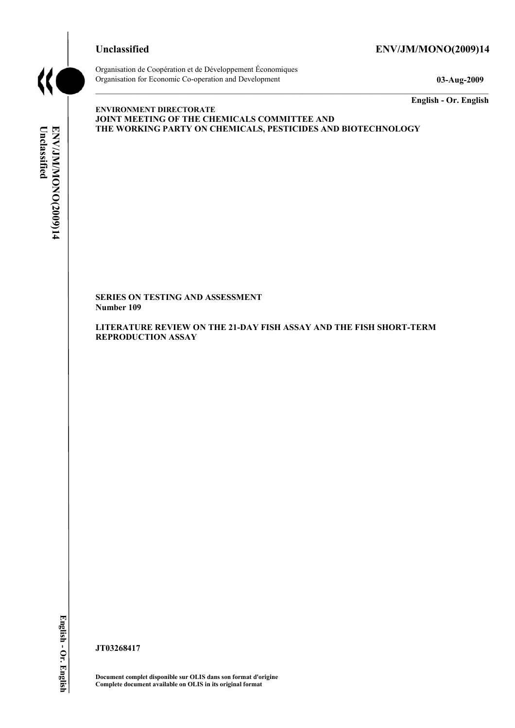**Unclassified** **ENV/JM/MONO(2009)14**

Organisation de Coopération et de Développement Économiques
Organisation for Economic Co-operation and Development

**03-Aug-2009**

**English - Or. English**

**ENVIRONMENT DIRECTORATE**
**JOINT MEETING OF THE CHEMICALS COMMITTEE AND THE WORKING PARTY ON CHEMICALS, PESTICIDES AND BIOTECHNOLOGY**

**SERIES ON TESTING AND ASSESSMENT**
**Number 109**

**LITERATURE REVIEW ON THE 21-DAY FISH ASSAY AND THE FISH SHORT-TERM REPRODUCTION ASSAY**

**JT03268417**

**Document complet disponible sur OLIS dans son format d'origine**
**Complete document available on OLIS in its original format**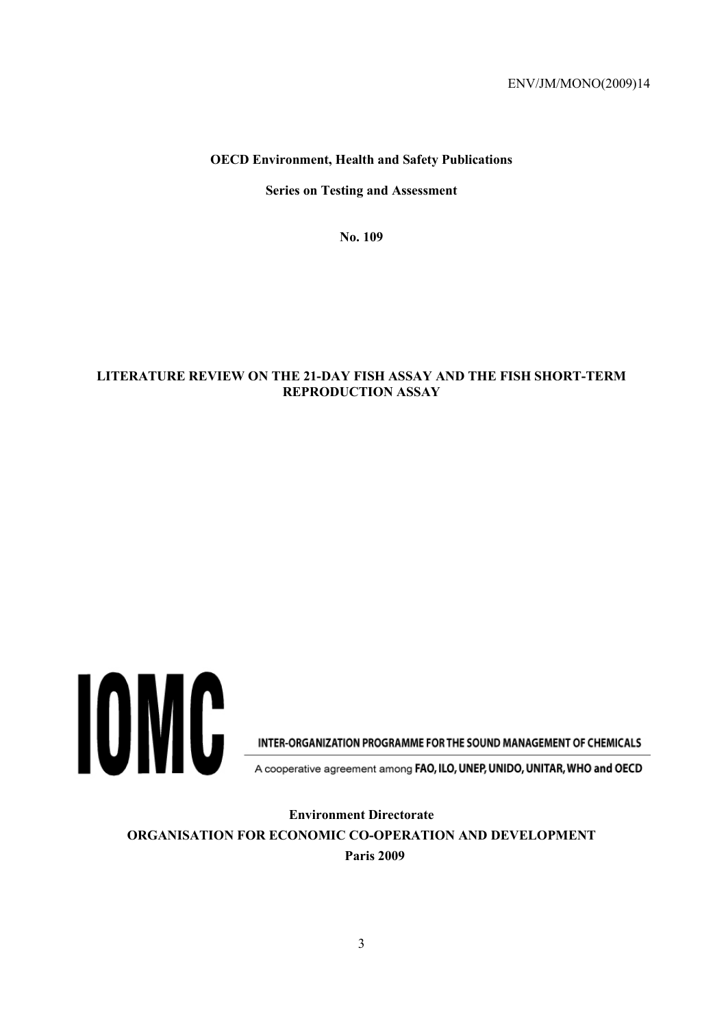ENV/JM/MONO(2009)14

**OECD Environment, Health and Safety Publications**

**Series on Testing and Assessment**

**No. 109**

**LITERATURE REVIEW ON THE 21-DAY FISH ASSAY AND THE FISH SHORT-TERM REPRODUCTION ASSAY**

IOMC

INTER-ORGANIZATION PROGRAMME FOR THE SOUND MANAGEMENT OF CHEMICALS

A cooperative agreement among **FAO, ILO, UNEP, UNIDO, UNITAR, WHO and OECD**

**Environment Directorate**

**ORGANISATION FOR ECONOMIC CO-OPERATION AND DEVELOPMENT**

**Paris 2009**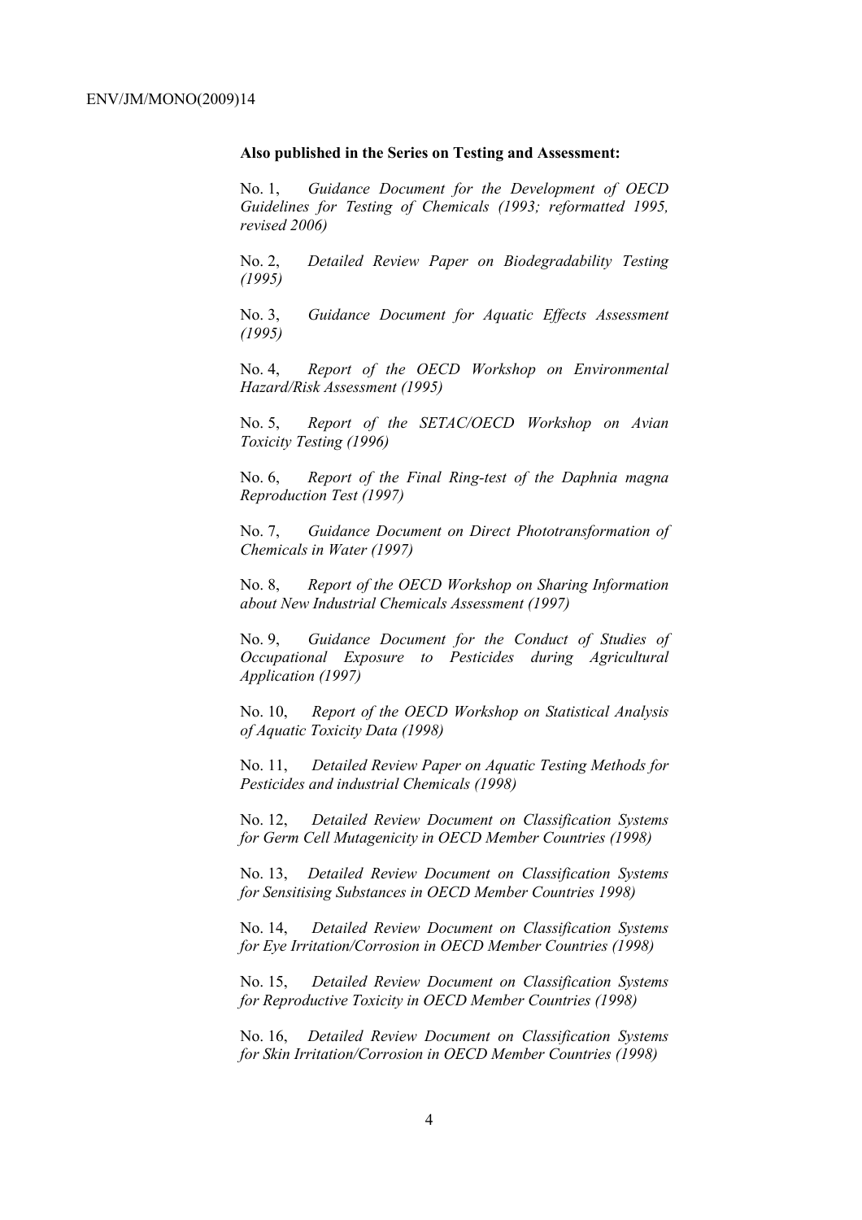**Also published in the Series on Testing and Assessment:**

No. 1, *Guidance Document for the Development of OECD Guidelines for Testing of Chemicals (1993; reformatted 1995, revised 2006)*

No. 2, *Detailed Review Paper on Biodegradability Testing (1995)*

No. 3, *Guidance Document for Aquatic Effects Assessment (1995)*

No. 4, *Report of the OECD Workshop on Environmental Hazard/Risk Assessment (1995)*

No. 5, *Report of the SETAC/OECD Workshop on Avian Toxicity Testing (1996)*

No. 6, *Report of the Final Ring-test of the Daphnia magna Reproduction Test (1997)*

No. 7, *Guidance Document on Direct Phototransformation of Chemicals in Water (1997)*

No. 8, *Report of the OECD Workshop on Sharing Information about New Industrial Chemicals Assessment (1997)*

No. 9, *Guidance Document for the Conduct of Studies of Occupational Exposure to Pesticides during Agricultural Application (1997)*

No. 10, *Report of the OECD Workshop on Statistical Analysis of Aquatic Toxicity Data (1998)*

No. 11, *Detailed Review Paper on Aquatic Testing Methods for Pesticides and industrial Chemicals (1998)*

No. 12, *Detailed Review Document on Classification Systems for Germ Cell Mutagenicity in OECD Member Countries (1998)*

No. 13, *Detailed Review Document on Classification Systems for Sensitising Substances in OECD Member Countries 1998)*

No. 14, *Detailed Review Document on Classification Systems for Eye Irritation/Corrosion in OECD Member Countries (1998)*

No. 15, *Detailed Review Document on Classification Systems for Reproductive Toxicity in OECD Member Countries (1998)*

No. 16, *Detailed Review Document on Classification Systems for Skin Irritation/Corrosion in OECD Member Countries (1998)*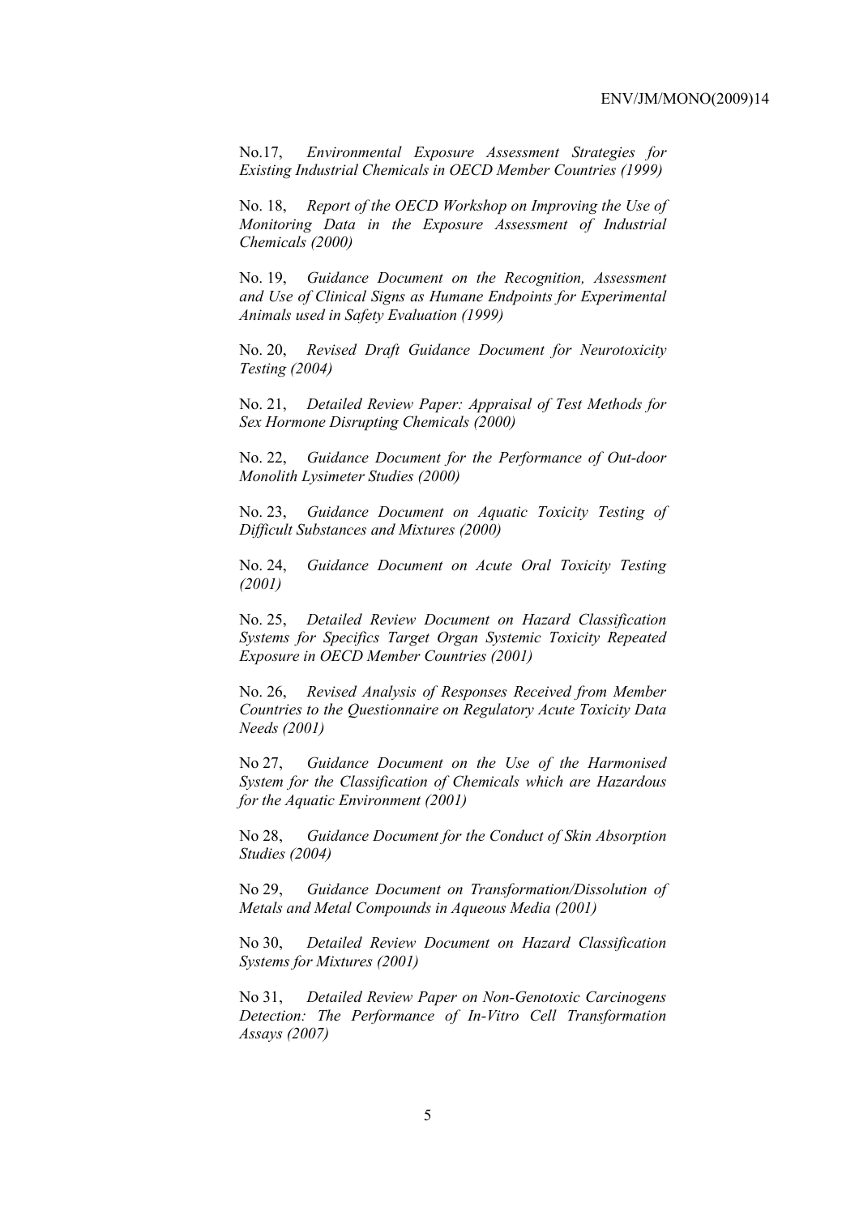No.17, *Environmental Exposure Assessment Strategies for Existing Industrial Chemicals in OECD Member Countries (1999)*

No. 18, *Report of the OECD Workshop on Improving the Use of Monitoring Data in the Exposure Assessment of Industrial Chemicals (2000)*

No. 19, *Guidance Document on the Recognition, Assessment and Use of Clinical Signs as Humane Endpoints for Experimental Animals used in Safety Evaluation (1999)*

No. 20, *Revised Draft Guidance Document for Neurotoxicity Testing (2004)*

No. 21, *Detailed Review Paper: Appraisal of Test Methods for Sex Hormone Disrupting Chemicals (2000)*

No. 22, *Guidance Document for the Performance of Out-door Monolith Lysimeter Studies (2000)*

No. 23, *Guidance Document on Aquatic Toxicity Testing of Difficult Substances and Mixtures (2000)*

No. 24, *Guidance Document on Acute Oral Toxicity Testing (2001)*

No. 25, *Detailed Review Document on Hazard Classification Systems for Specifics Target Organ Systemic Toxicity Repeated Exposure in OECD Member Countries (2001)*

No. 26, *Revised Analysis of Responses Received from Member Countries to the Questionnaire on Regulatory Acute Toxicity Data Needs (2001)*

No 27, *Guidance Document on the Use of the Harmonised System for the Classification of Chemicals which are Hazardous for the Aquatic Environment (2001)*

No 28, *Guidance Document for the Conduct of Skin Absorption Studies (2004)*

No 29, *Guidance Document on Transformation/Dissolution of Metals and Metal Compounds in Aqueous Media (2001)*

No 30, *Detailed Review Document on Hazard Classification Systems for Mixtures (2001)*

No 31, *Detailed Review Paper on Non-Genotoxic Carcinogens Detection: The Performance of In-Vitro Cell Transformation Assays (2007)*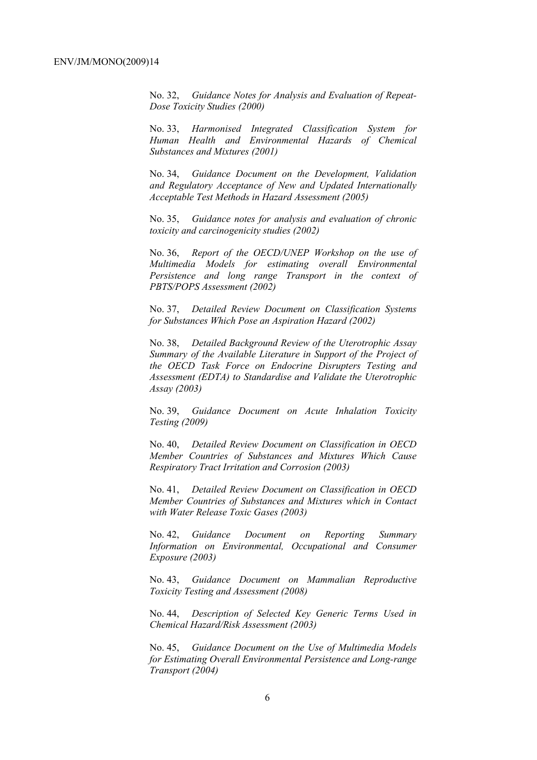No. 32, *Guidance Notes for Analysis and Evaluation of Repeat-Dose Toxicity Studies (2000)*

No. 33, *Harmonised Integrated Classification System for Human Health and Environmental Hazards of Chemical Substances and Mixtures (2001)*

No. 34, *Guidance Document on the Development, Validation and Regulatory Acceptance of New and Updated Internationally Acceptable Test Methods in Hazard Assessment (2005)*

No. 35, *Guidance notes for analysis and evaluation of chronic toxicity and carcinogenicity studies (2002)*

No. 36, *Report of the OECD/UNEP Workshop on the use of Multimedia Models for estimating overall Environmental Persistence and long range Transport in the context of PBTS/POPS Assessment (2002)*

No. 37, *Detailed Review Document on Classification Systems for Substances Which Pose an Aspiration Hazard (2002)*

No. 38, *Detailed Background Review of the Uterotrophic Assay Summary of the Available Literature in Support of the Project of the OECD Task Force on Endocrine Disrupters Testing and Assessment (EDTA) to Standardise and Validate the Uterotrophic Assay (2003)*

No. 39, *Guidance Document on Acute Inhalation Toxicity Testing (2009)*

No. 40, *Detailed Review Document on Classification in OECD Member Countries of Substances and Mixtures Which Cause Respiratory Tract Irritation and Corrosion (2003)*

No. 41, *Detailed Review Document on Classification in OECD Member Countries of Substances and Mixtures which in Contact with Water Release Toxic Gases (2003)*

No. 42, *Guidance Document on Reporting Summary Information on Environmental, Occupational and Consumer Exposure (2003)*

No. 43, *Guidance Document on Mammalian Reproductive Toxicity Testing and Assessment (2008)*

No. 44, *Description of Selected Key Generic Terms Used in Chemical Hazard/Risk Assessment (2003)*

No. 45, *Guidance Document on the Use of Multimedia Models for Estimating Overall Environmental Persistence and Long-range Transport (2004)*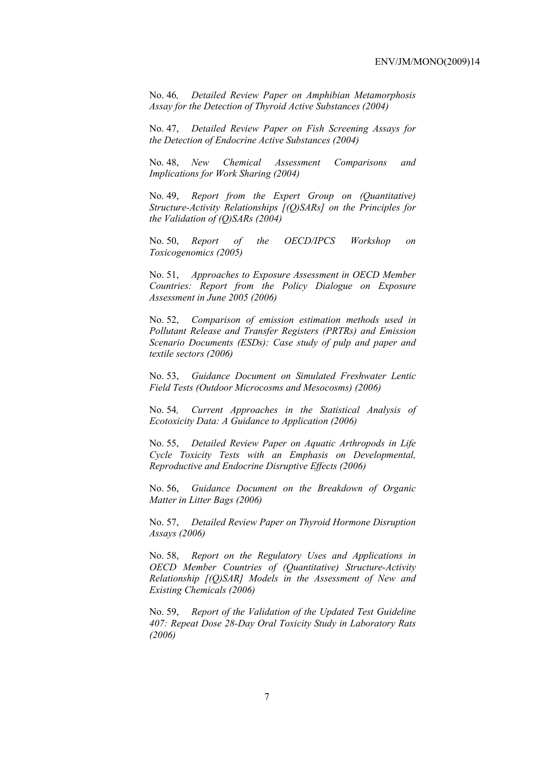No. 46*, Detailed Review Paper on Amphibian Metamorphosis Assay for the Detection of Thyroid Active Substances (2004)*

No. 47, *Detailed Review Paper on Fish Screening Assays for the Detection of Endocrine Active Substances (2004)*

No. 48, *New Chemical Assessment Comparisons and Implications for Work Sharing (2004)*

No. 49, *Report from the Expert Group on (Quantitative) Structure-Activity Relationships [(Q)SARs] on the Principles for the Validation of (Q)SARs (2004)*

No. 50, *Report of the OECD/IPCS Workshop on Toxicogenomics (2005)*

No. 51, *Approaches to Exposure Assessment in OECD Member Countries: Report from the Policy Dialogue on Exposure Assessment in June 2005 (2006)*

No. 52, *Comparison of emission estimation methods used in Pollutant Release and Transfer Registers (PRTRs) and Emission Scenario Documents (ESDs): Case study of pulp and paper and textile sectors (2006)*

No. 53, *Guidance Document on Simulated Freshwater Lentic Field Tests (Outdoor Microcosms and Mesocosms) (2006)*

No. 54*, Current Approaches in the Statistical Analysis of Ecotoxicity Data: A Guidance to Application (2006)*

No. 55, *Detailed Review Paper on Aquatic Arthropods in Life Cycle Toxicity Tests with an Emphasis on Developmental, Reproductive and Endocrine Disruptive Effects (2006)*

No. 56, *Guidance Document on the Breakdown of Organic Matter in Litter Bags (2006)*

No. 57, *Detailed Review Paper on Thyroid Hormone Disruption Assays (2006)*

No. 58, *Report on the Regulatory Uses and Applications in OECD Member Countries of (Quantitative) Structure-Activity Relationship [(Q)SAR] Models in the Assessment of New and Existing Chemicals (2006)*

No. 59, *Report of the Validation of the Updated Test Guideline 407: Repeat Dose 28-Day Oral Toxicity Study in Laboratory Rats (2006)*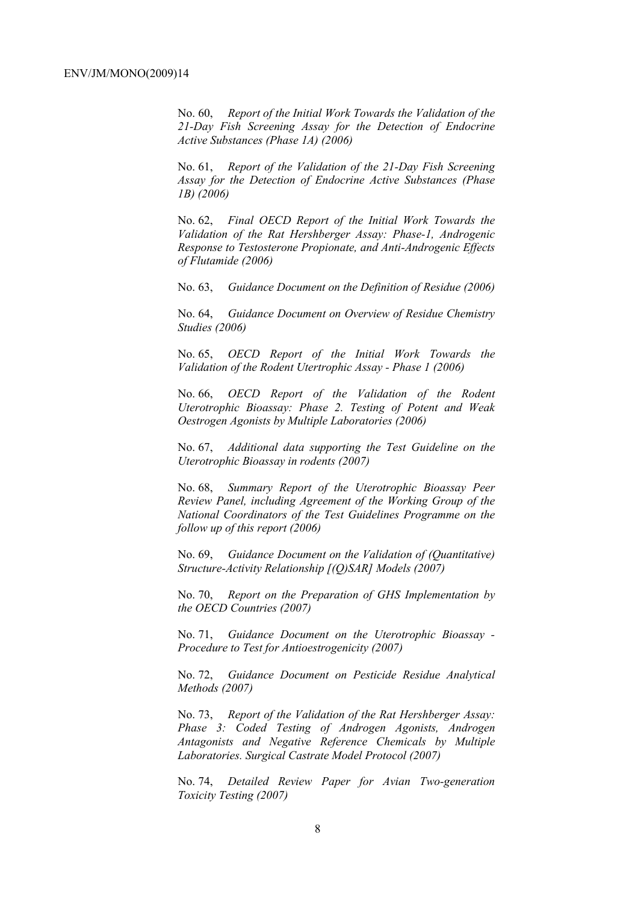No. 60, *Report of the Initial Work Towards the Validation of the 21-Day Fish Screening Assay for the Detection of Endocrine Active Substances (Phase 1A) (2006)*

No. 61, *Report of the Validation of the 21-Day Fish Screening Assay for the Detection of Endocrine Active Substances (Phase 1B) (2006)*

No. 62, *Final OECD Report of the Initial Work Towards the Validation of the Rat Hershberger Assay: Phase-1, Androgenic Response to Testosterone Propionate, and Anti-Androgenic Effects of Flutamide (2006)*

No. 63, *Guidance Document on the Definition of Residue (2006)*

No. 64, *Guidance Document on Overview of Residue Chemistry Studies (2006)*

No. 65, *OECD Report of the Initial Work Towards the Validation of the Rodent Utertrophic Assay - Phase 1 (2006)*

No. 66, *OECD Report of the Validation of the Rodent Uterotrophic Bioassay: Phase 2. Testing of Potent and Weak Oestrogen Agonists by Multiple Laboratories (2006)*

No. 67, *Additional data supporting the Test Guideline on the Uterotrophic Bioassay in rodents (2007)*

No. 68, *Summary Report of the Uterotrophic Bioassay Peer Review Panel, including Agreement of the Working Group of the National Coordinators of the Test Guidelines Programme on the follow up of this report (2006)*

No. 69, *Guidance Document on the Validation of (Quantitative) Structure-Activity Relationship [(Q)SAR] Models (2007)*

No. 70, *Report on the Preparation of GHS Implementation by the OECD Countries (2007)*

No. 71, *Guidance Document on the Uterotrophic Bioassay - Procedure to Test for Antioestrogenicity (2007)*

No. 72, *Guidance Document on Pesticide Residue Analytical Methods (2007)*

No. 73, *Report of the Validation of the Rat Hershberger Assay: Phase 3: Coded Testing of Androgen Agonists, Androgen Antagonists and Negative Reference Chemicals by Multiple Laboratories. Surgical Castrate Model Protocol (2007)*

No. 74, *Detailed Review Paper for Avian Two-generation Toxicity Testing (2007)*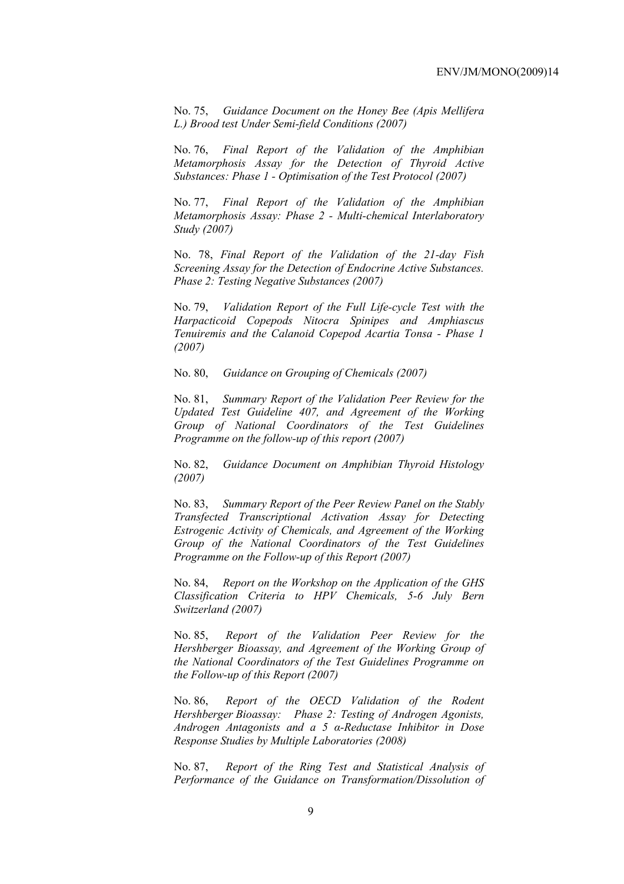No. 75, *Guidance Document on the Honey Bee (Apis Mellifera L.) Brood test Under Semi-field Conditions (2007)*

No. 76, *Final Report of the Validation of the Amphibian Metamorphosis Assay for the Detection of Thyroid Active Substances: Phase 1 - Optimisation of the Test Protocol (2007)*

No. 77, *Final Report of the Validation of the Amphibian Metamorphosis Assay: Phase 2 - Multi-chemical Interlaboratory Study (2007)*

No. 78, *Final Report of the Validation of the 21-day Fish Screening Assay for the Detection of Endocrine Active Substances. Phase 2: Testing Negative Substances (2007)*

No. 79, *Validation Report of the Full Life-cycle Test with the Harpacticoid Copepods Nitocra Spinipes and Amphiascus Tenuiremis and the Calanoid Copepod Acartia Tonsa - Phase 1 (2007)*

No. 80, *Guidance on Grouping of Chemicals (2007)*

No. 81, *Summary Report of the Validation Peer Review for the Updated Test Guideline 407, and Agreement of the Working Group of National Coordinators of the Test Guidelines Programme on the follow-up of this report (2007)*

No. 82, *Guidance Document on Amphibian Thyroid Histology (2007)*

No. 83, *Summary Report of the Peer Review Panel on the Stably Transfected Transcriptional Activation Assay for Detecting Estrogenic Activity of Chemicals, and Agreement of the Working Group of the National Coordinators of the Test Guidelines Programme on the Follow-up of this Report (2007)*

No. 84, *Report on the Workshop on the Application of the GHS Classification Criteria to HPV Chemicals, 5-6 July Bern Switzerland (2007)*

No. 85, *Report of the Validation Peer Review for the Hershberger Bioassay, and Agreement of the Working Group of the National Coordinators of the Test Guidelines Programme on the Follow-up of this Report (2007)*

No. 86, *Report of the OECD Validation of the Rodent Hershberger Bioassay: Phase 2: Testing of Androgen Agonists, Androgen Antagonists and a 5 α-Reductase Inhibitor in Dose Response Studies by Multiple Laboratories (2008)*

No. 87, *Report of the Ring Test and Statistical Analysis of Performance of the Guidance on Transformation/Dissolution of*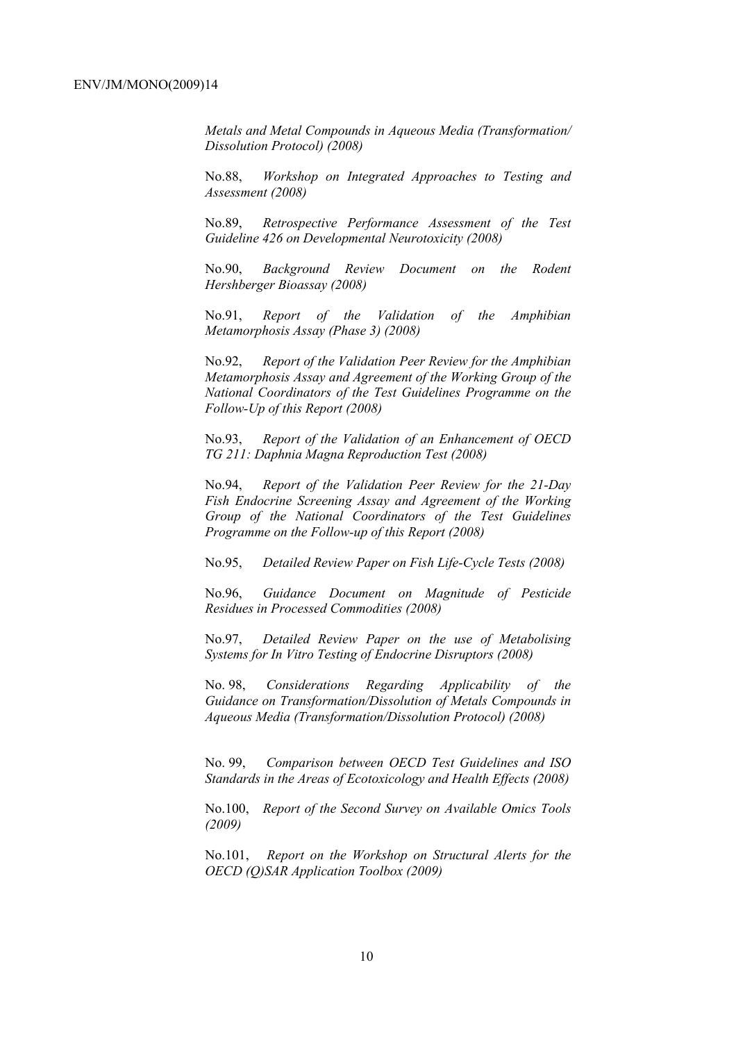*Metals and Metal Compounds in Aqueous Media (Transformation/ Dissolution Protocol) (2008)*

No.88, *Workshop on Integrated Approaches to Testing and Assessment (2008)*

No.89, *Retrospective Performance Assessment of the Test Guideline 426 on Developmental Neurotoxicity (2008)*

No.90, *Background Review Document on the Rodent Hershberger Bioassay (2008)*

No.91, *Report of the Validation of the Amphibian Metamorphosis Assay (Phase 3) (2008)*

No.92, *Report of the Validation Peer Review for the Amphibian Metamorphosis Assay and Agreement of the Working Group of the National Coordinators of the Test Guidelines Programme on the Follow-Up of this Report (2008)*

No.93, *Report of the Validation of an Enhancement of OECD TG 211: Daphnia Magna Reproduction Test (2008)*

No.94, *Report of the Validation Peer Review for the 21-Day Fish Endocrine Screening Assay and Agreement of the Working Group of the National Coordinators of the Test Guidelines Programme on the Follow-up of this Report (2008)*

No.95, *Detailed Review Paper on Fish Life-Cycle Tests (2008)*

No.96, *Guidance Document on Magnitude of Pesticide Residues in Processed Commodities (2008)*

No.97, *Detailed Review Paper on the use of Metabolising Systems for In Vitro Testing of Endocrine Disruptors (2008)*

No. 98, *Considerations Regarding Applicability of the Guidance on Transformation/Dissolution of Metals Compounds in Aqueous Media (Transformation/Dissolution Protocol) (2008)*

No. 99, *Comparison between OECD Test Guidelines and ISO Standards in the Areas of Ecotoxicology and Health Effects (2008)*

No.100, *Report of the Second Survey on Available Omics Tools (2009)*

No.101, *Report on the Workshop on Structural Alerts for the OECD (Q)SAR Application Toolbox (2009)*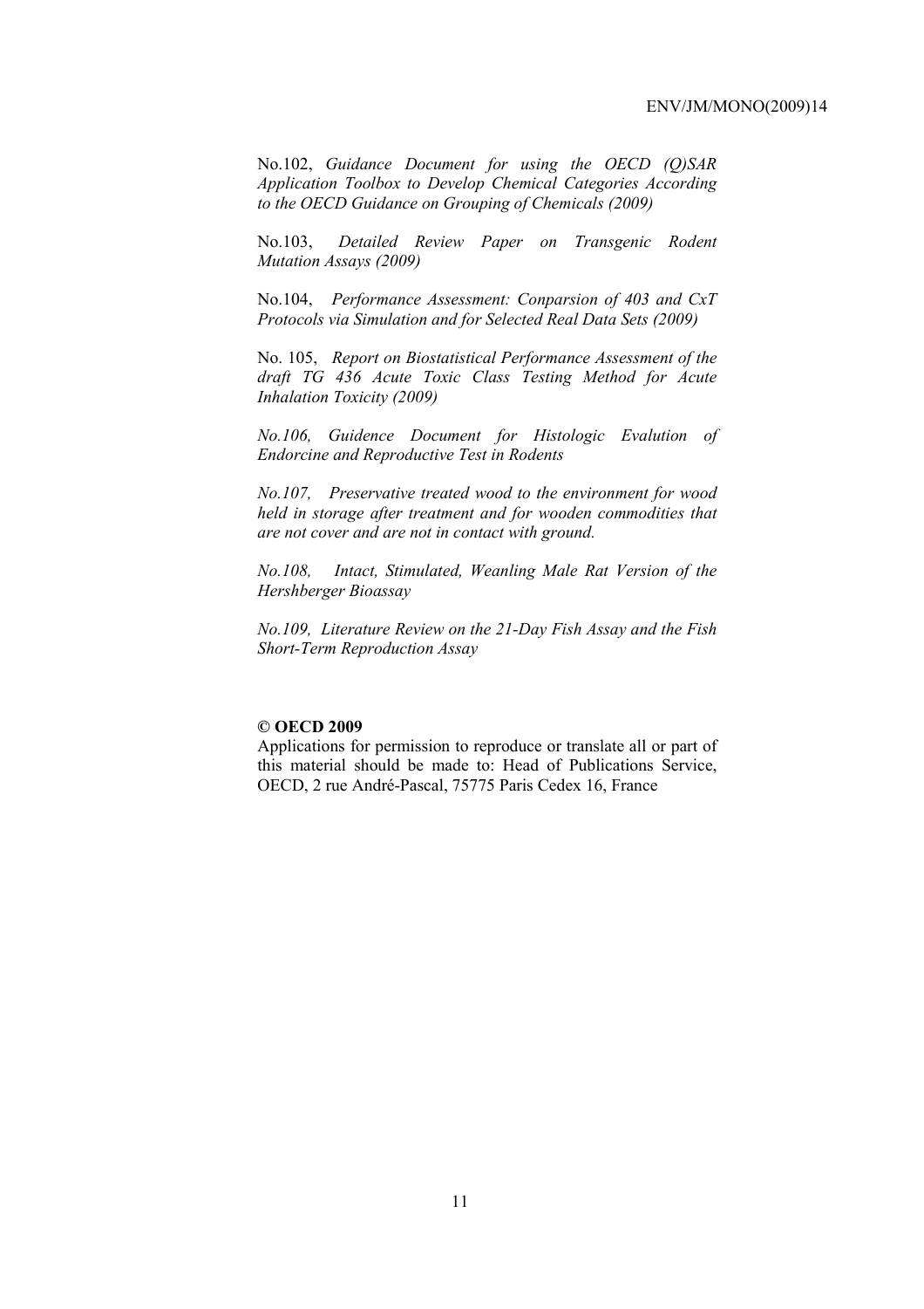No.102, *Guidance Document for using the OECD (Q)SAR Application Toolbox to Develop Chemical Categories According to the OECD Guidance on Grouping of Chemicals (2009)*

No.103, *Detailed Review Paper on Transgenic Rodent Mutation Assays (2009)*

No.104, *Performance Assessment: Conparsion of 403 and CxT Protocols via Simulation and for Selected Real Data Sets (2009)*

No. 105, *Report on Biostatistical Performance Assessment of the draft TG 436 Acute Toxic Class Testing Method for Acute Inhalation Toxicity (2009)*

*No.106, Guidence Document for Histologic Evalution of Endorcine and Reproductive Test in Rodents*

*No.107, Preservative treated wood to the environment for wood held in storage after treatment and for wooden commodities that are not cover and are not in contact with ground.*

*No.108, Intact, Stimulated, Weanling Male Rat Version of the Hershberger Bioassay*

*No.109, Literature Review on the 21-Day Fish Assay and the Fish Short-Term Reproduction Assay*

**© OECD 2009**

Applications for permission to reproduce or translate all or part of this material should be made to: Head of Publications Service, OECD, 2 rue André-Pascal, 75775 Paris Cedex 16, France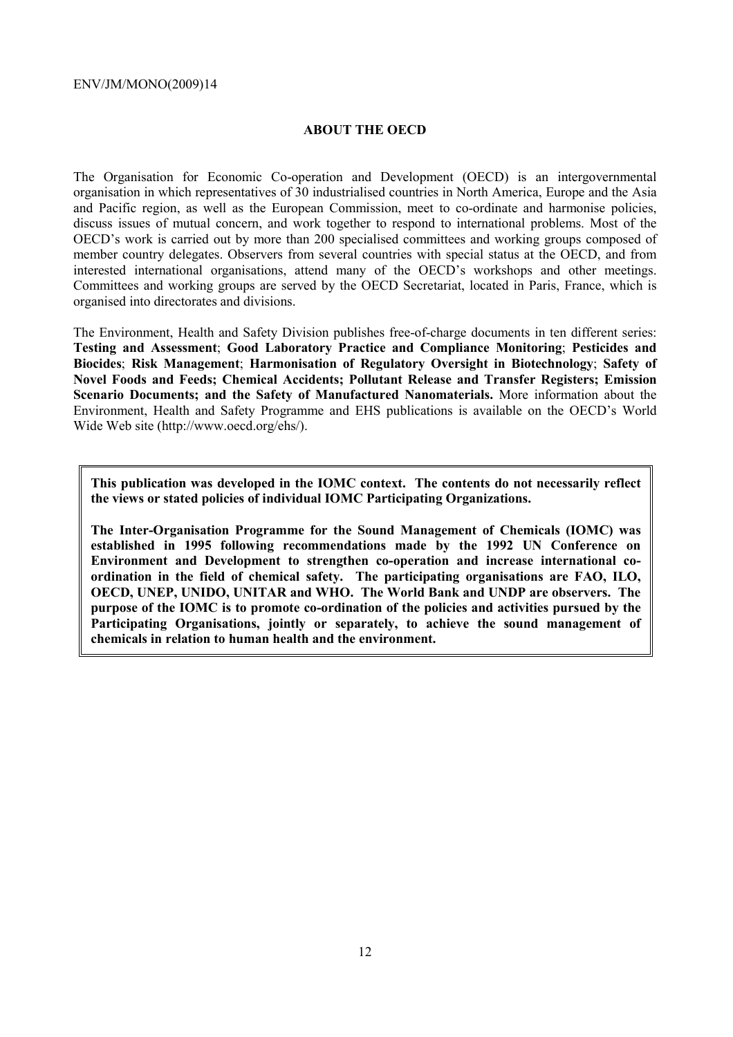## ABOUT THE OECD

The Organisation for Economic Co-operation and Development (OECD) is an intergovernmental organisation in which representatives of 30 industrialised countries in North America, Europe and the Asia and Pacific region, as well as the European Commission, meet to co-ordinate and harmonise policies, discuss issues of mutual concern, and work together to respond to international problems. Most of the OECD's work is carried out by more than 200 specialised committees and working groups composed of member country delegates. Observers from several countries with special status at the OECD, and from interested international organisations, attend many of the OECD's workshops and other meetings. Committees and working groups are served by the OECD Secretariat, located in Paris, France, which is organised into directorates and divisions.

The Environment, Health and Safety Division publishes free-of-charge documents in ten different series: **Testing and Assessment**; **Good Laboratory Practice and Compliance Monitoring**; **Pesticides and Biocides**; **Risk Management**; **Harmonisation of Regulatory Oversight in Biotechnology**; **Safety of Novel Foods and Feeds; Chemical Accidents; Pollutant Release and Transfer Registers; Emission Scenario Documents; and the Safety of Manufactured Nanomaterials.** More information about the Environment, Health and Safety Programme and EHS publications is available on the OECD's World Wide Web site (http://www.oecd.org/ehs/).

**This publication was developed in the IOMC context. The contents do not necessarily reflect the views or stated policies of individual IOMC Participating Organizations.**

**The Inter-Organisation Programme for the Sound Management of Chemicals (IOMC) was established in 1995 following recommendations made by the 1992 UN Conference on Environment and Development to strengthen co-operation and increase international co-ordination in the field of chemical safety. The participating organisations are FAO, ILO, OECD, UNEP, UNIDO, UNITAR and WHO. The World Bank and UNDP are observers. The purpose of the IOMC is to promote co-ordination of the policies and activities pursued by the Participating Organisations, jointly or separately, to achieve the sound management of chemicals in relation to human health and the environment.**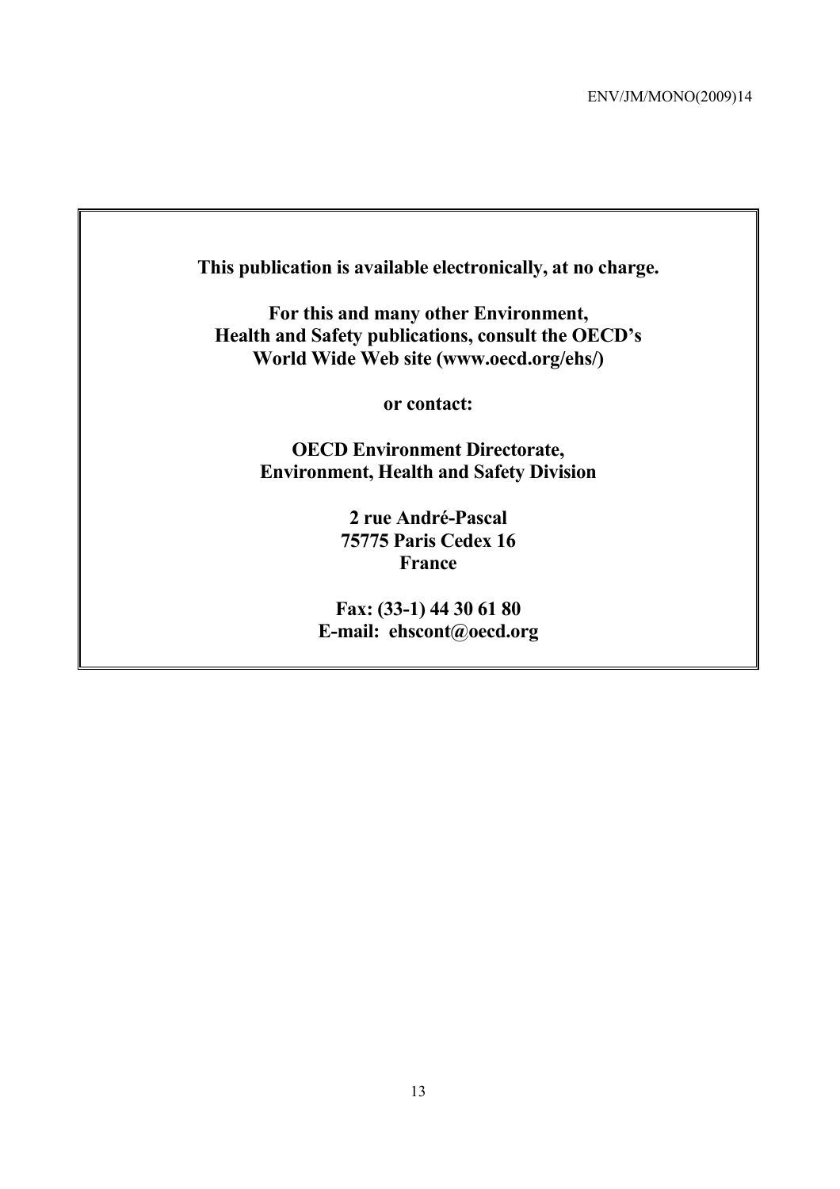**This publication is available electronically, at no charge.**

**For this and many other Environment, Health and Safety publications, consult the OECD's World Wide Web site (www.oecd.org/ehs/)**

**or contact:**

**OECD Environment Directorate, Environment, Health and Safety Division**

**2 rue André-Pascal**
**75775 Paris Cedex 16**
**France**

**Fax: (33-1) 44 30 61 80**
**E-mail: ehscont@oecd.org**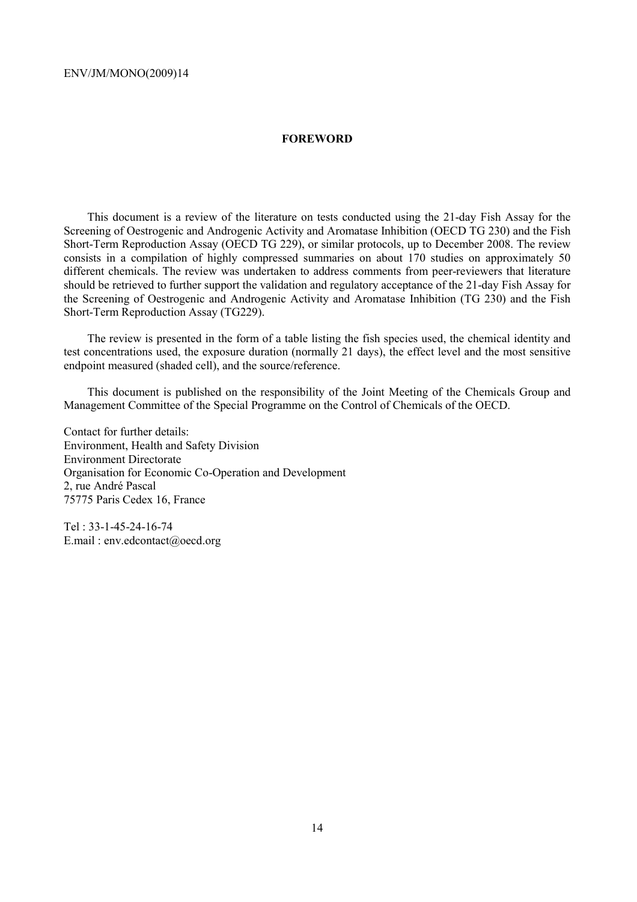# FOREWORD

This document is a review of the literature on tests conducted using the 21-day Fish Assay for the Screening of Oestrogenic and Androgenic Activity and Aromatase Inhibition (OECD TG 230) and the Fish Short-Term Reproduction Assay (OECD TG 229), or similar protocols, up to December 2008. The review consists in a compilation of highly compressed summaries on about 170 studies on approximately 50 different chemicals. The review was undertaken to address comments from peer-reviewers that literature should be retrieved to further support the validation and regulatory acceptance of the 21-day Fish Assay for the Screening of Oestrogenic and Androgenic Activity and Aromatase Inhibition (TG 230) and the Fish Short-Term Reproduction Assay (TG229).

The review is presented in the form of a table listing the fish species used, the chemical identity and test concentrations used, the exposure duration (normally 21 days), the effect level and the most sensitive endpoint measured (shaded cell), and the source/reference.

This document is published on the responsibility of the Joint Meeting of the Chemicals Group and Management Committee of the Special Programme on the Control of Chemicals of the OECD.

Contact for further details:
Environment, Health and Safety Division
Environment Directorate
Organisation for Economic Co-Operation and Development
2, rue André Pascal
75775 Paris Cedex 16, France

Tel : 33-1-45-24-16-74
E.mail : env.edcontact@oecd.org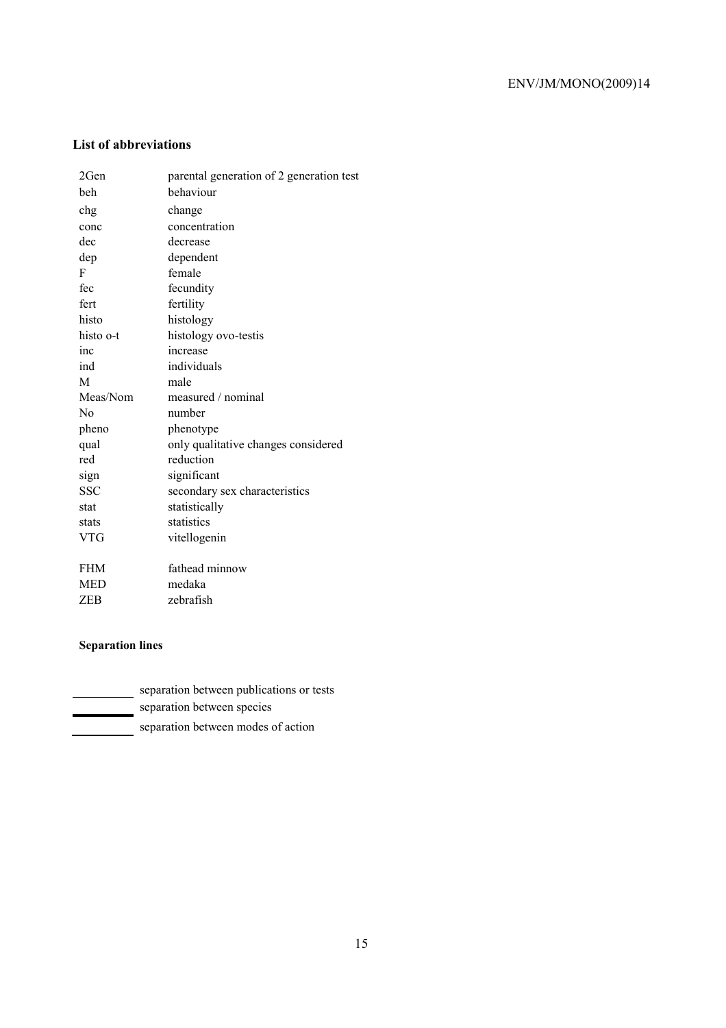## List of abbreviations

| | |
|---|---|
| 2Gen | parental generation of 2 generation test |
| beh | behaviour |
| chg | change |
| conc | concentration |
| dec | decrease |
| dep | dependent |
| F | female |
| fec | fecundity |
| fert | fertility |
| histo | histology |
| histo o-t | histology ovo-testis |
| inc | increase |
| ind | individuals |
| M | male |
| Meas/Nom | measured / nominal |
| No | number |
| pheno | phenotype |
| qual | only qualitative changes considered |
| red | reduction |
| sign | significant |
| SSC | secondary sex characteristics |
| stat | statistically |
| stats | statistics |
| VTG | vitellogenin |
| | |
| FHM | fathead minnow |
| MED | medaka |
| ZEB | zebrafish |

### Separation lines

| | |
|---|---|
| ——— | separation between publications or tests |
| ━━━ | separation between species |
| ═══ | separation between modes of action |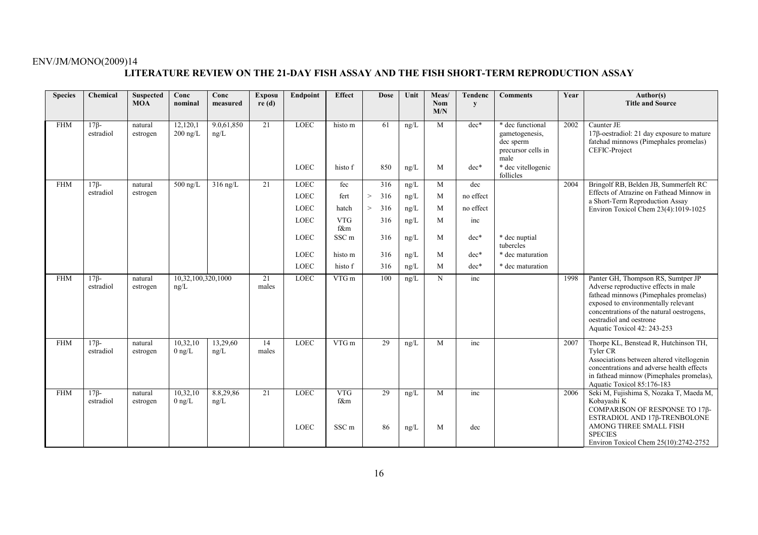## LITERATURE REVIEW ON THE 21-DAY FISH ASSAY AND THE FISH SHORT-TERM REPRODUCTION ASSAY

| Species | Chemical | Suspected MOA | Conc nominal | Conc measured | Exposure (d) | Endpoint | Effect | Dose | Unit | Meas/ Nom M/N | Tendency | Comments | Year | Author(s) Title and Source |
|---|---|---|---|---|---|---|---|---|---|---|---|---|---|---|
| FHM | 17β-estradiol | natural estrogen | 12,120,1200 ng/L | 9.0,61,850 ng/L | 21 | LOEC | histo m | 61 | ng/L | M | dec* | * dec functional gametogenesis, dec sperm precursor cells in male | 2002 | Caunter JE 17β-oestradiol: 21 day exposure to mature fatehad minnows (Pimephales promelas) CEFIC-Project |
| | | | | | | LOEC | histo f | 850 | ng/L | M | dec* | * dec vitellogenic follicles | | |
| FHM | 17β-estradiol | natural estrogen | 500 ng/L | 316 ng/L | 21 | LOEC | fec | 316 | ng/L | M | dec | | 2004 | Bringolf RB, Belden JB, Summerfelt RC Effects of Atrazine on Fathead Minnow in a Short-Term Reproduction Assay Environ Toxicol Chem 23(4):1019-1025 |
| | | | | | | LOEC | fert | > 316 | ng/L | M | no effect | | | |
| | | | | | | LOEC | hatch | > 316 | ng/L | M | no effect | | | |
| | | | | | | LOEC | VTG f&m | 316 | ng/L | M | inc | | | |
| | | | | | | LOEC | SSC m | 316 | ng/L | M | dec* | * dec nuptial tubercles | | |
| | | | | | | LOEC | histo m | 316 | ng/L | M | dec* | * dec maturation | | |
| | | | | | | LOEC | histo f | 316 | ng/L | M | dec* | * dec maturation | | |
| FHM | 17β-estradiol | natural estrogen | 10,32,100,320,1000 ng/L | | 21 males | LOEC | VTG m | 100 | ng/L | N | inc | | 1998 | Panter GH, Thompson RS, Sumtper JP Adverse reproductive effects in male fathead minnows (Pimephales promelas) exposed to environmentally relevant concentrations of the natural oestrogens, oestradiol and oestrone Aquatic Toxicol 42: 243-253 |
| FHM | 17β-estradiol | natural estrogen | 10,32,100 ng/L | 13,29,60 ng/L | 14 males | LOEC | VTG m | 29 | ng/L | M | inc | | 2007 | Thorpe KL, Benstead R, Hutchinson TH, Tyler CR Associations between altered vitellogenin concentrations and adverse health effects in fathead minnow (Pimephales promelas), Aquatic Toxicol 85:176-183 |
| FHM | 17β-estradiol | natural estrogen | 10,32,100 ng/L | 8.8,29,86 ng/L | 21 | LOEC | VTG f&m | 29 | ng/L | M | inc | | 2006 | Seki M, Fujishima S, Nozaka T, Maeda M, Kobayashi K COMPARISON OF RESPONSE TO 17β-ESTRADIOL AND 17β-TRENBOLONE AMONG THREE SMALL FISH SPECIES Environ Toxicol Chem 25(10):2742-2752 |
| | | | | | | LOEC | SSC m | 86 | ng/L | M | dec | | | |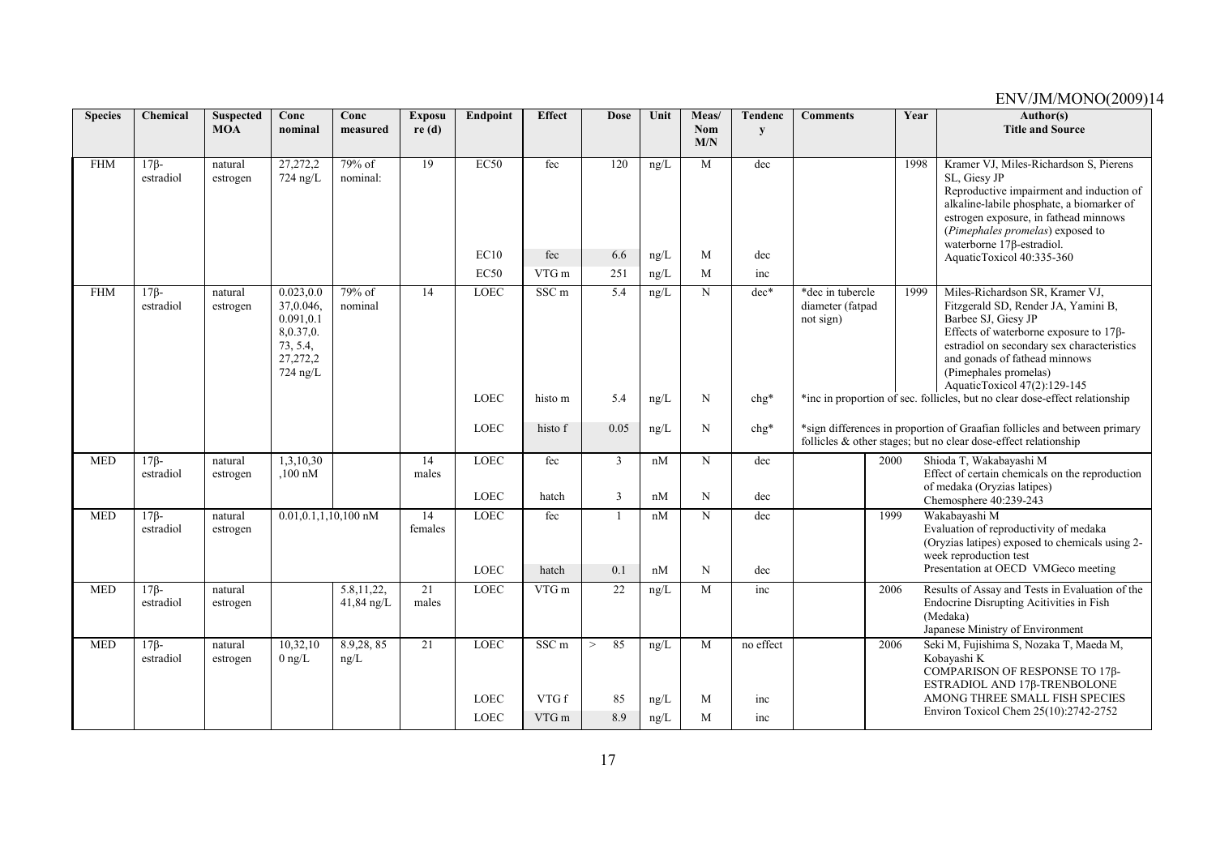| Species | Chemical | Suspected MOA | Conc nominal | Conc measured | Exposure (d) | Endpoint | Effect | Dose | Unit | Meas/ Nom M/N | Tendency | Comments | Year | Author(s) Title and Source |
|---|---|---|---|---|---|---|---|---|---|---|---|---|---|---|
| FHM | 17β-estradiol | natural estrogen | 27,272,2724 ng/L | 79% of nominal: | 19 | EC50 | fec | 120 | ng/L | M | dec | | 1998 | Kramer VJ, Miles-Richardson S, Pierens SL, Giesy JP Reproductive impairment and induction of alkaline-labile phosphate, a biomarker of estrogen exposure, in fathead minnows (*Pimephales promelas*) exposed to waterborne 17β-estradiol. AquaticToxicol 40:335-360 |
| | | | | | | EC10 | fec | 6.6 | ng/L | M | dec | | | |
| | | | | | | EC50 | VTG m | 251 | ng/L | M | inc | | | |
| FHM | 17β-estradiol | natural estrogen | 0.023,0.037,0.046, 0.091,0.18,0.37,0.73, 5.4, 27,272,2724 ng/L | 79% of nominal | 14 | LOEC | SSC m | 5.4 | ng/L | N | dec* | *dec in tubercle diameter (fatpad not sign) | 1999 | Miles-Richardson SR, Kramer VJ, Fitzgerald SD, Render JA, Yamini B, Barbee SJ, Giesy JP Effects of waterborne exposure to 17β-estradiol on secondary sex characteristics and gonads of fathead minnows (Pimephales promelas) AquaticToxicol 47(2):129-145 |
| | | | | | | LOEC | histo m | 5.4 | ng/L | N | chg* | *inc in proportion of sec. follicles, but no clear dose-effect relationship | | |
| | | | | | | LOEC | histo f | 0.05 | ng/L | N | chg* | *sign differences in proportion of Graafian follicles and between primary follicles & other stages; but no clear dose-effect relationship | | |
| MED | 17β-estradiol | natural estrogen | 1,3,10,30,100 nM | | 14 males | LOEC | fec | 3 | nM | N | dec | | 2000 | Shioda T, Wakabayashi M Effect of certain chemicals on the reproduction of medaka (Oryzias latipes) Chemosphere 40:239-243 |
| | | | | | | LOEC | hatch | 3 | nM | N | dec | | | |
| MED | 17β-estradiol | natural estrogen | 0.01,0.1,1,10,100 nM | | 14 females | LOEC | fec | 1 | nM | N | dec | | 1999 | Wakabayashi M Evaluation of reproductivity of medaka (Oryzias latipes) exposed to chemicals using 2-week reproduction test Presentation at OECD VMGeco meeting |
| | | | | | | LOEC | hatch | 0.1 | nM | N | dec | | | |
| MED | 17β-estradiol | natural estrogen | | 5.8,11,22, 41,84 ng/L | 21 males | LOEC | VTG m | 22 | ng/L | M | inc | | 2006 | Results of Assay and Tests in Evaluation of the Endocrine Disrupting Acitivities in Fish (Medaka) Japanese Ministry of Environment |
| MED | 17β-estradiol | natural estrogen | 10,32,100 ng/L | 8.9,28, 85 ng/L | 21 | LOEC | SSC m | > 85 | ng/L | M | no effect | | 2006 | Seki M, Fujishima S, Nozaka T, Maeda M, Kobayashi K COMPARISON OF RESPONSE TO 17β-ESTRADIOL AND 17β-TRENBOLONE AMONG THREE SMALL FISH SPECIES Environ Toxicol Chem 25(10):2742-2752 |
| | | | | | | LOEC | VTG f | 85 | ng/L | M | inc | | | |
| | | | | | | LOEC | VTG m | 8.9 | ng/L | M | inc | | | |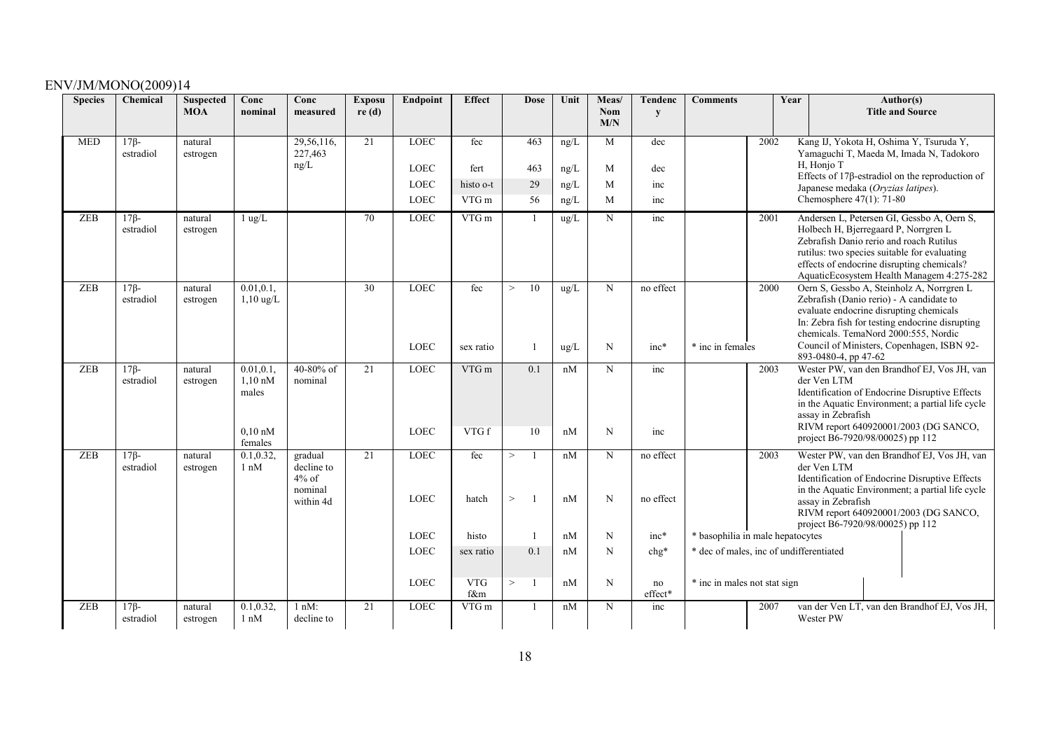| Species | Chemical | Suspected MOA | Conc nominal | Conc measured | Exposure (d) | Endpoint | Effect | Dose | Unit | Meas/ Nom M/N | Tendency | Comments | Year | Author(s) Title and Source |
|---|---|---|---|---|---|---|---|---|---|---|---|---|---|---|
| MED | 17β-estradiol | natural estrogen | | 29,56,116, 227,463 ng/L | 21 | LOEC | fec | 463 | ng/L | M | dec | | 2002 | Kang IJ, Yokota H, Oshima Y, Tsuruda Y, Yamaguchi T, Maeda M, Imada N, Tadokoro H, Honjo T Effects of 17β-estradiol on the reproduction of Japanese medaka (*Oryzias latipes*). Chemosphere 47(1): 71-80 |
| | | | | | | LOEC | fert | 463 | ng/L | M | dec | | | |
| | | | | | | LOEC | histo o-t | 29 | ng/L | M | inc | | | |
| | | | | | | LOEC | VTG m | 56 | ng/L | M | inc | | | |
| ZEB | 17β-estradiol | natural estrogen | 1 ug/L | | 70 | LOEC | VTG m | 1 | ug/L | N | inc | | 2001 | Andersen L, Petersen GI, Gessbo A, Oern S, Holbech H, Bjerregaard P, Norrgren L Zebrafish Danio rerio and roach Rutilus rutilus: two species suitable for evaluating effects of endocrine disrupting chemicals? AquaticEcosystem Health Managem 4:275-282 |
| ZEB | 17β-estradiol | natural estrogen | 0.01,0.1, 1,10 ug/L | | 30 | LOEC | fec | > 10 | ug/L | N | no effect | | 2000 | Oern S, Gessbo A, Steinholz A, Norrgren L Zebrafish (Danio rerio) - A candidate to evaluate endocrine disrupting chemicals In: Zebra fish for testing endocrine disrupting chemicals. TemaNord 2000:555, Nordic Council of Ministers, Copenhagen, ISBN 92-893-0480-4, pp 47-62 |
| | | | | | | LOEC | sex ratio | 1 | ug/L | N | inc* | * inc in females | | |
| ZEB | 17β-estradiol | natural estrogen | 0.01,0.1, 1,10 nM males | 40-80% of nominal | 21 | LOEC | VTG m | 0.1 | nM | N | inc | | 2003 | Wester PW, van den Brandhof EJ, Vos JH, van der Ven LTM Identification of Endocrine Disruptive Effects in the Aquatic Environment; a partial life cycle assay in Zebrafish RIVM report 640920001/2003 (DG SANCO, project B6-7920/98/00025) pp 112 |
| | | | 0,10 nM females | | | LOEC | VTG f | 10 | nM | N | inc | | | |
| ZEB | 17β-estradiol | natural estrogen | 0.1,0.32, 1 nM | gradual decline to 4% of nominal within 4d | 21 | LOEC | fec | > 1 | nM | N | no effect | | 2003 | Wester PW, van den Brandhof EJ, Vos JH, van der Ven LTM Identification of Endocrine Disruptive Effects in the Aquatic Environment; a partial life cycle assay in Zebrafish RIVM report 640920001/2003 (DG SANCO, project B6-7920/98/00025) pp 112 |
| | | | | | | LOEC | hatch | > 1 | nM | N | no effect | | | |
| | | | | | | LOEC | histo | 1 | nM | N | inc* | * basophilia in male hepatocytes | | |
| | | | | | | LOEC | sex ratio | 0.1 | nM | N | chg* | * dec of males, inc of undifferentiated | | |
| | | | | | | LOEC | VTG f&m | > 1 | nM | N | no effect* | * inc in males not stat sign | | |
| ZEB | 17β-estradiol | natural estrogen | 0.1,0.32, 1 nM | 1 nM: decline to | 21 | LOEC | VTG m | 1 | nM | N | inc | | 2007 | van der Ven LT, van den Brandhof EJ, Vos JH, Wester PW |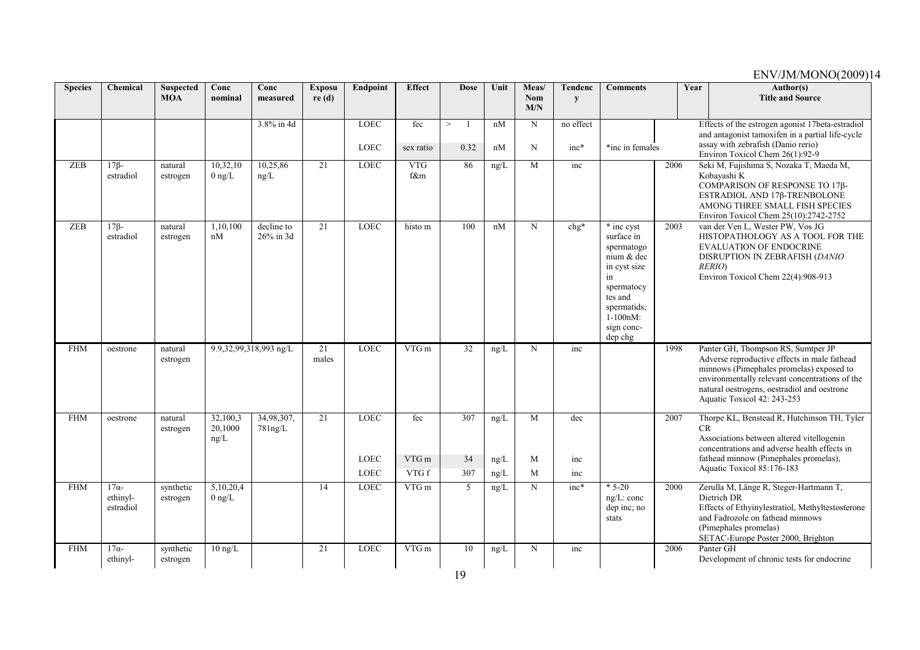| Species | Chemical | Suspected MOA | Conc nominal | Conc measured | Exposure (d) | Endpoint | Effect | Dose | Unit | Meas/ Nom M/N | Tendency | Comments | Year | Author(s) Title and Source |
|---|---|---|---|---|---|---|---|---|---|---|---|---|---|---|
| | | | | 3.8% in 4d | | LOEC | fec | > 1 | nM | N | no effect | | | Effects of the estrogen agonist 17beta-estradiol and antagonist tamoxifen in a partial life-cycle assay with zebrafish (Danio rerio) Environ Toxicol Chem 26(1):92-9 |
| | | | | | | LOEC | sex ratio | 0.32 | nM | N | inc* | *inc in females | | |
| ZEB | 17β-estradiol | natural estrogen | 10,32,100 ng/L | 10,25,86 ng/L | 21 | LOEC | VTG f&m | 86 | ng/L | M | inc | | 2006 | Seki M, Fujishima S, Nozaka T, Maeda M, Kobayashi K COMPARISON OF RESPONSE TO 17β-ESTRADIOL AND 17β-TRENBOLONE AMONG THREE SMALL FISH SPECIES Environ Toxicol Chem 25(10):2742-2752 |
| ZEB | 17β-estradiol | natural estrogen | 1,10,100 nM | decline to 26% in 3d | 21 | LOEC | histo m | 100 | nM | N | chg* | * inc cyst surface in spermatogonium & dec in cyst size in spermatocytes and spermatids; 1-100nM: sign conc-dep chg | 2003 | van der Ven L, Wester PW, Vos JG HISTOPATHOLOGY AS A TOOL FOR THE EVALUATION OF ENDOCRINE DISRUPTION IN ZEBRAFISH (*DANIO RERIO*) Environ Toxicol Chem 22(4):908-913 |
| FHM | oestrone | natural estrogen | 9.9,32,99,318,993 ng/L | | 21 males | LOEC | VTG m | 32 | ng/L | N | inc | | 1998 | Panter GH, Thompson RS, Sumtper JP Adverse reproductive effects in male fathead minnows (Pimephales promelas) exposed to environmentally relevant concentrations of the natural oestrogens, oestradiol and oestrone Aquatic Toxicol 42: 243-253 |
| FHM | oestrone | natural estrogen | 32,100,320,1000 ng/L | 34,98,307, 781ng/L | 21 | LOEC | fec | 307 | ng/L | M | dec | | 2007 | Thorpe KL, Benstead R, Hutchinson TH, Tyler CR Associations between altered vitellogenin concentrations and adverse health effects in fathead minnow (Pimephales promelas), Aquatic Toxicol 85:176-183 |
| | | | | | | LOEC | VTG m | 34 | ng/L | M | inc | | | |
| | | | | | | LOEC | VTG f | 307 | ng/L | M | inc | | | |
| FHM | 17α-ethinyl-estradiol | synthetic estrogen | 5,10,20,40 ng/L | | 14 | LOEC | VTG m | 5 | ng/L | N | inc* | * 5-20 ng/L: conc dep inc; no stats | 2000 | Zerulla M, Länge R, Steger-Hartmann T, Dietrich DR Effects of Ethyinylestratiol, Methyltestosterone and Fadrozole on fathead minnows (Pimephales promelas) SETAC-Europe Poster 2000, Brighton |
| FHM | 17α-ethinyl- | synthetic estrogen | 10 ng/L | | 21 | LOEC | VTG m | 10 | ng/L | N | inc | | 2006 | Panter GH Development of chronic tests for endocrine |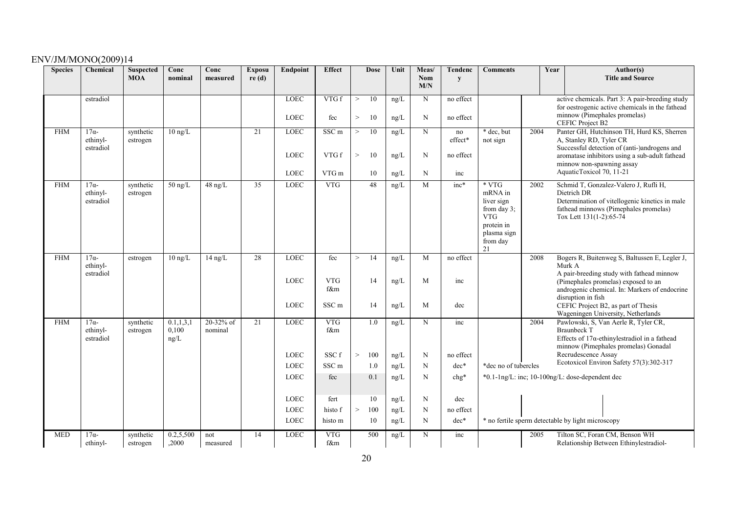| Species | Chemical | Suspected MOA | Conc nominal | Conc measured | Exposure (d) | Endpoint | Effect | Dose | Unit | Meas/ Nom M/N | Tendency | Comments | Year | Author(s) Title and Source |
|---|---|---|---|---|---|---|---|---|---|---|---|---|---|---|
| | estradiol | | | | | LOEC | VTG f | > 10 | ng/L | N | no effect | | | active chemicals. Part 3: A pair-breeding study for oestrogenic active chemicals in the fathead minnow (Pimephales promelas) CEFIC Project B2 |
| | | | | | | LOEC | fec | > 10 | ng/L | N | no effect | | | |
| FHM | 17α-ethinyl-estradiol | synthetic estrogen | 10 ng/L | | 21 | LOEC | SSC m | > 10 | ng/L | N | no effect* | * dec, but not sign | 2004 | Panter GH, Hutchinson TH, Hurd KS, Sherren A, Stanley RD, Tyler CR Successful detection of (anti-)androgens and aromatase inhibitors using a sub-adult fathead minnow non-spawning assay AquaticToxicol 70, 11-21 |
| | | | | | | LOEC | VTG f | > 10 | ng/L | N | no effect | | | |
| | | | | | | LOEC | VTG m | 10 | ng/L | N | inc | | | |
| FHM | 17α-ethinyl-estradiol | synthetic estrogen | 50 ng/L | 48 ng/L | 35 | LOEC | VTG | 48 | ng/L | M | inc* | * VTG mRNA in liver sign from day 3; VTG protein in plasma sign from day 21 | 2002 | Schmid T, Gonzalez-Valero J, Rufli H, Dietrich DR Determination of vitellogenic kinetics in male fathead minnows (Pimephales promelas) Tox Lett 131(1-2):65-74 |
| FHM | 17α-ethinyl-estradiol | estrogen | 10 ng/L | 14 ng/L | 28 | LOEC | fec | > 14 | ng/L | M | no effect | | 2008 | Bogers R, Buitenweg S, Baltussen E, Legler J, Murk A A pair-breeding study with fathead minnow (Pimephales promelas) exposed to an androgenic chemical. In: Markers of endocrine disruption in fish CEFIC Project B2, as part of Thesis Wageningen University, Netherlands |
| | | | | | | LOEC | VTG f&m | 14 | ng/L | M | inc | | | |
| | | | | | | LOEC | SSC m | 14 | ng/L | M | dec | | | |
| FHM | 17α-ethinyl-estradiol | synthetic estrogen | 0.1,1,3,1 0,100 ng/L | 20-32% of nominal | 21 | LOEC | VTG f&m | 1.0 | ng/L | N | inc | | 2004 | Pawlowski, S, Van Aerle R, Tyler CR, Braunbeck T Effects of 17α-ethinylestradiol in a fathead minnow (Pimephales promelas) Gonadal Recrudescence Assay Ecotoxicol Environ Safety 57(3):302-317 |
| | | | | | | LOEC | SSC f | > 100 | ng/L | N | no effect | | | |
| | | | | | | LOEC | SSC m | 1.0 | ng/L | N | dec* | *dec no of tubercles | | |
| | | | | | | LOEC | fec | 0.1 | ng/L | N | chg* | *0.1-1ng/L: inc; 10-100ng/L: dose-dependent dec | | |
| | | | | | | LOEC | fert | 10 | ng/L | N | dec | | | |
| | | | | | | LOEC | histo f | > 100 | ng/L | N | no effect | | | |
| | | | | | | LOEC | histo m | 10 | ng/L | N | dec* | * no fertile sperm detectable by light microscopy | | |
| MED | 17α-ethinyl- | synthetic estrogen | 0.2,5,500 ,2000 | not measured | 14 | LOEC | VTG f&m | 500 | ng/L | N | inc | | 2005 | Tilton SC, Foran CM, Benson WH Relationship Between Ethinylestradiol- |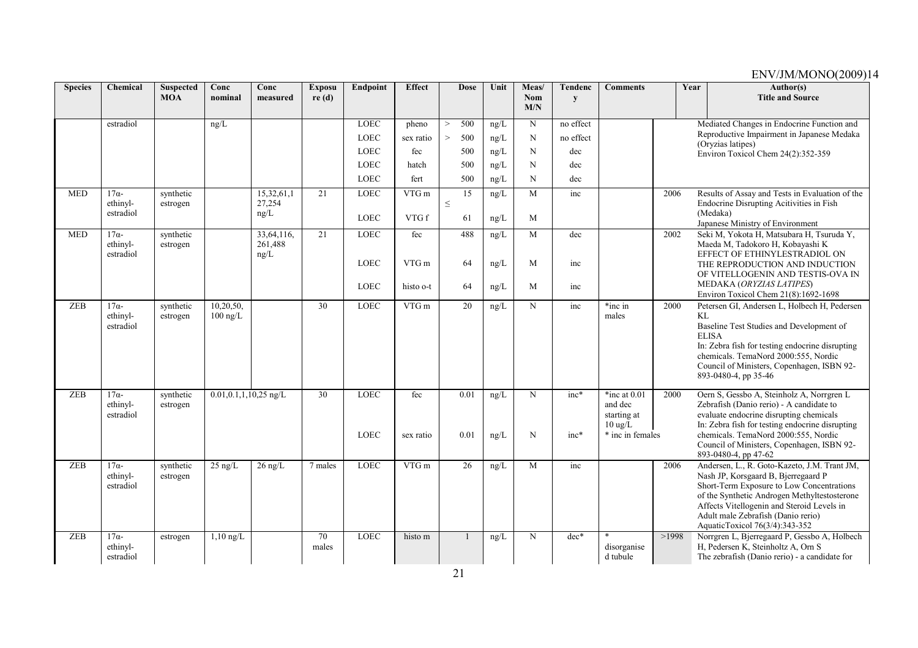| Species | Chemical | Suspected MOA | Conc nominal | Conc measured | Exposure (d) | Endpoint | Effect | Dose | Unit | Meas/ Nom M/N | Tendency | Comments | Year | Author(s) Title and Source |
|---|---|---|---|---|---|---|---|---|---|---|---|---|---|---|
| | estradiol | | ng/L | | | LOEC | pheno | > 500 | ng/L | N | no effect | | | Mediated Changes in Endocrine Function and Reproductive Impairment in Japanese Medaka (Oryzias latipes) Environ Toxicol Chem 24(2):352-359 |
| | | | | | | LOEC | sex ratio | > 500 | ng/L | N | no effect | | | |
| | | | | | | LOEC | fec | 500 | ng/L | N | dec | | | |
| | | | | | | LOEC | hatch | 500 | ng/L | N | dec | | | |
| | | | | | | LOEC | fert | 500 | ng/L | N | dec | | | |
| MED | 17α-ethinyl-estradiol | synthetic estrogen | | 15,32,61,127,254 ng/L | 21 | LOEC | VTG m | ≤ 15 | ng/L | M | inc | | 2006 | Results of Assay and Tests in Evaluation of the Endocrine Disrupting Acitivities in Fish (Medaka) Japanese Ministry of Environment |
| | | | | | | LOEC | VTG f | 61 | ng/L | M | | | | |
| MED | 17α-ethinyl-estradiol | synthetic estrogen | | 33,64,116,261,488 ng/L | 21 | LOEC | fec | 488 | ng/L | M | dec | | 2002 | Seki M, Yokota H, Matsubara H, Tsuruda Y, Maeda M, Tadokoro H, Kobayashi K EFFECT OF ETHINYLESTRADIOL ON THE REPRODUCTION AND INDUCTION OF VITELLOGENIN AND TESTIS-OVA IN MEDAKA (*ORYZIAS LATIPES*) Environ Toxicol Chem 21(8):1692-1698 |
| | | | | | | LOEC | VTG m | 64 | ng/L | M | inc | | | |
| | | | | | | LOEC | histo o-t | 64 | ng/L | M | inc | | | |
| ZEB | 17α-ethinyl-estradiol | synthetic estrogen | 10,20,50, 100 ng/L | | 30 | LOEC | VTG m | 20 | ng/L | N | inc | *inc in males | 2000 | Petersen GI, Andersen L, Holbech H, Pedersen KL Baseline Test Studies and Development of ELISA In: Zebra fish for testing endocrine disrupting chemicals. TemaNord 2000:555, Nordic Council of Ministers, Copenhagen, ISBN 92-893-0480-4, pp 35-46 |
| ZEB | 17α-ethinyl-estradiol | synthetic estrogen | 0.01,0.1,1,10,25 ng/L | | 30 | LOEC | fec | 0.01 | ng/L | N | inc* | *inc at 0.01 and dec starting at 10 ug/L | 2000 | Oern S, Gessbo A, Steinholz A, Norrgren L Zebrafish (Danio rerio) - A candidate to evaluate endocrine disrupting chemicals In: Zebra fish for testing endocrine disrupting chemicals. TemaNord 2000:555, Nordic Council of Ministers, Copenhagen, ISBN 92-893-0480-4, pp 47-62 |
| | | | | | | LOEC | sex ratio | 0.01 | ng/L | N | inc* | * inc in females | | |
| ZEB | 17α-ethinyl-estradiol | synthetic estrogen | 25 ng/L | 26 ng/L | 7 males | LOEC | VTG m | 26 | ng/L | M | inc | | 2006 | Andersen, L., R. Goto-Kazeto, J.M. Trant JM, Nash JP, Korsgaard B, Bjerregaard P Short-Term Exposure to Low Concentrations of the Synthetic Androgen Methyltestosterone Affects Vitellogenin and Steroid Levels in Adult male Zebrafish (Danio rerio) AquaticToxicol 76(3/4):343-352 |
| ZEB | 17α-ethinyl-estradiol | estrogen | 1,10 ng/L | | 70 males | LOEC | histo m | 1 | ng/L | N | dec* | * disorganised tubule | >1998 | Norrgren L, Bjerregaard P, Gessbo A, Holbech H, Pedersen K, Steinholtz A, Orn S The zebrafish (Danio rerio) - a candidate for |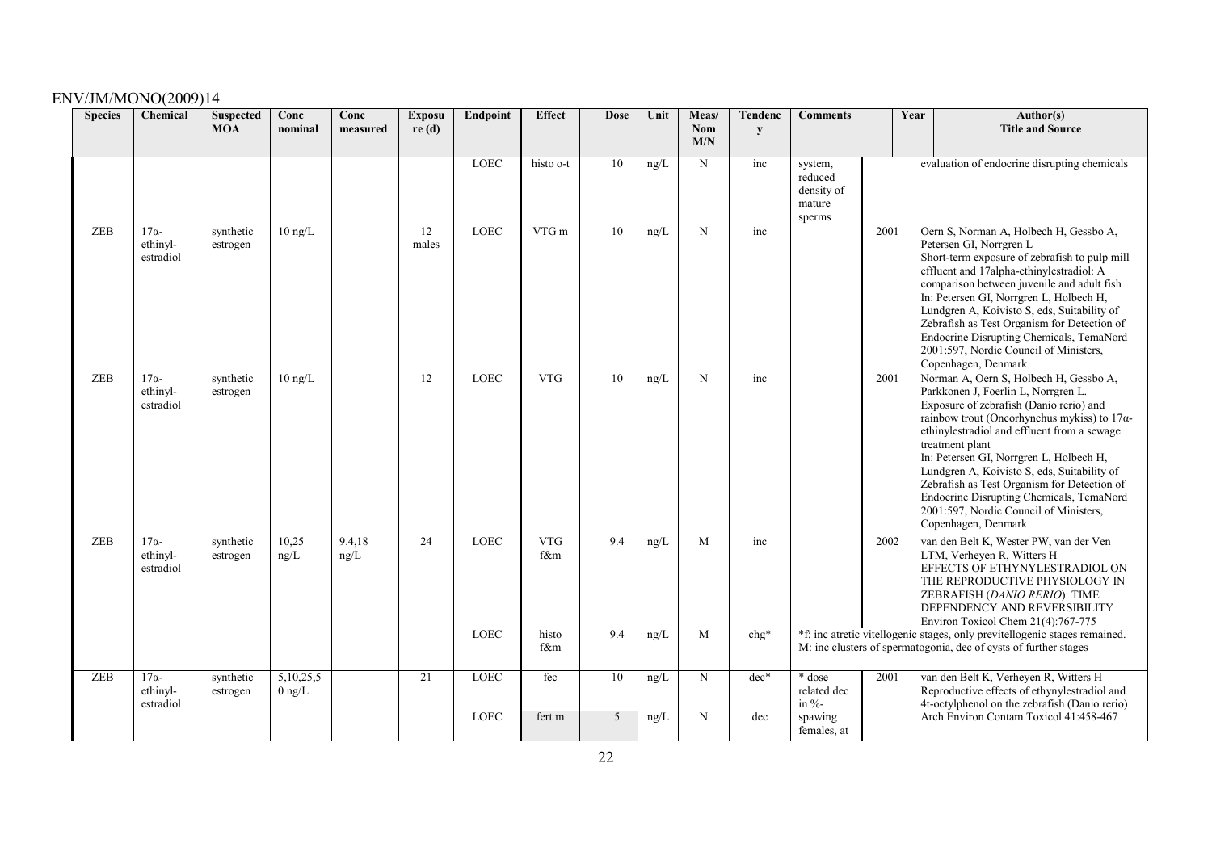| Species | Chemical | Suspected MOA | Conc nominal | Conc measured | Exposure (d) | Endpoint | Effect | Dose | Unit | Meas/ Nom M/N | Tendency | Comments | Year | Author(s) Title and Source |
|---|---|---|---|---|---|---|---|---|---|---|---|---|---|---|
| | | | | | | LOEC | histo o-t | 10 | ng/L | N | inc | system, reduced density of mature sperms | | evaluation of endocrine disrupting chemicals |
| ZEB | 17α-ethinyl-estradiol | synthetic estrogen | 10 ng/L | | 12 males | LOEC | VTG m | 10 | ng/L | N | inc | | 2001 | Oern S, Norman A, Holbech H, Gessbo A, Petersen GI, Norrgren L<br>Short-term exposure of zebrafish to pulp mill effluent and 17alpha-ethinylestradiol: A comparison between juvenile and adult fish<br>In: Petersen GI, Norrgren L, Holbech H, Lundgren A, Koivisto S, eds, Suitability of Zebrafish as Test Organism for Detection of Endocrine Disrupting Chemicals, TemaNord 2001:597, Nordic Council of Ministers, Copenhagen, Denmark |
| ZEB | 17α-ethinyl-estradiol | synthetic estrogen | 10 ng/L | | 12 | LOEC | VTG | 10 | ng/L | N | inc | | 2001 | Norman A, Oern S, Holbech H, Gessbo A, Parkkonen J, Foerlin L, Norrgren L.<br>Exposure of zebrafish (Danio rerio) and rainbow trout (Oncorhynchus mykiss) to 17α-ethinylestradiol and effluent from a sewage treatment plant<br>In: Petersen GI, Norrgren L, Holbech H, Lundgren A, Koivisto S, eds, Suitability of Zebrafish as Test Organism for Detection of Endocrine Disrupting Chemicals, TemaNord 2001:597, Nordic Council of Ministers, Copenhagen, Denmark |
| ZEB | 17α-ethinyl-estradiol | synthetic estrogen | 10,25 ng/L | 9.4,18 ng/L | 24 | LOEC | VTG f&m | 9.4 | ng/L | M | inc | | 2002 | van den Belt K, Wester PW, van der Ven LTM, Verheyen R, Witters H<br>EFFECTS OF ETHYNYLESTRADIOL ON THE REPRODUCTIVE PHYSIOLOGY IN ZEBRAFISH (*DANIO RERIO*): TIME DEPENDENCY AND REVERSIBILITY<br>Environ Toxicol Chem 21(4):767-775 |
| | | | | | | LOEC | histo f&m | 9.4 | ng/L | M | chg* | *f: inc atretic vitellogenic stages, only previtellogenic stages remained. M: inc clusters of spermatogonia, dec of cysts of further stages | | |
| ZEB | 17α-ethinyl-estradiol | synthetic estrogen | 5,10,25,50 ng/L | | 21 | LOEC | fec | 10 | ng/L | N | dec* | * dose related dec in %-spawing females, at | 2001 | van den Belt K, Verheyen R, Witters H<br>Reproductive effects of ethynylestradiol and 4t-octylphenol on the zebrafish (Danio rerio)<br>Arch Environ Contam Toxicol 41:458-467 |
| | | | | | | LOEC | fert m | 5 | ng/L | N | dec | | | |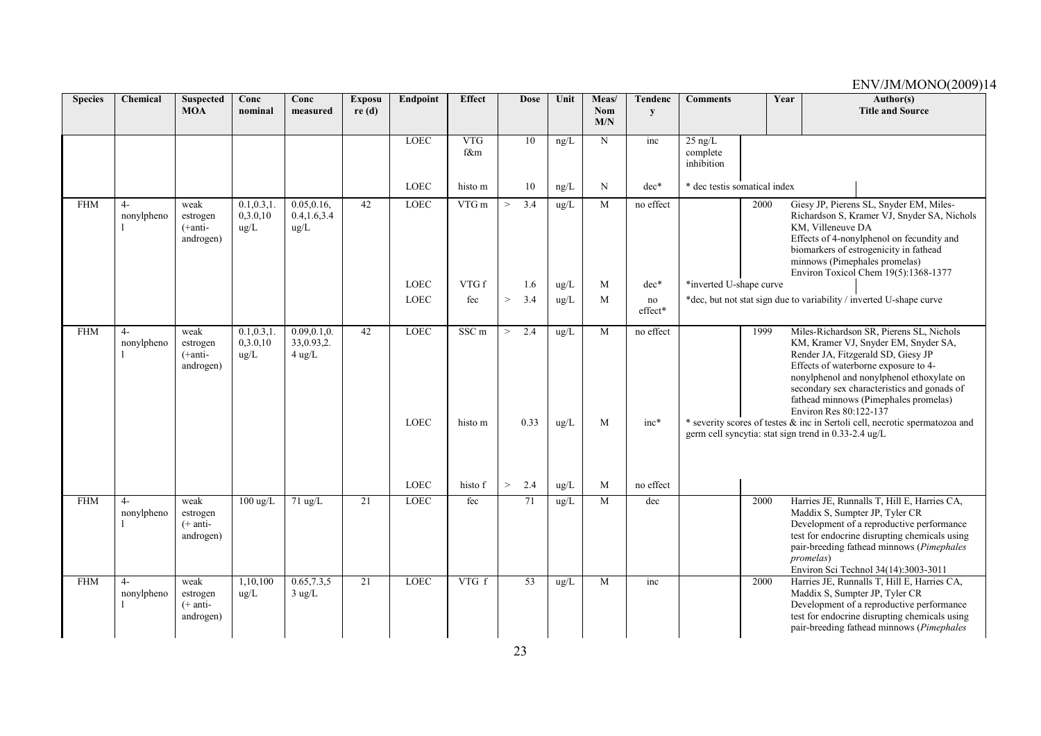| Species | Chemical | Suspected MOA | Conc nominal | Conc measured | Exposure (d) | Endpoint | Effect | Dose | Unit | Meas/ Nom M/N | Tendency | Comments | Year | Author(s) Title and Source |
|---|---|---|---|---|---|---|---|---|---|---|---|---|---|---|
| | | | | | | LOEC | VTG f&m | 10 | ng/L | N | inc | 25 ng/L complete inhibition | | |
| | | | | | | LOEC | histo m | 10 | ng/L | N | dec* | * dec testis somatical index | | |
| FHM | 4-nonylphenol | weak estrogen (+anti-androgen) | 0.1,0.3,1.0,3.0,10 ug/L | 0.05,0.16,0.4,1.6,3.4 ug/L | 42 | LOEC | VTG m | > 3.4 | ug/L | M | no effect | | 2000 | Giesy JP, Pierens SL, Snyder EM, Miles-Richardson S, Kramer VJ, Snyder SA, Nichols KM, Villeneuve DA<br>Effects of 4-nonylphenol on fecundity and biomarkers of estrogenicity in fathead minnows (Pimephales promelas)<br>Environ Toxicol Chem 19(5):1368-1377 |
| | | | | | | LOEC | VTG f | 1.6 | ug/L | M | dec* | *inverted U-shape curve | | |
| | | | | | | LOEC | fec | > 3.4 | ug/L | M | no effect* | *dec, but not stat sign due to variability / inverted U-shape curve | | |
| FHM | 4-nonylphenol | weak estrogen (+anti-androgen) | 0.1,0.3,1.0,3.0,10 ug/L | 0.09,0.1,0.33,0.93,2.4 ug/L | 42 | LOEC | SSC m | > 2.4 | ug/L | M | no effect | | 1999 | Miles-Richardson SR, Pierens SL, Nichols KM, Kramer VJ, Snyder EM, Snyder SA, Render JA, Fitzgerald SD, Giesy JP<br>Effects of waterborne exposure to 4-nonylphenol and nonylphenol ethoxylate on secondary sex characteristics and gonads of fathead minnows (Pimephales promelas)<br>Environ Res 80:122-137 |
| | | | | | | LOEC | histo m | 0.33 | ug/L | M | inc* | * severity scores of testes & inc in Sertoli cell, necrotic spermatozoa and germ cell syncytia: stat sign trend in 0.33-2.4 ug/L | | |
| | | | | | | LOEC | histo f | > 2.4 | ug/L | M | no effect | | | |
| FHM | 4-nonylphenol | weak estrogen (+ anti-androgen) | 100 ug/L | 71 ug/L | 21 | LOEC | fec | 71 | ug/L | M | dec | | 2000 | Harries JE, Runnalls T, Hill E, Harries CA, Maddix S, Sumpter JP, Tyler CR<br>Development of a reproductive performance test for endocrine disrupting chemicals using pair-breeding fathead minnows (*Pimephales promelas*)<br>Environ Sci Technol 34(14):3003-3011 |
| FHM | 4-nonylphenol | weak estrogen (+ anti-androgen) | 1,10,100 ug/L | 0.65,7.3,53 ug/L | 21 | LOEC | VTG f | 53 | ug/L | M | inc | | 2000 | Harries JE, Runnalls T, Hill E, Harries CA, Maddix S, Sumpter JP, Tyler CR<br>Development of a reproductive performance test for endocrine disrupting chemicals using pair-breeding fathead minnows (*Pimephales* |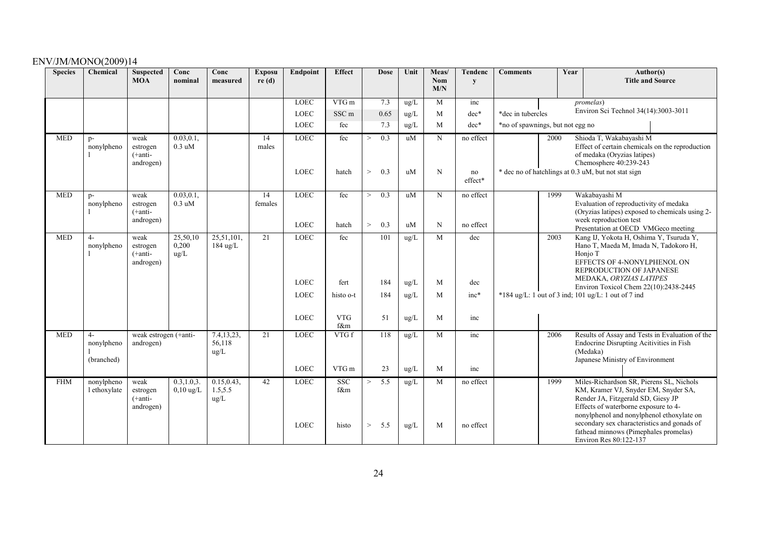| Species | Chemical | Suspected MOA | Conc nominal | Conc measured | Exposure (d) | Endpoint | Effect | Dose | Unit | Meas/ Nom M/N | Tendency | Comments | Year | Author(s) Title and Source |
|---|---|---|---|---|---|---|---|---|---|---|---|---|---|---|
| | | | | | | LOEC | VTG m | 7.3 | ug/L | M | inc | | | *promelas*) |
| | | | | | | LOEC | SSC m | 0.65 | ug/L | M | dec* | *dec in tubercles | | Environ Sci Technol 34(14):3003-3011 |
| | | | | | | LOEC | fec | 7.3 | ug/L | M | dec* | *no of spawnings, but not egg no | | |
| MED | p-nonylphenol | weak estrogen (+anti-androgen) | 0.03,0.1, 0.3 uM | | 14 males | LOEC | fec | > 0.3 | uM | N | no effect | | 2000 | Shioda T, Wakabayashi M Effect of certain chemicals on the reproduction of medaka (Oryzias latipes) Chemosphere 40:239-243 |
| | | | | | | LOEC | hatch | > 0.3 | uM | N | no effect* | * dec no of hatchlings at 0.3 uM, but not stat sign | | |
| MED | p-nonylphenol | weak estrogen (+anti-androgen) | 0.03,0.1, 0.3 uM | | 14 females | LOEC | fec | > 0.3 | uM | N | no effect | | 1999 | Wakabayashi M Evaluation of reproductivity of medaka (Oryzias latipes) exposed to chemicals using 2-week reproduction test Presentation at OECD VMGeco meeting |
| | | | | | | LOEC | hatch | > 0.3 | uM | N | no effect | | | |
| MED | 4-nonylphenol | weak estrogen (+anti-androgen) | 25,50,100,200 ug/L | 25,51,101, 184 ug/L | 21 | LOEC | fec | 101 | ug/L | M | dec | | 2003 | Kang IJ, Yokota H, Oshima Y, Tsuruda Y, Hano T, Maeda M, Imada N, Tadokoro H, Honjo T EFFECTS OF 4-NONYLPHENOL ON REPRODUCTION OF JAPANESE MEDAKA, *ORYZIAS LATIPES* Environ Toxicol Chem 22(10):2438-2445 |
| | | | | | | LOEC | fert | 184 | ug/L | M | dec | | | |
| | | | | | | LOEC | histo o-t | 184 | ug/L | M | inc* | *184 ug/L: 1 out of 3 ind; 101 ug/L: 1 out of 7 ind | | |
| | | | | | | LOEC | VTG f&m | 51 | ug/L | M | inc | | | |
| MED | 4-nonylphenol (branched) | weak estrogen (+anti-androgen) | | 7.4,13,23, 56,118 ug/L | 21 | LOEC | VTG f | 118 | ug/L | M | inc | | 2006 | Results of Assay and Tests in Evaluation of the Endocrine Disrupting Acitivities in Fish (Medaka) Japanese Ministry of Environment |
| | | | | | | LOEC | VTG m | 23 | ug/L | M | inc | | | |
| FHM | nonylphenol ethoxylate | weak estrogen (+anti-androgen) | 0.3,1.0,3.0,10 ug/L | 0.15,0.43, 1.5,5.5 ug/L | 42 | LOEC | SSC f&m | > 5.5 | ug/L | M | no effect | | 1999 | Miles-Richardson SR, Pierens SL, Nichols KM, Kramer VJ, Snyder EM, Snyder SA, Render JA, Fitzgerald SD, Giesy JP Effects of waterborne exposure to 4-nonylphenol and nonylphenol ethoxylate on secondary sex characteristics and gonads of fathead minnows (Pimephales promelas) Environ Res 80:122-137 |
| | | | | | | LOEC | histo | > 5.5 | ug/L | M | no effect | | | |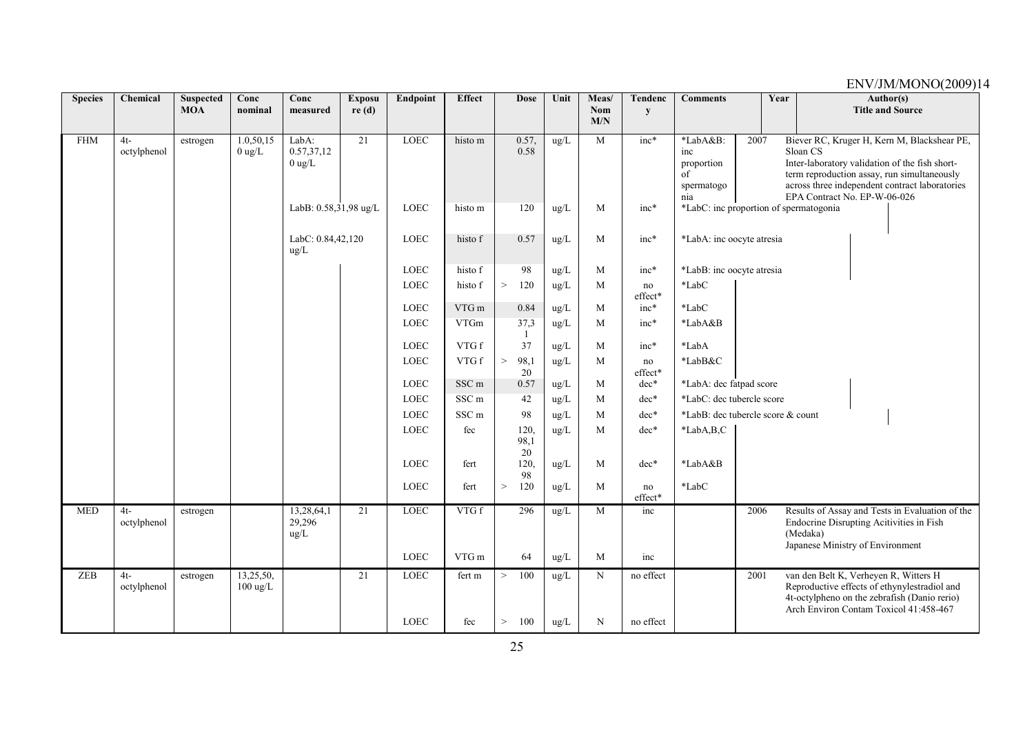| Species | Chemical | Suspected MOA | Conc nominal | Conc measured | Exposure (d) | Endpoint | Effect | Dose | Unit | Meas/ Nom M/N | Tendency | Comments | Year | Author(s) Title and Source |
|---|---|---|---|---|---|---|---|---|---|---|---|---|---|---|
| FHM | 4t-octylphenol | estrogen | 1.0,50,150 ug/L | LabA: 0.57,37,120 ug/L | 21 | LOEC | histo m | 0.57, 0.58 | ug/L | M | inc* | *LabA&B: inc proportion of spermatogonia | 2007 | Biever RC, Kruger H, Kern M, Blackshear PE, Sloan CS Inter-laboratory validation of the fish short-term reproduction assay, run simultaneously across three independent contract laboratories EPA Contract No. EP-W-06-026 |
| | | | | LabB: 0.58,31,98 ug/L | | LOEC | histo m | 120 | ug/L | M | inc* | *LabC: inc proportion of spermatogonia | | |
| | | | | LabC: 0.84,42,120 ug/L | | LOEC | histo f | 0.57 | ug/L | M | inc* | *LabA: inc oocyte atresia | | |
| | | | | | | LOEC | histo f | 98 | ug/L | M | inc* | *LabB: inc oocyte atresia | | |
| | | | | | | LOEC | histo f | > 120 | ug/L | M | no effect* | *LabC | | |
| | | | | | | LOEC | VTG m | 0.84 | ug/L | M | inc* | *LabC | | |
| | | | | | | LOEC | VTGm | 37,31 | ug/L | M | inc* | *LabA&B | | |
| | | | | | | LOEC | VTG f | 37 | ug/L | M | inc* | *LabA | | |
| | | | | | | LOEC | VTG f | > 98,120 | ug/L | M | no effect* | *LabB&C | | |
| | | | | | | LOEC | SSC m | 0.57 | ug/L | M | dec* | *LabA: dec fatpad score | | |
| | | | | | | LOEC | SSC m | 42 | ug/L | M | dec* | *LabC: dec tubercle score | | |
| | | | | | | LOEC | SSC m | 98 | ug/L | M | dec* | *LabB: dec tubercle score & count | | |
| | | | | | | LOEC | fec | 120, 98,120 | ug/L | M | dec* | *LabA,B,C | | |
| | | | | | | LOEC | fert | 120, 98 | ug/L | M | dec* | *LabA&B | | |
| | | | | | | LOEC | fert | > 120 | ug/L | M | no effect* | *LabC | | |
| MED | 4t-octylphenol | estrogen | | 13,28,64,129,296 ug/L | 21 | LOEC | VTG f | 296 | ug/L | M | inc | | 2006 | Results of Assay and Tests in Evaluation of the Endocrine Disrupting Acitivities in Fish (Medaka) Japanese Ministry of Environment |
| | | | | | | LOEC | VTG m | 64 | ug/L | M | inc | | | |
| ZEB | 4t-octylphenol | estrogen | 13,25,50, 100 ug/L | | 21 | LOEC | fert m | > 100 | ug/L | N | no effect | | 2001 | van den Belt K, Verheyen R, Witters H Reproductive effects of ethynylestradiol and 4t-octylpheno on the zebrafish (Danio rerio) Arch Environ Contam Toxicol 41:458-467 |
| | | | | | | LOEC | fec | > 100 | ug/L | N | no effect | | | |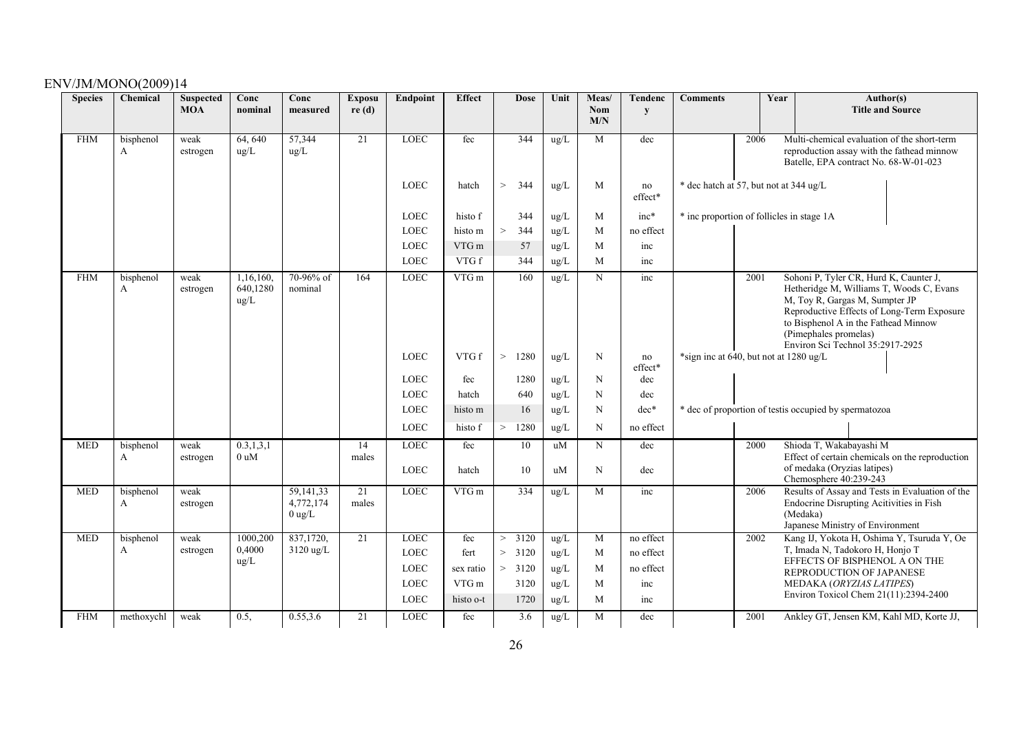| Species | Chemical | Suspected MOA | Conc nominal | Conc measured | Exposure (d) | Endpoint | Effect | Dose | Unit | Meas/ Nom M/N | Tendency | Comments | Year | Author(s) Title and Source |
|---|---|---|---|---|---|---|---|---|---|---|---|---|---|---|
| FHM | bisphenol A | weak estrogen | 64, 640 ug/L | 57,344 ug/L | 21 | LOEC | fec | 344 | ug/L | M | dec | | 2006 | Multi-chemical evaluation of the short-term reproduction assay with the fathead minnow Batelle, EPA contract No. 68-W-01-023 |
| | | | | | | LOEC | hatch | > 344 | ug/L | M | no effect* | * dec hatch at 57, but not at 344 ug/L | | |
| | | | | | | LOEC | histo f | 344 | ug/L | M | inc* | * inc proportion of follicles in stage 1A | | |
| | | | | | | LOEC | histo m | > 344 | ug/L | M | no effect | | | |
| | | | | | | LOEC | VTG m | 57 | ug/L | M | inc | | | |
| | | | | | | LOEC | VTG f | 344 | ug/L | M | inc | | | |
| FHM | bisphenol A | weak estrogen | 1,16,160, 640,1280 ug/L | 70-96% of nominal | 164 | LOEC | VTG m | 160 | ug/L | N | inc | | 2001 | Sohoni P, Tyler CR, Hurd K, Caunter J, Hetheridge M, Williams T, Woods C, Evans M, Toy R, Gargas M, Sumpter JP Reproductive Effects of Long-Term Exposure to Bisphenol A in the Fathead Minnow (Pimephales promelas) Environ Sci Technol 35:2917-2925 |
| | | | | | | LOEC | VTG f | > 1280 | ug/L | N | no effect* | *sign inc at 640, but not at 1280 ug/L | | |
| | | | | | | LOEC | fec | 1280 | ug/L | N | dec | | | |
| | | | | | | LOEC | hatch | 640 | ug/L | N | dec | | | |
| | | | | | | LOEC | histo m | 16 | ug/L | N | dec* | * dec of proportion of testis occupied by spermatozoa | | |
| | | | | | | LOEC | histo f | > 1280 | ug/L | N | no effect | | | |
| MED | bisphenol A | weak estrogen | 0.3,1,3,10 uM | | 14 males | LOEC | fec | 10 | uM | N | dec | | 2000 | Shioda T, Wakabayashi M Effect of certain chemicals on the reproduction of medaka (Oryzias latipes) Chemosphere 40:239-243 |
| | | | | | | LOEC | hatch | 10 | uM | N | dec | | | |
| MED | bisphenol A | weak estrogen | | 59,141,33 4,772,174 0 ug/L | 21 males | LOEC | VTG m | 334 | ug/L | M | inc | | 2006 | Results of Assay and Tests in Evaluation of the Endocrine Disrupting Acitivities in Fish (Medaka) Japanese Ministry of Environment |
| MED | bisphenol A | weak estrogen | 1000,200 0,4000 ug/L | 837,1720, 3120 ug/L | 21 | LOEC | fec | > 3120 | ug/L | M | no effect | | 2002 | Kang IJ, Yokota H, Oshima Y, Tsuruda Y, Oe T, Imada N, Tadokoro H, Honjo T EFFECTS OF BISPHENOL A ON THE REPRODUCTION OF JAPANESE MEDAKA (*ORYZIAS LATIPES*) Environ Toxicol Chem 21(11):2394-2400 |
| | | | | | | LOEC | fert | > 3120 | ug/L | M | no effect | | | |
| | | | | | | LOEC | sex ratio | > 3120 | ug/L | M | no effect | | | |
| | | | | | | LOEC | VTG m | 3120 | ug/L | M | inc | | | |
| | | | | | | LOEC | histo o-t | 1720 | ug/L | M | inc | | | |
| FHM | methoxychl | weak | 0.5, | 0.55,3.6 | 21 | LOEC | fec | 3.6 | ug/L | M | dec | | 2001 | Ankley GT, Jensen KM, Kahl MD, Korte JJ, |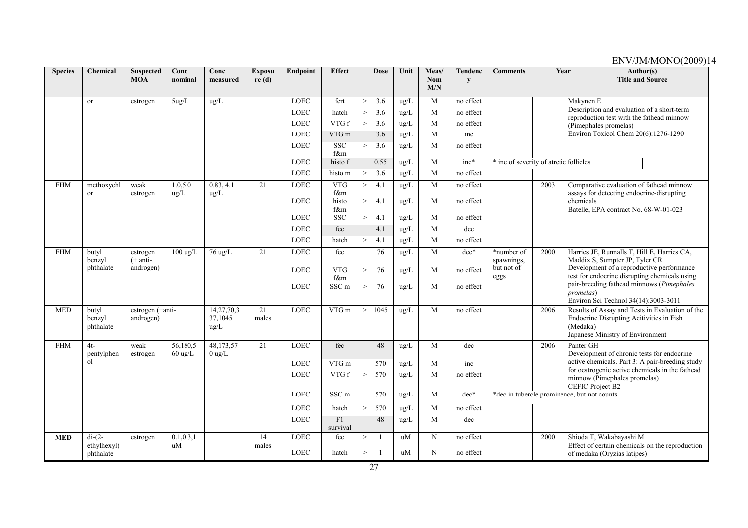| Species | Chemical | Suspected MOA | Conc nominal | Conc measured | Exposure (d) | Endpoint | Effect | Dose | Unit | Meas/ Nom M/N | Tendency | Comments | Year | Author(s) Title and Source |
|---|---|---|---|---|---|---|---|---|---|---|---|---|---|---|
| | or | estrogen | 5ug/L | ug/L | | LOEC | fert | > 3.6 | ug/L | M | no effect | | | Makynen E Description and evaluation of a short-term reproduction test with the fathead minnow (Pimephales promelas) Environ Toxicol Chem 20(6):1276-1290 |
| | | | | | | LOEC | hatch | > 3.6 | ug/L | M | no effect | | | |
| | | | | | | LOEC | VTG f | > 3.6 | ug/L | M | no effect | | | |
| | | | | | | LOEC | VTG m | 3.6 | ug/L | M | inc | | | |
| | | | | | | LOEC | SSC f&m | > 3.6 | ug/L | M | no effect | | | |
| | | | | | | LOEC | histo f | 0.55 | ug/L | M | inc* | * inc of severity of atretic follicles | | |
| | | | | | | LOEC | histo m | > 3.6 | ug/L | M | no effect | | | |
| FHM | methoxychlor | weak estrogen | 1.0,5.0 ug/L | 0.83, 4.1 ug/L | 21 | LOEC | VTG f&m | > 4.1 | ug/L | M | no effect | | 2003 | Comparative evaluation of fathead minnow assays for detecting endocrine-disrupting chemicals Batelle, EPA contract No. 68-W-01-023 |
| | | | | | | LOEC | histo f&m | > 4.1 | ug/L | M | no effect | | | |
| | | | | | | LOEC | SSC | > 4.1 | ug/L | M | no effect | | | |
| | | | | | | LOEC | fec | 4.1 | ug/L | M | dec | | | |
| | | | | | | LOEC | hatch | > 4.1 | ug/L | M | no effect | | | |
| FHM | butyl benzyl phthalate | estrogen (+ anti-androgen) | 100 ug/L | 76 ug/L | 21 | LOEC | fec | 76 | ug/L | M | dec* | *number of spawnings, but not of eggs | 2000 | Harries JE, Runnalls T, Hill E, Harries CA, Maddix S, Sumpter JP, Tyler CR Development of a reproductive performance test for endocrine disrupting chemicals using pair-breeding fathead minnows (*Pimephales promelas*) Environ Sci Technol 34(14):3003-3011 |
| | | | | | | LOEC | VTG f&m | > 76 | ug/L | M | no effect | | | |
| | | | | | | LOEC | SSC m | > 76 | ug/L | M | no effect | | | |
| MED | butyl benzyl phthalate | estrogen (+anti-androgen) | | 14,27,70,337,1045 ug/L | 21 males | LOEC | VTG m | > 1045 | ug/L | M | no effect | | 2006 | Results of Assay and Tests in Evaluation of the Endocrine Disrupting Acitivities in Fish (Medaka) Japanese Ministry of Environment |
| FHM | 4t-pentylphenol | weak estrogen | 56,180,560 ug/L | 48,173,570 ug/L | 21 | LOEC | fec | 48 | ug/L | M | dec | | 2006 | Panter GH Development of chronic tests for endocrine active chemicals. Part 3: A pair-breeding study for oestrogenic active chemicals in the fathead minnow (Pimephales promelas) CEFIC Project B2 |
| | | | | | | LOEC | VTG m | 570 | ug/L | M | inc | | | |
| | | | | | | LOEC | VTG f | > 570 | ug/L | M | no effect | | | |
| | | | | | | LOEC | SSC m | 570 | ug/L | M | dec* | *dec in tubercle prominence, but not counts | | |
| | | | | | | LOEC | hatch | > 570 | ug/L | M | no effect | | | |
| | | | | | | LOEC | F1 survival | 48 | ug/L | M | dec | | | |
| **MED** | di-(2-ethylhexyl) phthalate | estrogen | 0.1,0.3,1 uM | | 14 males | LOEC | fec | > 1 | uM | N | no effect | | 2000 | Shioda T, Wakabayashi M Effect of certain chemicals on the reproduction of medaka (Oryzias latipes) |
| | | | | | | LOEC | hatch | > 1 | uM | N | no effect | | | |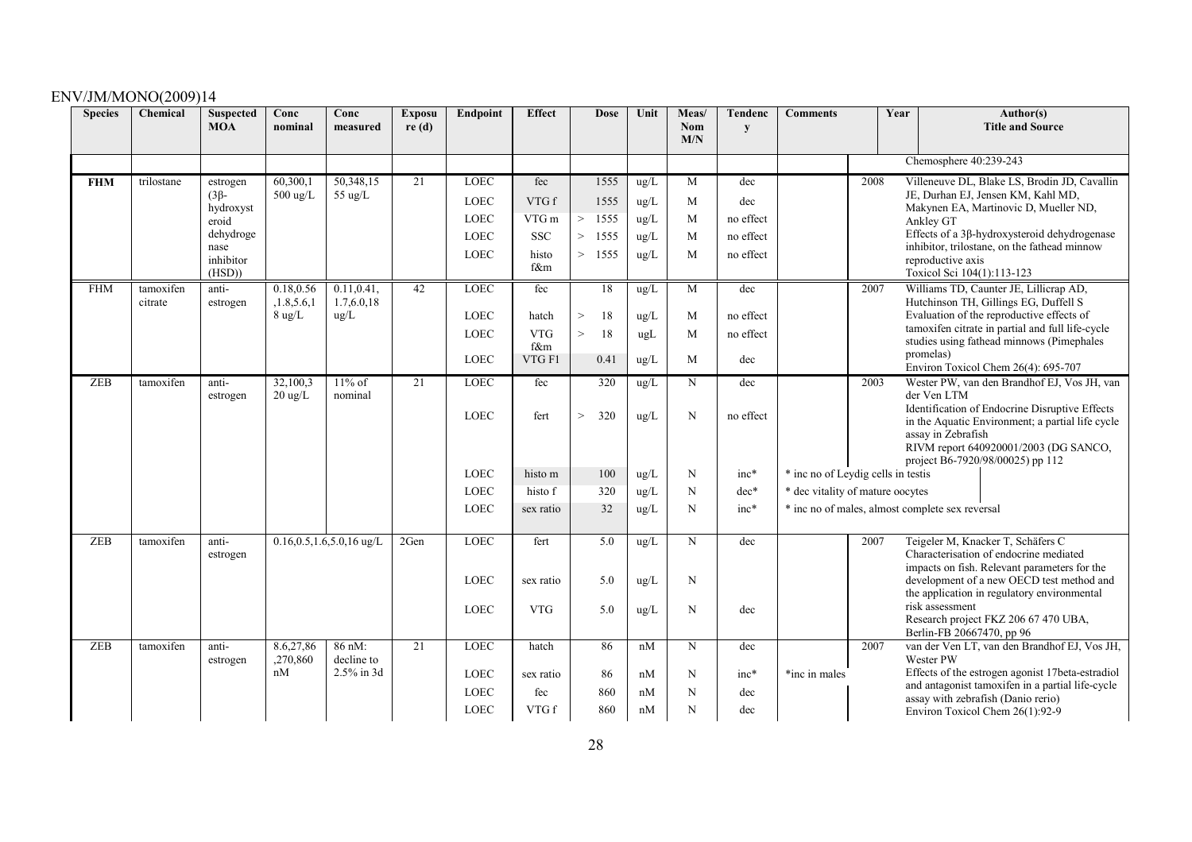| Species | Chemical | Suspected MOA | Conc nominal | Conc measured | Exposure (d) | Endpoint | Effect | Dose | Unit | Meas/ Nom M/N | Tendency | Comments | Year | Author(s) Title and Source |
|---|---|---|---|---|---|---|---|---|---|---|---|---|---|---|
| | | | | | | | | | | | | | | Chemosphere 40:239-243 |
| **FHM** | trilostane | estrogen (3β-hydroxysteroid dehydrogenase inhibitor (HSD)) | 60,300,1500 ug/L | 50,348,1555 ug/L | 21 | LOEC | fec | 1555 | ug/L | M | dec | | 2008 | Villeneuve DL, Blake LS, Brodin JD, Cavallin JE, Durhan EJ, Jensen KM, Kahl MD, Makynen EA, Martinovic D, Mueller ND, Ankley GT Effects of a 3β-hydroxysteroid dehydrogenase inhibitor, trilostane, on the fathead minnow reproductive axis Toxicol Sci 104(1):113-123 |
| | | | | | | LOEC | VTG f | 1555 | ug/L | M | dec | | | |
| | | | | | | LOEC | VTG m | > 1555 | ug/L | M | no effect | | | |
| | | | | | | LOEC | SSC | > 1555 | ug/L | M | no effect | | | |
| | | | | | | LOEC | histo f&m | > 1555 | ug/L | M | no effect | | | |
| FHM | tamoxifen citrate | anti-estrogen | 0.18,0.56,1.8,5.6,18 ug/L | 0.11,0.41,1.7,6.0,18 ug/L | 42 | LOEC | fec | 18 | ug/L | M | dec | | 2007 | Williams TD, Caunter JE, Lillicrap AD, Hutchinson TH, Gillings EG, Duffell S Evaluation of the reproductive effects of tamoxifen citrate in partial and full life-cycle studies using fathead minnows (Pimephales promelas) Environ Toxicol Chem 26(4): 695-707 |
| | | | | | | LOEC | hatch | > 18 | ug/L | M | no effect | | | |
| | | | | | | LOEC | VTG f&m | > 18 | ugL | M | no effect | | | |
| | | | | | | LOEC | VTG F1 | 0.41 | ug/L | M | dec | | | |
| ZEB | tamoxifen | anti-estrogen | 32,100,320 ug/L | 11% of nominal | 21 | LOEC | fec | 320 | ug/L | N | dec | | 2003 | Wester PW, van den Brandhof EJ, Vos JH, van der Ven LTM Identification of Endocrine Disruptive Effects in the Aquatic Environment; a partial life cycle assay in Zebrafish RIVM report 640920001/2003 (DG SANCO, project B6-7920/98/00025) pp 112 |
| | | | | | | LOEC | fert | > 320 | ug/L | N | no effect | | | |
| | | | | | | LOEC | histo m | 100 | ug/L | N | inc* | * inc no of Leydig cells in testis | | |
| | | | | | | LOEC | histo f | 320 | ug/L | N | dec* | * dec vitality of mature oocytes | | |
| | | | | | | LOEC | sex ratio | 32 | ug/L | N | inc* | * inc no of males, almost complete sex reversal | | |
| ZEB | tamoxifen | anti-estrogen | 0.16,0.5,1.6,5.0,16 ug/L | | 2Gen | LOEC | fert | 5.0 | ug/L | N | dec | | 2007 | Teigeler M, Knacker T, Schäfers C Characterisation of endocrine mediated impacts on fish. Relevant parameters for the development of a new OECD test method and the application in regulatory environmental risk assessment Research project FKZ 206 67 470 UBA, Berlin-FB 20667470, pp 96 |
| | | | | | | LOEC | sex ratio | 5.0 | ug/L | N | | | | |
| | | | | | | LOEC | VTG | 5.0 | ug/L | N | dec | | | |
| ZEB | tamoxifen | anti-estrogen | 8.6,27,86,270,860 nM | 86 nM: decline to 2.5% in 3d | 21 | LOEC | hatch | 86 | nM | N | dec | | 2007 | van der Ven LT, van den Brandhof EJ, Vos JH, Wester PW Effects of the estrogen agonist 17beta-estradiol and antagonist tamoxifen in a partial life-cycle assay with zebrafish (Danio rerio) Environ Toxicol Chem 26(1):92-9 |
| | | | | | | LOEC | sex ratio | 86 | nM | N | inc* | *inc in males | | |
| | | | | | | LOEC | fec | 860 | nM | N | dec | | | |
| | | | | | | LOEC | VTG f | 860 | nM | N | dec | | | |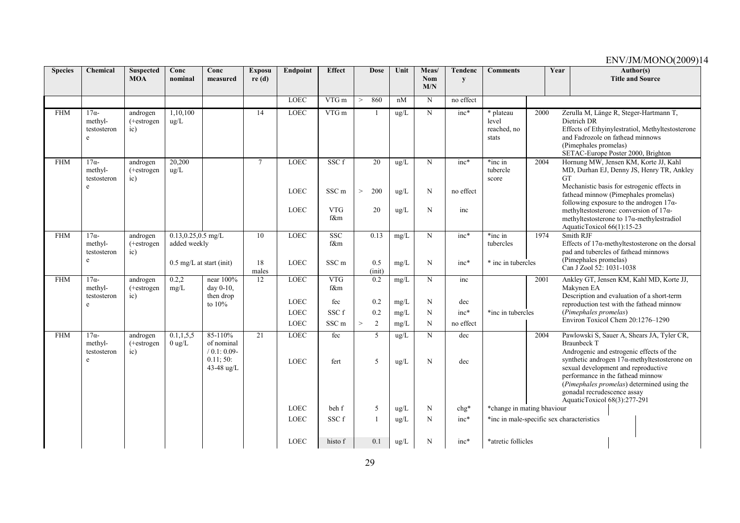| Species | Chemical | Suspected MOA | Conc nominal | Conc measured | Exposure (d) | Endpoint | Effect | Dose | Unit | Meas/ Nom M/N | Tendency | Comments | Year | Author(s) Title and Source |
|---|---|---|---|---|---|---|---|---|---|---|---|---|---|---|
| | | | | | | LOEC | VTG m | > 860 | nM | N | no effect | | | |
| FHM | 17α-methyl-testosterone | androgen (+estrogenic) | 1,10,100 ug/L | | 14 | LOEC | VTG m | 1 | ug/L | N | inc* | * plateau level reached, no stats | 2000 | Zerulla M, Länge R, Steger-Hartmann T, Dietrich DR<br>Effects of Ethyinylestratiol, Methyltestosterone and Fadrozole on fathead minnows (Pimephales promelas)<br>SETAC-Europe Poster 2000, Brighton |
| FHM | 17α-methyl-testosterone | androgen (+estrogenic) | 20,200 ug/L | | 7 | LOEC | SSC f | 20 | ug/L | N | inc* | *inc in tubercle score | 2004 | Hornung MW, Jensen KM, Korte JJ, Kahl MD, Durhan EJ, Denny JS, Henry TR, Ankley GT<br>Mechanistic basis for estrogenic effects in fathead minnow (Pimephales promelas) following exposure to the androgen 17α-methyltestosterone: conversion of 17α-methyltestosterone to 17α-methylestradiol<br>AquaticToxicol 66(1):15-23 |
| | | | | | | LOEC | SSC m | > 200 | ug/L | N | no effect | | | |
| | | | | | | LOEC | VTG f&m | 20 | ug/L | N | inc | | | |
| FHM | 17α-methyl-testosterone | androgen (+estrogenic) | 0.13,0.25,0.5 mg/L added weekly | | 10 | LOEC | SSC f&m | 0.13 | mg/L | N | inc* | *inc in tubercles | 1974 | Smith RJF<br>Effects of 17α-methyltestosterone on the dorsal pad and tubercles of fathead minnows (Pimephales promelas)<br>Can J Zool 52: 1031-1038 |
| | | | 0.5 mg/L at start (init) | | 18 males | LOEC | SSC m | 0.5 (init) | mg/L | N | inc* | * inc in tubercles | | |
| FHM | 17α-methyl-testosterone | androgen (+estrogenic) | 0.2,2 mg/L | near 100% day 0-10, then drop to 10% | 12 | LOEC | VTG f&m | 0.2 | mg/L | N | inc | | 2001 | Ankley GT, Jensen KM, Kahl MD, Korte JJ, Makynen EA<br>Description and evaluation of a short-term reproduction test with the fathead minnow (*Pimephales promelas*)<br>Environ Toxicol Chem 20:1276–1290 |
| | | | | | | LOEC | fec | 0.2 | mg/L | N | dec | | | |
| | | | | | | LOEC | SSC f | 0.2 | mg/L | N | inc* | *inc in tubercles | | |
| | | | | | | LOEC | SSC m | > 2 | mg/L | N | no effect | | | |
| FHM | 17α-methyl-testosterone | androgen (+estrogenic) | 0.1,1,5,50 ug/L | 85-110% of nominal / 0.1: 0.09-0.11; 50: 43-48 ug/L | 21 | LOEC | fec | 5 | ug/L | N | dec | | 2004 | Pawlowski S, Sauer A, Shears JA, Tyler CR, Braunbeck T<br>Androgenic and estrogenic effects of the synthetic androgen 17α-methyltestosterone on sexual development and reproductive performance in the fathead minnow (*Pimephales promelas*) determined using the gonadal recrudescence assay<br>AquaticToxicol 68(3):277-291 |
| | | | | | | LOEC | fert | 5 | ug/L | N | dec | | | |
| | | | | | | LOEC | beh f | 5 | ug/L | N | chg* | *change in mating bhaviour | | |
| | | | | | | LOEC | SSC f | 1 | ug/L | N | inc* | *inc in male-specific sex characteristics | | |
| | | | | | | LOEC | histo f | 0.1 | ug/L | N | inc* | *atretic follicles | | |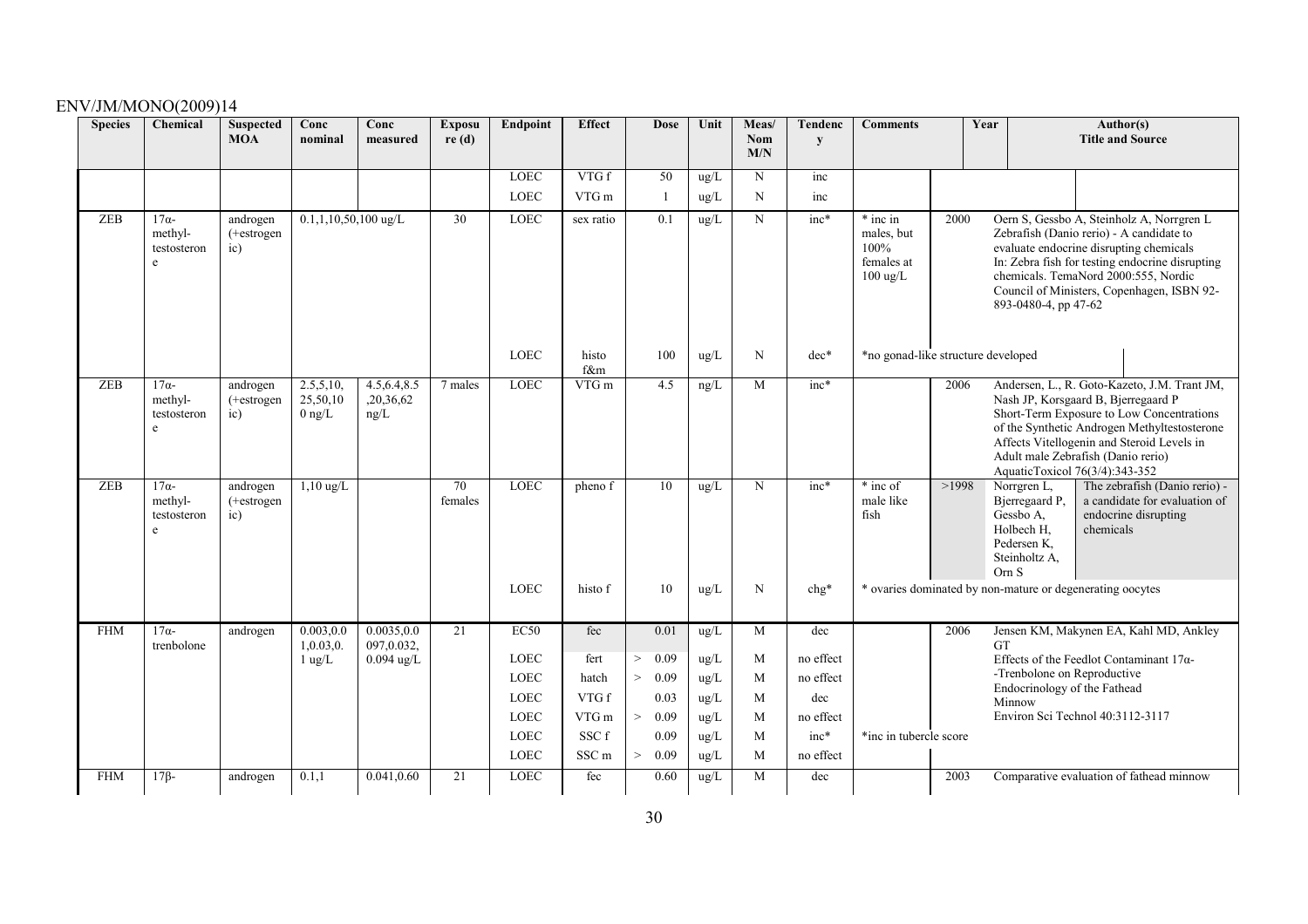| Species | Chemical | Suspected MOA | Conc nominal | Conc measured | Exposure (d) | Endpoint | Effect | Dose | Unit | Meas/ Nom M/N | Tendency | Comments | Year | Author(s) Title and Source |
|---|---|---|---|---|---|---|---|---|---|---|---|---|---|---|
| | | | | | | LOEC | VTG f | 50 | ug/L | N | inc | | | |
| | | | | | | LOEC | VTG m | 1 | ug/L | N | inc | | | |
| ZEB | 17α-methyl-testosterone | androgen (+estrogenic) | 0.1,1,10,50,100 ug/L | | 30 | LOEC | sex ratio | 0.1 | ug/L | N | inc* | * inc in males, but 100% females at 100 ug/L | 2000 | Oern S, Gessbo A, Steinholz A, Norrgren L Zebrafish (Danio rerio) - A candidate to evaluate endocrine disrupting chemicals In: Zebra fish for testing endocrine disrupting chemicals. TemaNord 2000:555, Nordic Council of Ministers, Copenhagen, ISBN 92-893-0480-4, pp 47-62 |
| | | | | | | LOEC | histo f&m | 100 | ug/L | N | dec* | *no gonad-like structure developed | | |
| ZEB | 17α-methyl-testosterone | androgen (+estrogenic) | 2.5,5,10, 25,50,100 ng/L | 4.5,6.4,8.5 ,20,36,62 ng/L | 7 males | LOEC | VTG m | 4.5 | ng/L | M | inc* | | 2006 | Andersen, L., R. Goto-Kazeto, J.M. Trant JM, Nash JP, Korsgaard B, Bjerregaard P Short-Term Exposure to Low Concentrations of the Synthetic Androgen Methyltestosterone Affects Vitellogenin and Steroid Levels in Adult male Zebrafish (Danio rerio) AquaticToxicol 76(3/4):343-352 |
| ZEB | 17α-methyl-testosterone | androgen (+estrogenic) | 1,10 ug/L | | 70 females | LOEC | pheno f | 10 | ug/L | N | inc* | * inc of male like fish | >1998 | Norrgren L, Bjerregaard P, Gessbo A, Holbech H, Pedersen K, Steinholtz A, Orn S The zebrafish (Danio rerio) - a candidate for evaluation of endocrine disrupting chemicals |
| | | | | | | LOEC | histo f | 10 | ug/L | N | chg* | * ovaries dominated by non-mature or degenerating oocytes | | |
| FHM | 17α-trenbolone | androgen | 0.003,0.01,0.03,0.1 ug/L | 0.0035,0.0097,0.032, 0.094 ug/L | 21 | EC50 | fec | 0.01 | ug/L | M | dec | | 2006 | Jensen KM, Makynen EA, Kahl MD, Ankley GT Effects of the Feedlot Contaminant 17α-Trenbolone on Reproductive Endocrinology of the Fathead Minnow Environ Sci Technol 40:3112-3117 |
| | | | | | | LOEC | fert | > 0.09 | ug/L | M | no effect | | | |
| | | | | | | LOEC | hatch | > 0.09 | ug/L | M | no effect | | | |
| | | | | | | LOEC | VTG f | 0.03 | ug/L | M | dec | | | |
| | | | | | | LOEC | VTG m | > 0.09 | ug/L | M | no effect | | | |
| | | | | | | LOEC | SSC f | 0.09 | ug/L | M | inc* | *inc in tubercle score | | |
| | | | | | | LOEC | SSC m | > 0.09 | ug/L | M | no effect | | | |
| FHM | 17β- | androgen | 0.1,1 | 0.041,0.60 | 21 | LOEC | fec | 0.60 | ug/L | M | dec | | 2003 | Comparative evaluation of fathead minnow |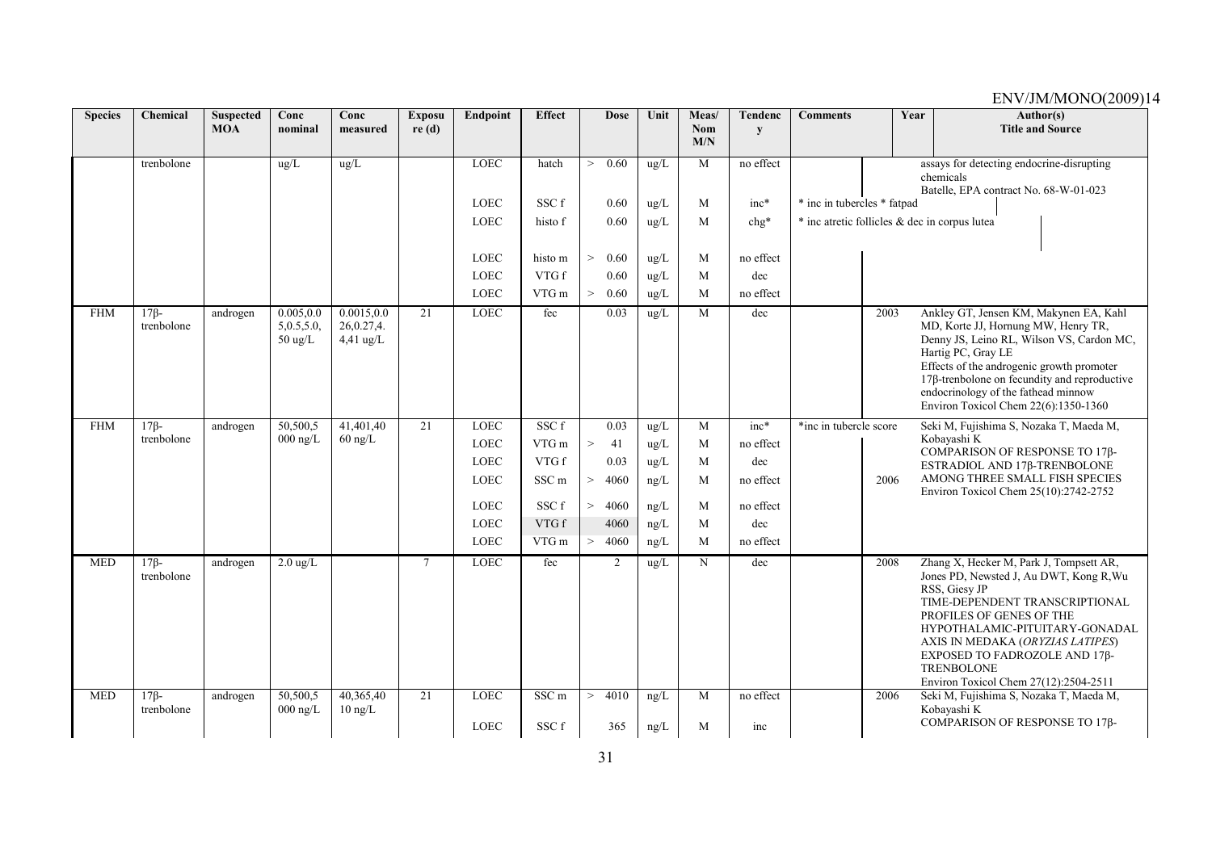| Species | Chemical | Suspected MOA | Conc nominal | Conc measured | Exposure (d) | Endpoint | Effect | Dose | Unit | Meas/ Nom M/N | Tendency | Comments | Year | Author(s) Title and Source |
|---|---|---|---|---|---|---|---|---|---|---|---|---|---|---|
| | trenbolone | | ug/L | ug/L | | LOEC | hatch | > 0.60 | ug/L | M | no effect | | | assays for detecting endocrine-disrupting chemicals Batelle, EPA contract No. 68-W-01-023 |
| | | | | | | LOEC | SSC f | 0.60 | ug/L | M | inc* | * inc in tubercles * fatpad | | |
| | | | | | | LOEC | histo f | 0.60 | ug/L | M | chg* | * inc atretic follicles & dec in corpus lutea | | |
| | | | | | | LOEC | histo m | > 0.60 | ug/L | M | no effect | | | |
| | | | | | | LOEC | VTG f | 0.60 | ug/L | M | dec | | | |
| | | | | | | LOEC | VTG m | > 0.60 | ug/L | M | no effect | | | |
| FHM | 17β-trenbolone | androgen | 0.005,0.05,0.5,5.0, 50 ug/L | 0.0015,0.026,0.27,4.4,41 ug/L | 21 | LOEC | fec | 0.03 | ug/L | M | dec | | 2003 | Ankley GT, Jensen KM, Makynen EA, Kahl MD, Korte JJ, Hornung MW, Henry TR, Denny JS, Leino RL, Wilson VS, Cardon MC, Hartig PC, Gray LE Effects of the androgenic growth promoter 17β-trenbolone on fecundity and reproductive endocrinology of the fathead minnow Environ Toxicol Chem 22(6):1350-1360 |
| FHM | 17β-trenbolone | androgen | 50,500,5000 ng/L | 41,401,4060 ng/L | 21 | LOEC | SSC f | 0.03 | ug/L | M | inc* | *inc in tubercle score | | Seki M, Fujishima S, Nozaka T, Maeda M, Kobayashi K COMPARISON OF RESPONSE TO 17β-ESTRADIOL AND 17β-TRENBOLONE AMONG THREE SMALL FISH SPECIES Environ Toxicol Chem 25(10):2742-2752 |
| | | | | | | LOEC | VTG m | > 41 | ug/L | M | no effect | | | |
| | | | | | | LOEC | VTG f | 0.03 | ug/L | M | dec | | | |
| | | | | | | LOEC | SSC m | > 4060 | ng/L | M | no effect | | 2006 | |
| | | | | | | LOEC | SSC f | > 4060 | ng/L | M | no effect | | | |
| | | | | | | LOEC | VTG f | 4060 | ng/L | M | dec | | | |
| | | | | | | LOEC | VTG m | > 4060 | ng/L | M | no effect | | | |
| MED | 17β-trenbolone | androgen | 2.0 ug/L | | 7 | LOEC | fec | 2 | ug/L | N | dec | | 2008 | Zhang X, Hecker M, Park J, Tompsett AR, Jones PD, Newsted J, Au DWT, Kong R,Wu RSS, Giesy JP TIME-DEPENDENT TRANSCRIPTIONAL PROFILES OF GENES OF THE HYPOTHALAMIC-PITUITARY-GONADAL AXIS IN MEDAKA (*ORYZIAS LATIPES*) EXPOSED TO FADROZOLE AND 17β-TRENBOLONE Environ Toxicol Chem 27(12):2504-2511 |
| MED | 17β-trenbolone | androgen | 50,500,5000 ng/L | 40,365,4010 ng/L | 21 | LOEC | SSC m | > 4010 | ng/L | M | no effect | | 2006 | Seki M, Fujishima S, Nozaka T, Maeda M, Kobayashi K COMPARISON OF RESPONSE TO 17β- |
| | | | | | | LOEC | SSC f | 365 | ng/L | M | inc | | | |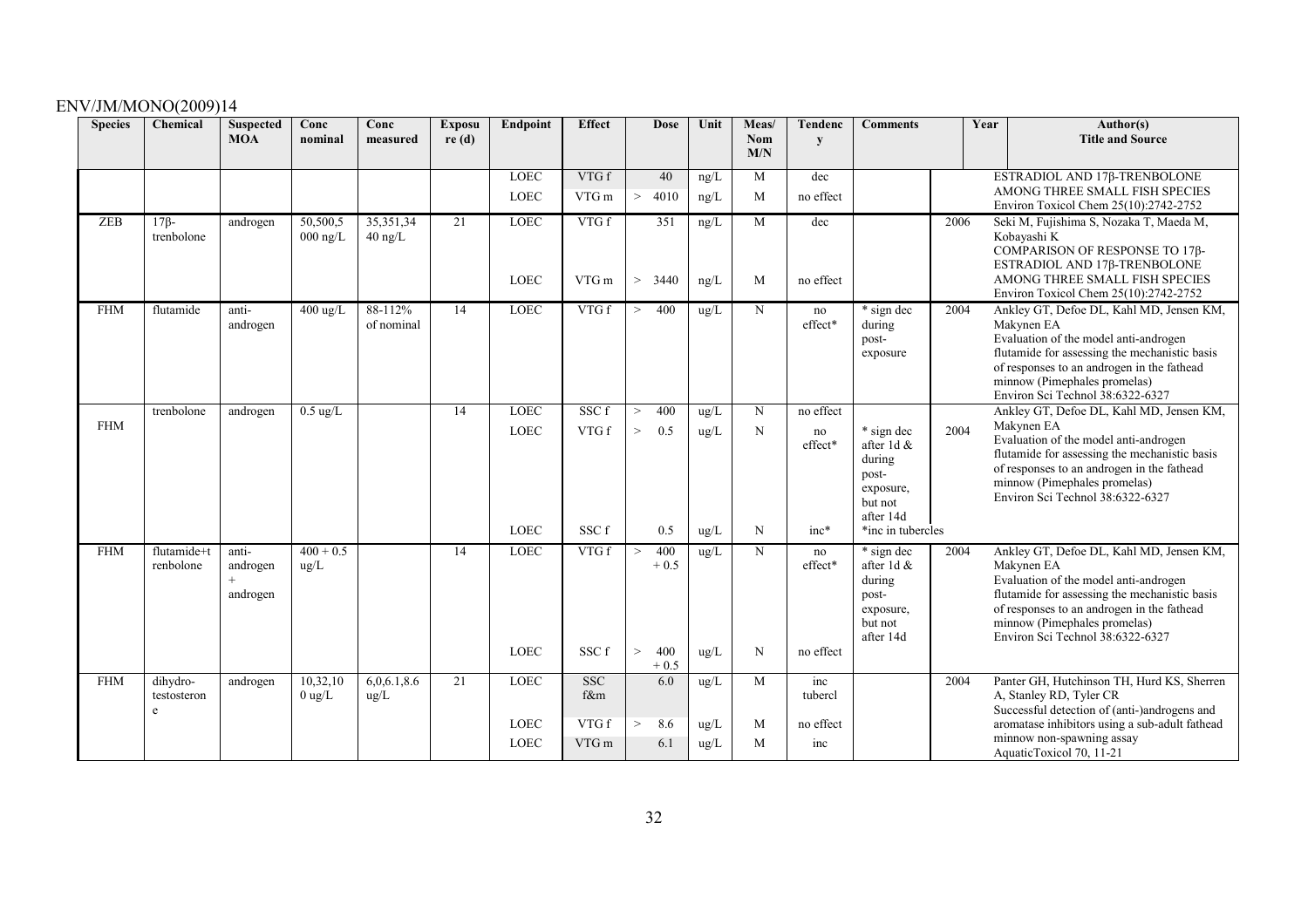| Species | Chemical | Suspected MOA | Conc nominal | Conc measured | Exposure (d) | Endpoint | Effect | Dose | Unit | Meas/ Nom M/N | Tendency | Comments | Year | Author(s) Title and Source |
|---|---|---|---|---|---|---|---|---|---|---|---|---|---|---|
| | | | | | | LOEC | VTG f | 40 | ng/L | M | dec | | | ESTRADIOL AND 17β-TRENBOLONE AMONG THREE SMALL FISH SPECIES Environ Toxicol Chem 25(10):2742-2752 |
| | | | | | | LOEC | VTG m | > 4010 | ng/L | M | no effect | | | |
| ZEB | 17β-trenbolone | androgen | 50,500,5 000 ng/L | 35,351,34 40 ng/L | 21 | LOEC | VTG f | 351 | ng/L | M | dec | | 2006 | Seki M, Fujishima S, Nozaka T, Maeda M, Kobayashi K COMPARISON OF RESPONSE TO 17β-ESTRADIOL AND 17β-TRENBOLONE AMONG THREE SMALL FISH SPECIES Environ Toxicol Chem 25(10):2742-2752 |
| | | | | | | LOEC | VTG m | > 3440 | ng/L | M | no effect | | | |
| FHM | flutamide | anti-androgen | 400 ug/L | 88-112% of nominal | 14 | LOEC | VTG f | > 400 | ug/L | N | no effect* | * sign dec during post-exposure | 2004 | Ankley GT, Defoe DL, Kahl MD, Jensen KM, Makynen EA Evaluation of the model anti-androgen flutamide for assessing the mechanistic basis of responses to an androgen in the fathead minnow (Pimephales promelas) Environ Sci Technol 38:6322-6327 |
| FHM | trenbolone | androgen | 0.5 ug/L | | 14 | LOEC | SSC f | > 400 | ug/L | N | no effect | | 2004 | Ankley GT, Defoe DL, Kahl MD, Jensen KM, Makynen EA Evaluation of the model anti-androgen flutamide for assessing the mechanistic basis of responses to an androgen in the fathead minnow (Pimephales promelas) Environ Sci Technol 38:6322-6327 |
| | | | | | | LOEC | VTG f | > 0.5 | ug/L | N | no effect* | * sign dec after 1d & during post-exposure, but not after 14d | | |
| | | | | | | LOEC | SSC f | 0.5 | ug/L | N | inc* | *inc in tubercles | | |
| FHM | flutamide+trenbolone | anti-androgen + androgen | 400 + 0.5 ug/L | | 14 | LOEC | VTG f | > 400 + 0.5 | ug/L | N | no effect* | * sign dec after 1d & during post-exposure, but not after 14d | 2004 | Ankley GT, Defoe DL, Kahl MD, Jensen KM, Makynen EA Evaluation of the model anti-androgen flutamide for assessing the mechanistic basis of responses to an androgen in the fathead minnow (Pimephales promelas) Environ Sci Technol 38:6322-6327 |
| | | | | | | LOEC | SSC f | > 400 + 0.5 | ug/L | N | no effect | | | |
| FHM | dihydro-testosterone | androgen | 10,32,10 0 ug/L | 6,0,6.1,8.6 ug/L | 21 | LOEC | SSC f&m | 6.0 | ug/L | M | inc tubercl | | 2004 | Panter GH, Hutchinson TH, Hurd KS, Sherren A, Stanley RD, Tyler CR Successful detection of (anti-)androgens and aromatase inhibitors using a sub-adult fathead minnow non-spawning assay AquaticToxicol 70, 11-21 |
| | | | | | | LOEC | VTG f | > 8.6 | ug/L | M | no effect | | | |
| | | | | | | LOEC | VTG m | 6.1 | ug/L | M | inc | | | |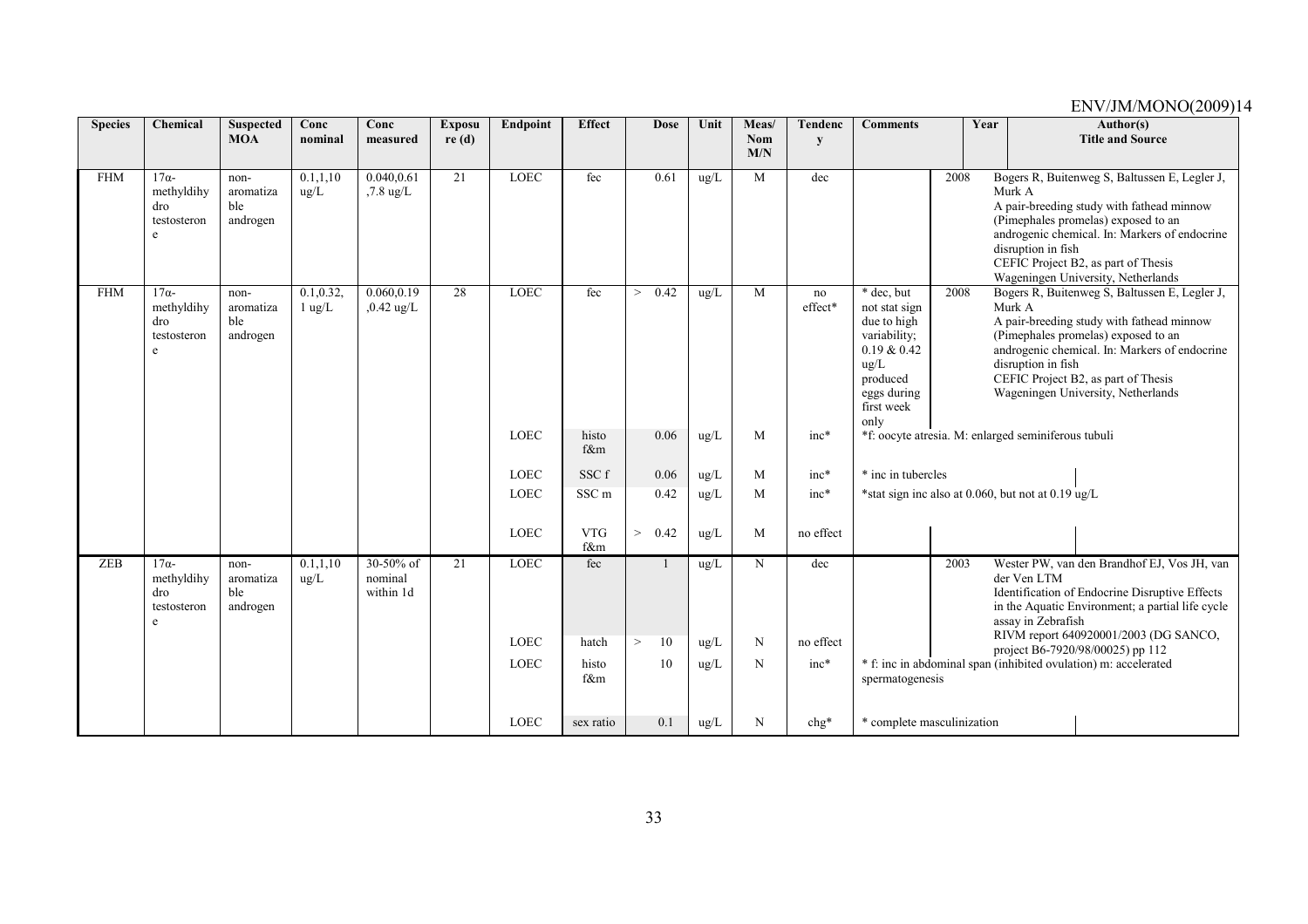| Species | Chemical | Suspected MOA | Conc nominal | Conc measured | Exposure (d) | Endpoint | Effect | Dose | Unit | Meas/ Nom M/N | Tendency | Comments | Year | Author(s) Title and Source |
|---|---|---|---|---|---|---|---|---|---|---|---|---|---|---|
| FHM | 17α-methyldihydrotestosterone | non-aromatizable androgen | 0.1,1,10 ug/L | 0.040,0.61 ,7.8 ug/L | 21 | LOEC | fec | 0.61 | ug/L | M | dec | | 2008 | Bogers R, Buitenweg S, Baltussen E, Legler J, Murk A A pair-breeding study with fathead minnow (Pimephales promelas) exposed to an androgenic chemical. In: Markers of endocrine disruption in fish CEFIC Project B2, as part of Thesis Wageningen University, Netherlands |
| FHM | 17α-methyldihydrotestosterone | non-aromatizable androgen | 0.1,0.32, 1 ug/L | 0.060,0.19 ,0.42 ug/L | 28 | LOEC | fec | > 0.42 | ug/L | M | no effect* | * dec, but not stat sign due to high variability; 0.19 & 0.42 ug/L produced eggs during first week only | 2008 | Bogers R, Buitenweg S, Baltussen E, Legler J, Murk A A pair-breeding study with fathead minnow (Pimephales promelas) exposed to an androgenic chemical. In: Markers of endocrine disruption in fish CEFIC Project B2, as part of Thesis Wageningen University, Netherlands |
| | | | | | | LOEC | histo f&m | 0.06 | ug/L | M | inc* | *f: oocyte atresia. M: enlarged seminiferous tubuli | | |
| | | | | | | LOEC | SSC f | 0.06 | ug/L | M | inc* | * inc in tubercles | | |
| | | | | | | LOEC | SSC m | 0.42 | ug/L | M | inc* | *stat sign inc also at 0.060, but not at 0.19 ug/L | | |
| | | | | | | LOEC | VTG f&m | > 0.42 | ug/L | M | no effect | | | |
| ZEB | 17α-methyldihydrotestosterone | non-aromatizable androgen | 0.1,1,10 ug/L | 30-50% of nominal within 1d | 21 | LOEC | fec | 1 | ug/L | N | dec | | 2003 | Wester PW, van den Brandhof EJ, Vos JH, van der Ven LTM Identification of Endocrine Disruptive Effects in the Aquatic Environment; a partial life cycle assay in Zebrafish RIVM report 640920001/2003 (DG SANCO, project B6-7920/98/00025) pp 112 |
| | | | | | | LOEC | hatch | > 10 | ug/L | N | no effect | | | |
| | | | | | | LOEC | histo f&m | 10 | ug/L | N | inc* | * f: inc in abdominal span (inhibited ovulation) m: accelerated spermatogenesis | | |
| | | | | | | LOEC | sex ratio | 0.1 | ug/L | N | chg* | * complete masculinization | | |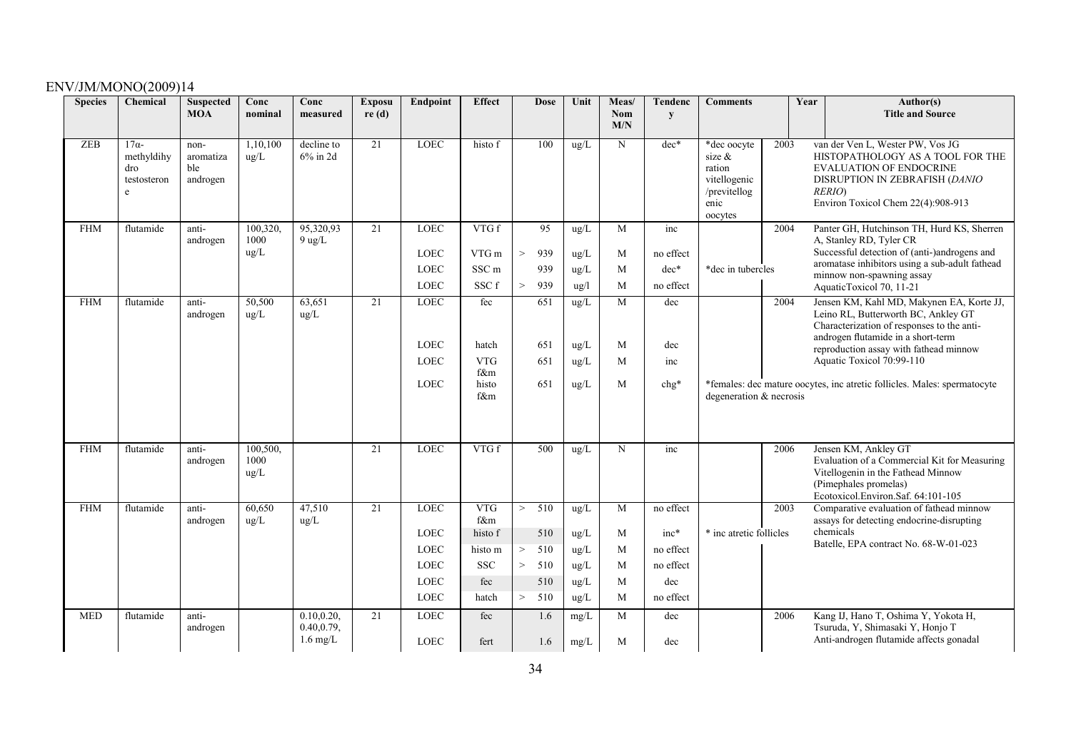| Species | Chemical | Suspected MOA | Conc nominal | Conc measured | Exposure (d) | Endpoint | Effect | Dose | Unit | Meas/ Nom M/N | Tendency | Comments | Year | Author(s) Title and Source |
|---|---|---|---|---|---|---|---|---|---|---|---|---|---|---|
| ZEB | 17α-methyldihydrotestosterone | non-aromatizable androgen | 1,10,100 ug/L | decline to 6% in 2d | 21 | LOEC | histo f | 100 | ug/L | N | dec* | *dec oocyte size & ration vitellogenic /previtellogenic oocytes | 2003 | van der Ven L, Wester PW, Vos JG HISTOPATHOLOGY AS A TOOL FOR THE EVALUATION OF ENDOCRINE DISRUPTION IN ZEBRAFISH (*DANIO RERIO*) Environ Toxicol Chem 22(4):908-913 |
| FHM | flutamide | anti-androgen | 100,320, 1000 ug/L | 95,320,939 ug/L | 21 | LOEC | VTG f | 95 | ug/L | M | inc | | 2004 | Panter GH, Hutchinson TH, Hurd KS, Sherren A, Stanley RD, Tyler CR Successful detection of (anti-)androgens and aromatase inhibitors using a sub-adult fathead minnow non-spawning assay AquaticToxicol 70, 11-21 |
| | | | | | | LOEC | VTG m | > 939 | ug/L | M | no effect | | | |
| | | | | | | LOEC | SSC m | 939 | ug/L | M | dec* | *dec in tubercles | | |
| | | | | | | LOEC | SSC f | > 939 | ug/l | M | no effect | | | |
| FHM | flutamide | anti-androgen | 50,500 ug/L | 63,651 ug/L | 21 | LOEC | fec | 651 | ug/L | M | dec | | 2004 | Jensen KM, Kahl MD, Makynen EA, Korte JJ, Leino RL, Butterworth BC, Ankley GT Characterization of responses to the anti-androgen flutamide in a short-term reproduction assay with fathead minnow Aquatic Toxicol 70:99-110 |
| | | | | | | LOEC | hatch | 651 | ug/L | M | dec | | | |
| | | | | | | LOEC | VTG f&m | 651 | ug/L | M | inc | | | |
| | | | | | | LOEC | histo f&m | 651 | ug/L | M | chg* | *females: dec mature oocytes, inc atretic follicles. Males: spermatocyte degeneration & necrosis | | |
| FHM | flutamide | anti-androgen | 100,500, 1000 ug/L | | 21 | LOEC | VTG f | 500 | ug/L | N | inc | | 2006 | Jensen KM, Ankley GT Evaluation of a Commercial Kit for Measuring Vitellogenin in the Fathead Minnow (Pimephales promelas) Ecotoxicol.Environ.Saf. 64:101-105 |
| FHM | flutamide | anti-androgen | 60,650 ug/L | 47,510 ug/L | 21 | LOEC | VTG f&m | > 510 | ug/L | M | no effect | | 2003 | Comparative evaluation of fathead minnow assays for detecting endocrine-disrupting chemicals Batelle, EPA contract No. 68-W-01-023 |
| | | | | | | LOEC | histo f | 510 | ug/L | M | inc* | * inc atretic follicles | | |
| | | | | | | LOEC | histo m | > 510 | ug/L | M | no effect | | | |
| | | | | | | LOEC | SSC | > 510 | ug/L | M | no effect | | | |
| | | | | | | LOEC | fec | 510 | ug/L | M | dec | | | |
| | | | | | | LOEC | hatch | > 510 | ug/L | M | no effect | | | |
| MED | flutamide | anti-androgen | | 0.10,0.20, 0.40,0.79, 1.6 mg/L | 21 | LOEC | fec | 1.6 | mg/L | M | dec | | 2006 | Kang IJ, Hano T, Oshima Y, Yokota H, Tsuruda, Y, Shimasaki Y, Honjo T Anti-androgen flutamide affects gonadal |
| | | | | | | LOEC | fert | 1.6 | mg/L | M | dec | | | |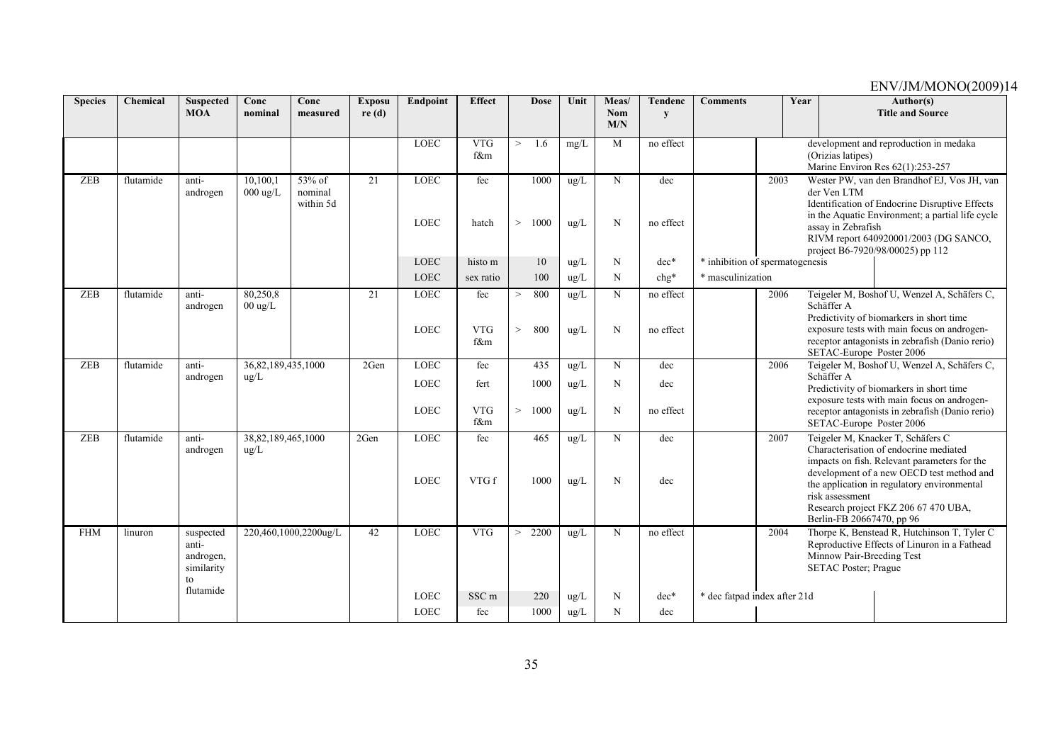| Species | Chemical | Suspected MOA | Conc nominal | Conc measured | Exposure (d) | Endpoint | Effect | Dose | Unit | Meas/ Nom M/N | Tendency | Comments | Year | Author(s) Title and Source |
|---|---|---|---|---|---|---|---|---|---|---|---|---|---|---|
| | | | | | | LOEC | VTG f&m | > 1.6 | mg/L | M | no effect | | | development and reproduction in medaka (Orizias latipes) Marine Environ Res 62(1):253-257 |
| ZEB | flutamide | anti-androgen | 10,100,1 000 ug/L | 53% of nominal within 5d | 21 | LOEC | fec | 1000 | ug/L | N | dec | | 2003 | Wester PW, van den Brandhof EJ, Vos JH, van der Ven LTM Identification of Endocrine Disruptive Effects in the Aquatic Environment; a partial life cycle assay in Zebrafish RIVM report 640920001/2003 (DG SANCO, project B6-7920/98/00025) pp 112 |
| | | | | | | LOEC | hatch | > 1000 | ug/L | N | no effect | | | |
| | | | | | | LOEC | histo m | 10 | ug/L | N | dec* | * inhibition of spermatogenesis | | |
| | | | | | | LOEC | sex ratio | 100 | ug/L | N | chg* | * masculinization | | |
| ZEB | flutamide | anti-androgen | 80,250,8 00 ug/L | | 21 | LOEC | fec | > 800 | ug/L | N | no effect | | 2006 | Teigeler M, Boshof U, Wenzel A, Schäfers C, Schäffer A Predictivity of biomarkers in short time exposure tests with main focus on androgen-receptor antagonists in zebrafish (Danio rerio) SETAC-Europe Poster 2006 |
| | | | | | | LOEC | VTG f&m | > 800 | ug/L | N | no effect | | | |
| ZEB | flutamide | anti-androgen | 36,82,189,435,1000 ug/L | | 2Gen | LOEC | fec | 435 | ug/L | N | dec | | 2006 | Teigeler M, Boshof U, Wenzel A, Schäfers C, Schäffer A Predictivity of biomarkers in short time exposure tests with main focus on androgen-receptor antagonists in zebrafish (Danio rerio) SETAC-Europe Poster 2006 |
| | | | | | | LOEC | fert | 1000 | ug/L | N | dec | | | |
| | | | | | | LOEC | VTG f&m | > 1000 | ug/L | N | no effect | | | |
| ZEB | flutamide | anti-androgen | 38,82,189,465,1000 ug/L | | 2Gen | LOEC | fec | 465 | ug/L | N | dec | | 2007 | Teigeler M, Knacker T, Schäfers C Characterisation of endocrine mediated impacts on fish. Relevant parameters for the development of a new OECD test method and the application in regulatory environmental risk assessment Research project FKZ 206 67 470 UBA, Berlin-FB 20667470, pp 96 |
| | | | | | | LOEC | VTG f | 1000 | ug/L | N | dec | | | |
| FHM | linuron | suspected anti-androgen, similarity to flutamide | 220,460,1000,2200ug/L | | 42 | LOEC | VTG | > 2200 | ug/L | N | no effect | | 2004 | Thorpe K, Benstead R, Hutchinson T, Tyler C Reproductive Effects of Linuron in a Fathead Minnow Pair-Breeding Test SETAC Poster; Prague |
| | | | | | | LOEC | SSC m | 220 | ug/L | N | dec* | * dec fatpad index after 21d | | |
| | | | | | | LOEC | fec | 1000 | ug/L | N | dec | | | |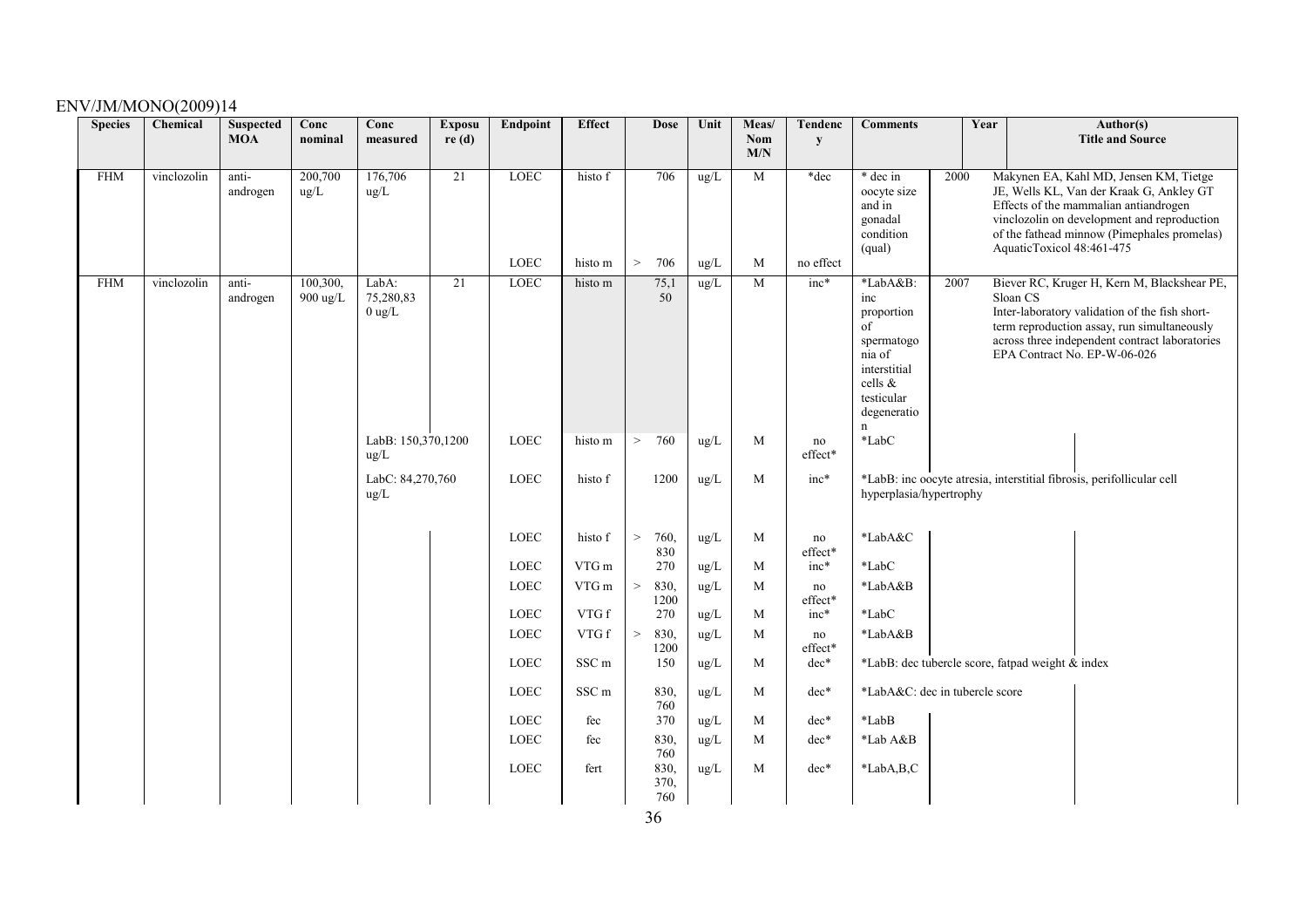| Species | Chemical | Suspected MOA | Conc nominal | Conc measured | Exposure (d) | Endpoint | Effect | Dose | Unit | Meas/ Nom M/N | Tendency | Comments | Year | Author(s) Title and Source |
|---|---|---|---|---|---|---|---|---|---|---|---|---|---|---|
| FHM | vinclozolin | anti-androgen | 200,700 ug/L | 176,706 ug/L | 21 | LOEC | histo f | 706 | ug/L | M | *dec | * dec in oocyte size and in gonadal condition (qual) | 2000 | Makynen EA, Kahl MD, Jensen KM, Tietge JE, Wells KL, Van der Kraak G, Ankley GT Effects of the mammalian antiandrogen vinclozolin on development and reproduction of the fathead minnow (Pimephales promelas) AquaticToxicol 48:461-475 |
| | | | | | | LOEC | histo m | > 706 | ug/L | M | no effect | | | |
| FHM | vinclozolin | anti-androgen | 100,300, 900 ug/L | LabA: 75,280,830 ug/L | 21 | LOEC | histo m | 75,150 | ug/L | M | inc* | *LabA&B: inc proportion of spermatogonia of interstitial cells & testicular degeneration | 2007 | Biever RC, Kruger H, Kern M, Blackshear PE, Sloan CS Inter-laboratory validation of the fish short-term reproduction assay, run simultaneously across three independent contract laboratories EPA Contract No. EP-W-06-026 |
| | | | | LabB: 150,370,1200 ug/L | | LOEC | histo m | > 760 | ug/L | M | no effect* | *LabC | | |
| | | | | LabC: 84,270,760 ug/L | | LOEC | histo f | 1200 | ug/L | M | inc* | *LabB: inc oocyte atresia, interstitial fibrosis, perifollicular cell hyperplasia/hypertrophy | | |
| | | | | | | LOEC | histo f | > 760, 830 | ug/L | M | no effect* | *LabA&C | | |
| | | | | | | LOEC | VTG m | 270 | ug/L | M | inc* | *LabC | | |
| | | | | | | LOEC | VTG m | > 830, 1200 | ug/L | M | no effect* | *LabA&B | | |
| | | | | | | LOEC | VTG f | 270 | ug/L | M | inc* | *LabC | | |
| | | | | | | LOEC | VTG f | > 830, 1200 | ug/L | M | no effect* | *LabA&B | | |
| | | | | | | LOEC | SSC m | 150 | ug/L | M | dec* | *LabB: dec tubercle score, fatpad weight & index | | |
| | | | | | | LOEC | SSC m | 830, 760 | ug/L | M | dec* | *LabA&C: dec in tubercle score | | |
| | | | | | | LOEC | fec | 370 | ug/L | M | dec* | *LabB | | |
| | | | | | | LOEC | fec | 830, 760 | ug/L | M | dec* | *Lab A&B | | |
| | | | | | | LOEC | fert | 830, 370, 760 | ug/L | M | dec* | *LabA,B,C | | |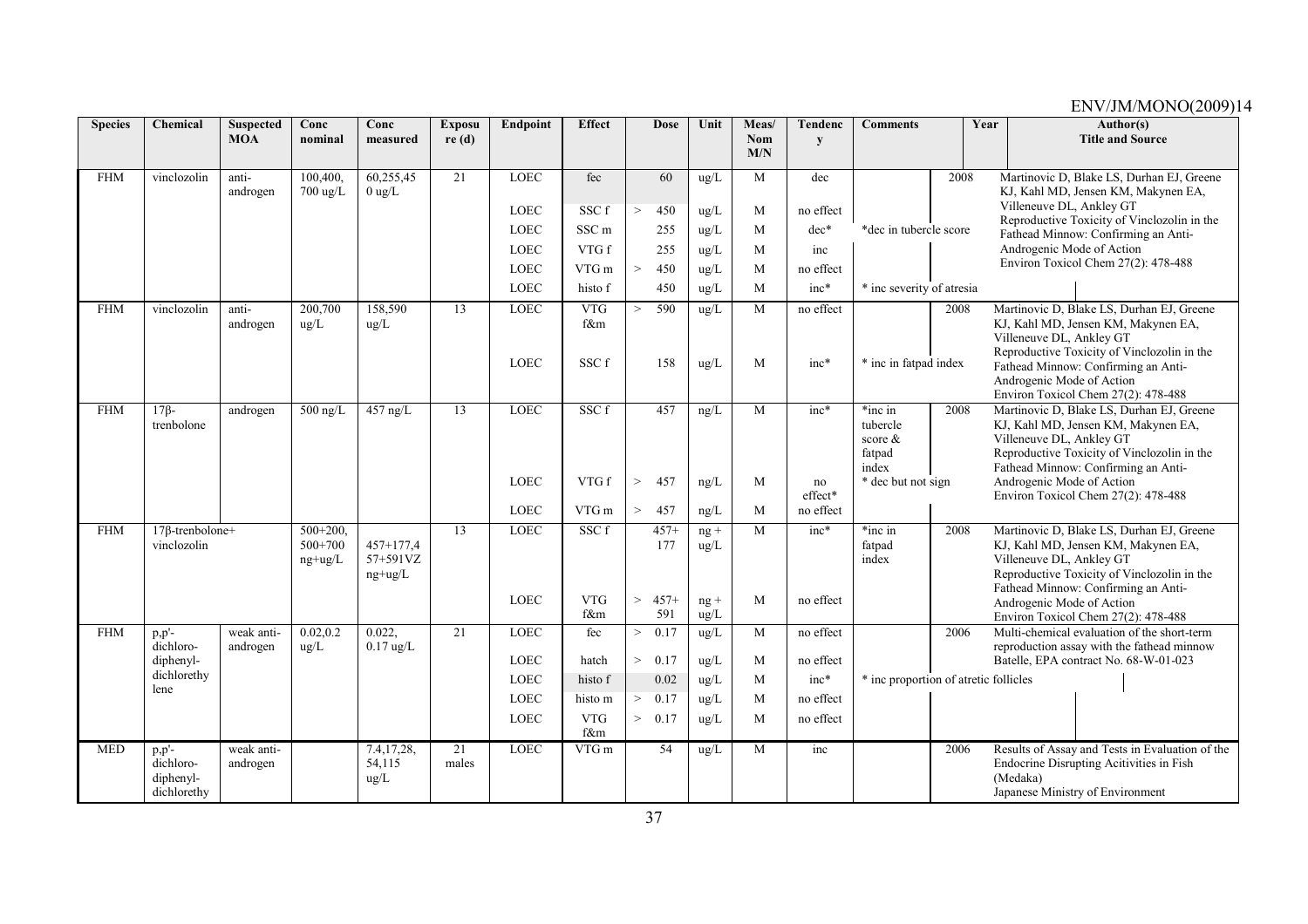| Species | Chemical | Suspected MOA | Conc nominal | Conc measured | Exposure (d) | Endpoint | Effect | Dose | Unit | Meas/ Nom M/N | Tendency | Comments | Year | Author(s) Title and Source |
|---|---|---|---|---|---|---|---|---|---|---|---|---|---|---|
| FHM | vinclozolin | anti-androgen | 100,400, 700 ug/L | 60,255,450 ug/L | 21 | LOEC | fec | 60 | ug/L | M | dec | | 2008 | Martinovic D, Blake LS, Durhan EJ, Greene KJ, Kahl MD, Jensen KM, Makynen EA, Villeneuve DL, Ankley GT Reproductive Toxicity of Vinclozolin in the Fathead Minnow: Confirming an Anti-Androgenic Mode of Action Environ Toxicol Chem 27(2): 478-488 |
| | | | | | | LOEC | SSC f | > 450 | ug/L | M | no effect | | | |
| | | | | | | LOEC | SSC m | 255 | ug/L | M | dec* | *dec in tubercle score | | |
| | | | | | | LOEC | VTG f | 255 | ug/L | M | inc | | | |
| | | | | | | LOEC | VTG m | > 450 | ug/L | M | no effect | | | |
| | | | | | | LOEC | histo f | 450 | ug/L | M | inc* | * inc severity of atresia | | |
| FHM | vinclozolin | anti-androgen | 200,700 ug/L | 158,590 ug/L | 13 | LOEC | VTG f&m | > 590 | ug/L | M | no effect | | 2008 | Martinovic D, Blake LS, Durhan EJ, Greene KJ, Kahl MD, Jensen KM, Makynen EA, Villeneuve DL, Ankley GT Reproductive Toxicity of Vinclozolin in the Fathead Minnow: Confirming an Anti-Androgenic Mode of Action Environ Toxicol Chem 27(2): 478-488 |
| | | | | | | LOEC | SSC f | 158 | ug/L | M | inc* | * inc in fatpad index | | |
| FHM | 17β-trenbolone | androgen | 500 ng/L | 457 ng/L | 13 | LOEC | SSC f | 457 | ng/L | M | inc* | *inc in tubercle score & fatpad index | 2008 | Martinovic D, Blake LS, Durhan EJ, Greene KJ, Kahl MD, Jensen KM, Makynen EA, Villeneuve DL, Ankley GT Reproductive Toxicity of Vinclozolin in the Fathead Minnow: Confirming an Anti-Androgenic Mode of Action Environ Toxicol Chem 27(2): 478-488 |
| | | | | | | LOEC | VTG f | > 457 | ng/L | M | no effect* | * dec but not sign | | |
| | | | | | | LOEC | VTG m | > 457 | ng/L | M | no effect | | | |
| FHM | 17β-trenbolone+ vinclozolin | | 500+200, 500+700 ng+ug/L | 457+177,4 57+591VZ ng+ug/L | 13 | LOEC | SSC f | 457+ 177 | ng + ug/L | M | inc* | *inc in fatpad index | 2008 | Martinovic D, Blake LS, Durhan EJ, Greene KJ, Kahl MD, Jensen KM, Makynen EA, Villeneuve DL, Ankley GT Reproductive Toxicity of Vinclozolin in the Fathead Minnow: Confirming an Anti-Androgenic Mode of Action Environ Toxicol Chem 27(2): 478-488 |
| | | | | | | LOEC | VTG f&m | > 457+ 591 | ng + ug/L | M | no effect | | | |
| FHM | p,p'-dichloro-diphenyl-dichlorethylene | weak anti-androgen | 0.02,0.2 ug/L | 0.022, 0.17 ug/L | 21 | LOEC | fec | > 0.17 | ug/L | M | no effect | | 2006 | Multi-chemical evaluation of the short-term reproduction assay with the fathead minnow Batelle, EPA contract No. 68-W-01-023 |
| | | | | | | LOEC | hatch | > 0.17 | ug/L | M | no effect | | | |
| | | | | | | LOEC | histo f | 0.02 | ug/L | M | inc* | * inc proportion of atretic follicles | | |
| | | | | | | LOEC | histo m | > 0.17 | ug/L | M | no effect | | | |
| | | | | | | LOEC | VTG f&m | > 0.17 | ug/L | M | no effect | | | |
| MED | p,p'-dichloro-diphenyl-dichlorethy | weak anti-androgen | | 7.4,17,28, 54,115 ug/L | 21 males | LOEC | VTG m | 54 | ug/L | M | inc | | 2006 | Results of Assay and Tests in Evaluation of the Endocrine Disrupting Acitivities in Fish (Medaka) Japanese Ministry of Environment |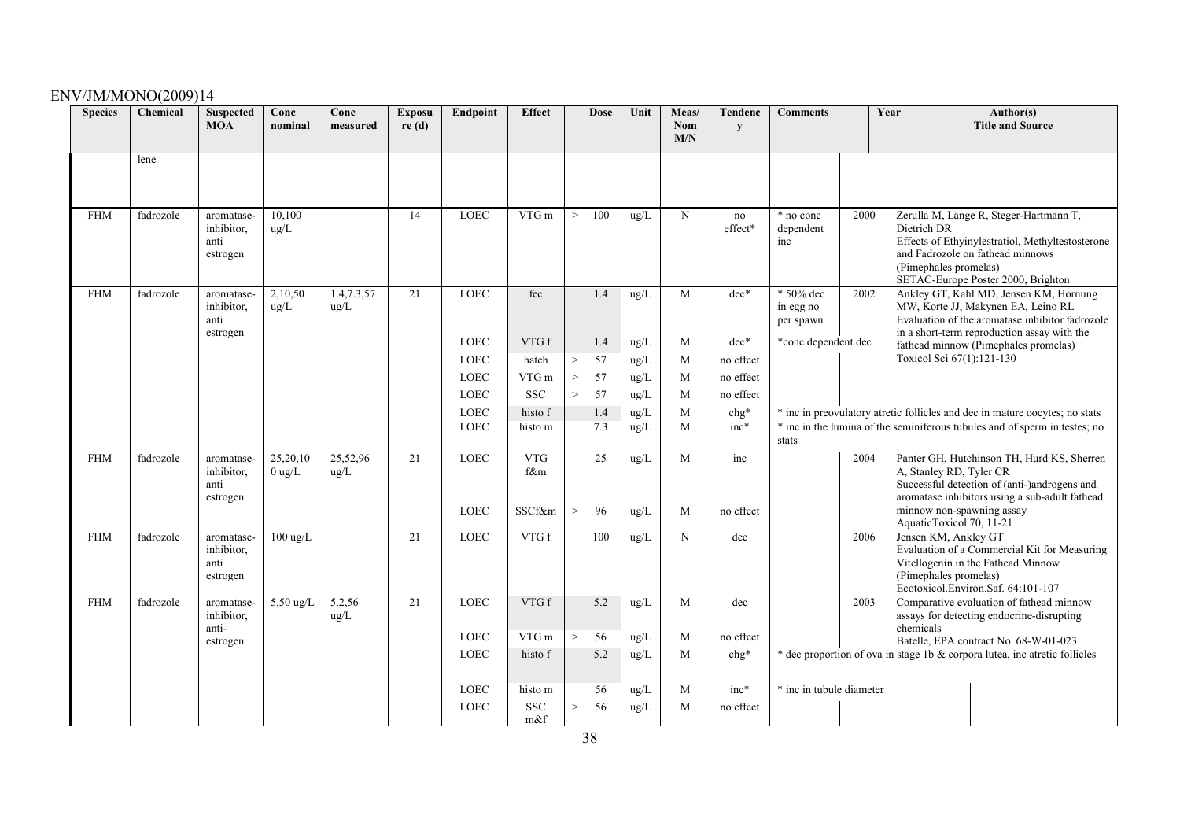| Species | Chemical | Suspected MOA | Conc nominal | Conc measured | Exposure (d) | Endpoint | Effect | Dose | Unit | Meas/ Nom M/N | Tendency | Comments | Year | Author(s) Title and Source |
|---|---|---|---|---|---|---|---|---|---|---|---|---|---|---|
| | lene | | | | | | | | | | | | | |
| FHM | fadrozole | aromatase-inhibitor, anti estrogen | 10,100 ug/L | | 14 | LOEC | VTG m | > 100 | ug/L | N | no effect* | * no conc dependent inc | 2000 | Zerulla M, Länge R, Steger-Hartmann T, Dietrich DR Effects of Ethyinylestratiol, Methyltestosterone and Fadrozole on fathead minnows (Pimephales promelas) SETAC-Europe Poster 2000, Brighton |
| FHM | fadrozole | aromatase-inhibitor, anti estrogen | 2,10,50 ug/L | 1.4,7.3,57 ug/L | 21 | LOEC | fec | 1.4 | ug/L | M | dec* | * 50% dec in egg no per spawn | 2002 | Ankley GT, Kahl MD, Jensen KM, Hornung MW, Korte JJ, Makynen EA, Leino RL Evaluation of the aromatase inhibitor fadrozole in a short-term reproduction assay with the fathead minnow (Pimephales promelas) Toxicol Sci 67(1):121-130 |
| | | | | | | LOEC | VTG f | 1.4 | ug/L | M | dec* | *conc dependent dec | | |
| | | | | | | LOEC | hatch | > 57 | ug/L | M | no effect | | | |
| | | | | | | LOEC | VTG m | > 57 | ug/L | M | no effect | | | |
| | | | | | | LOEC | SSC | > 57 | ug/L | M | no effect | | | |
| | | | | | | LOEC | histo f | 1.4 | ug/L | M | chg* | * inc in preovulatory atretic follicles and dec in mature oocytes; no stats | | |
| | | | | | | LOEC | histo m | 7.3 | ug/L | M | inc* | * inc in the lumina of the seminiferous tubules and of sperm in testes; no stats | | |
| FHM | fadrozole | aromatase-inhibitor, anti estrogen | 25,20,10 0 ug/L | 25,52,96 ug/L | 21 | LOEC | VTG f&m | 25 | ug/L | M | inc | | 2004 | Panter GH, Hutchinson TH, Hurd KS, Sherren A, Stanley RD, Tyler CR Successful detection of (anti-)androgens and aromatase inhibitors using a sub-adult fathead minnow non-spawning assay AquaticToxicol 70, 11-21 |
| | | | | | | LOEC | SSCf&m | > 96 | ug/L | M | no effect | | | |
| FHM | fadrozole | aromatase-inhibitor, anti estrogen | 100 ug/L | | 21 | LOEC | VTG f | 100 | ug/L | N | dec | | 2006 | Jensen KM, Ankley GT Evaluation of a Commercial Kit for Measuring Vitellogenin in the Fathead Minnow (Pimephales promelas) Ecotoxicol.Environ.Saf. 64:101-107 |
| FHM | fadrozole | aromatase-inhibitor, anti-estrogen | 5,50 ug/L | 5.2,56 ug/L | 21 | LOEC | VTG f | 5.2 | ug/L | M | dec | | 2003 | Comparative evaluation of fathead minnow assays for detecting endocrine-disrupting chemicals Batelle, EPA contract No. 68-W-01-023 |
| | | | | | | LOEC | VTG m | > 56 | ug/L | M | no effect | | | |
| | | | | | | LOEC | histo f | 5.2 | ug/L | M | chg* | * dec proportion of ova in stage 1b & corpora lutea, inc atretic follicles | | |
| | | | | | | LOEC | histo m | 56 | ug/L | M | inc* | * inc in tubule diameter | | |
| | | | | | | LOEC | SSC m&f | > 56 | ug/L | M | no effect | | | |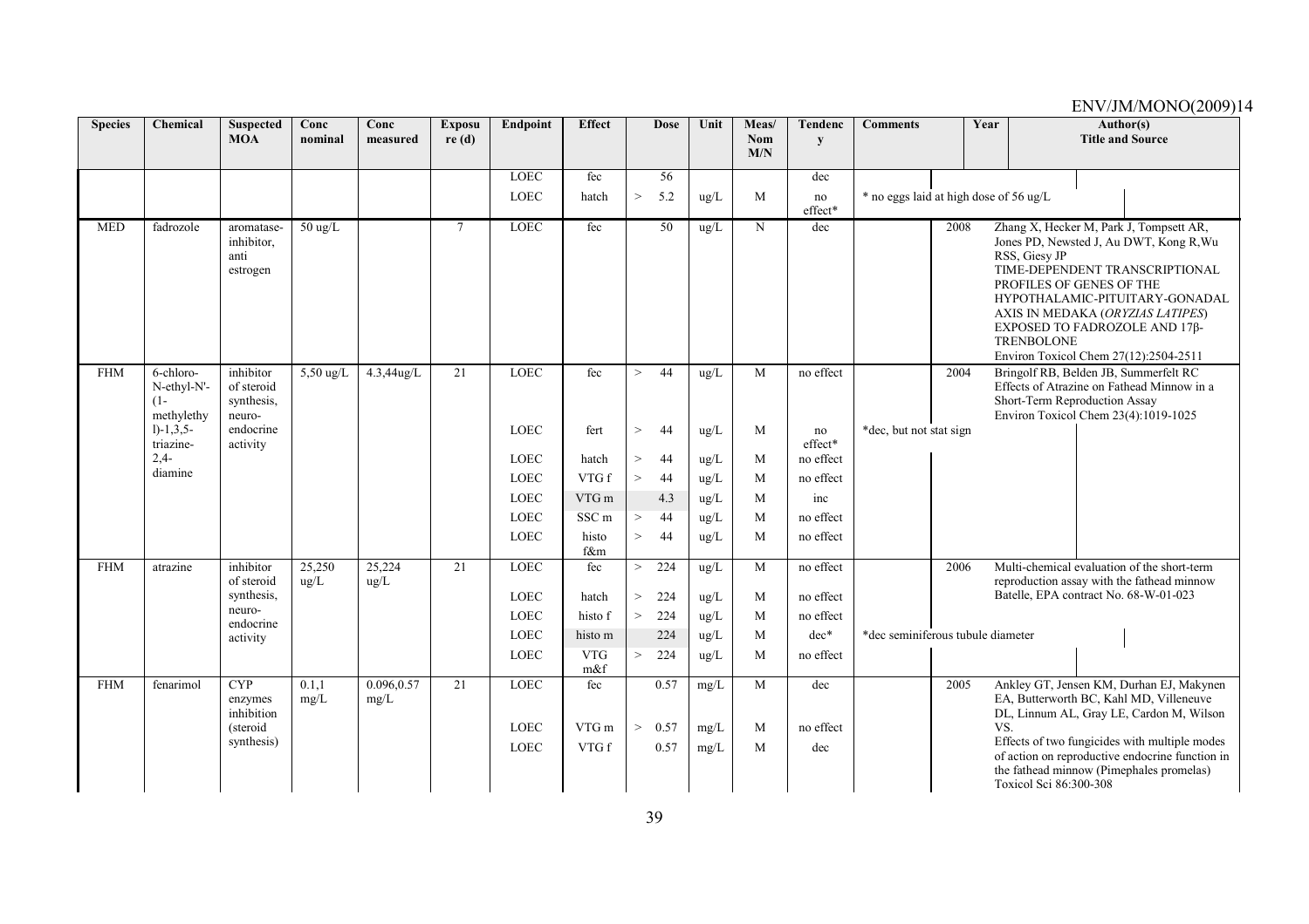| Species | Chemical | Suspected MOA | Conc nominal | Conc measured | Exposure (d) | Endpoint | Effect | Dose | Unit | Meas/ Nom M/N | Tendency | Comments | Year | Author(s) Title and Source |
|---|---|---|---|---|---|---|---|---|---|---|---|---|---|---|
| | | | | | | LOEC | fec | 56 | | | dec | | | |
| | | | | | | LOEC | hatch | > 5.2 | ug/L | M | no effect* | * no eggs laid at high dose of 56 ug/L | | |
| MED | fadrozole | aromatase-inhibitor, anti estrogen | 50 ug/L | | 7 | LOEC | fec | 50 | ug/L | N | dec | | 2008 | Zhang X, Hecker M, Park J, Tompsett AR, Jones PD, Newsted J, Au DWT, Kong R,Wu RSS, Giesy JP TIME-DEPENDENT TRANSCRIPTIONAL PROFILES OF GENES OF THE HYPOTHALAMIC-PITUITARY-GONADAL AXIS IN MEDAKA (*ORYZIAS LATIPES*) EXPOSED TO FADROZOLE AND 17β-TRENBOLONE Environ Toxicol Chem 27(12):2504-2511 |
| FHM | 6-chloro-N-ethyl-N'-(1-methylethyl)-1,3,5-triazine-2,4-diamine | inhibitor of steroid synthesis, neuro-endocrine activity | 5,50 ug/L | 4.3,44ug/L | 21 | LOEC | fec | > 44 | ug/L | M | no effect | | 2004 | Bringolf RB, Belden JB, Summerfelt RC Effects of Atrazine on Fathead Minnow in a Short-Term Reproduction Assay Environ Toxicol Chem 23(4):1019-1025 |
| | | | | | | LOEC | fert | > 44 | ug/L | M | no effect* | *dec, but not stat sign | | |
| | | | | | | LOEC | hatch | > 44 | ug/L | M | no effect | | | |
| | | | | | | LOEC | VTG f | > 44 | ug/L | M | no effect | | | |
| | | | | | | LOEC | VTG m | 4.3 | ug/L | M | inc | | | |
| | | | | | | LOEC | SSC m | > 44 | ug/L | M | no effect | | | |
| | | | | | | LOEC | histo f&m | > 44 | ug/L | M | no effect | | | |
| FHM | atrazine | inhibitor of steroid synthesis, neuro-endocrine activity | 25,250 ug/L | 25,224 ug/L | 21 | LOEC | fec | > 224 | ug/L | M | no effect | | 2006 | Multi-chemical evaluation of the short-term reproduction assay with the fathead minnow Batelle, EPA contract No. 68-W-01-023 |
| | | | | | | LOEC | hatch | > 224 | ug/L | M | no effect | | | |
| | | | | | | LOEC | histo f | > 224 | ug/L | M | no effect | | | |
| | | | | | | LOEC | histo m | 224 | ug/L | M | dec* | *dec seminiferous tubule diameter | | |
| | | | | | | LOEC | VTG m&f | > 224 | ug/L | M | no effect | | | |
| FHM | fenarimol | CYP enzymes inhibition (steroid synthesis) | 0.1,1 mg/L | 0.096,0.57 mg/L | 21 | LOEC | fec | 0.57 | mg/L | M | dec | | 2005 | Ankley GT, Jensen KM, Durhan EJ, Makynen EA, Butterworth BC, Kahl MD, Villeneuve DL, Linnum AL, Gray LE, Cardon M, Wilson VS. Effects of two fungicides with multiple modes of action on reproductive endocrine function in the fathead minnow (Pimephales promelas) Toxicol Sci 86:300-308 |
| | | | | | | LOEC | VTG m | > 0.57 | mg/L | M | no effect | | | |
| | | | | | | LOEC | VTG f | 0.57 | mg/L | M | dec | | | |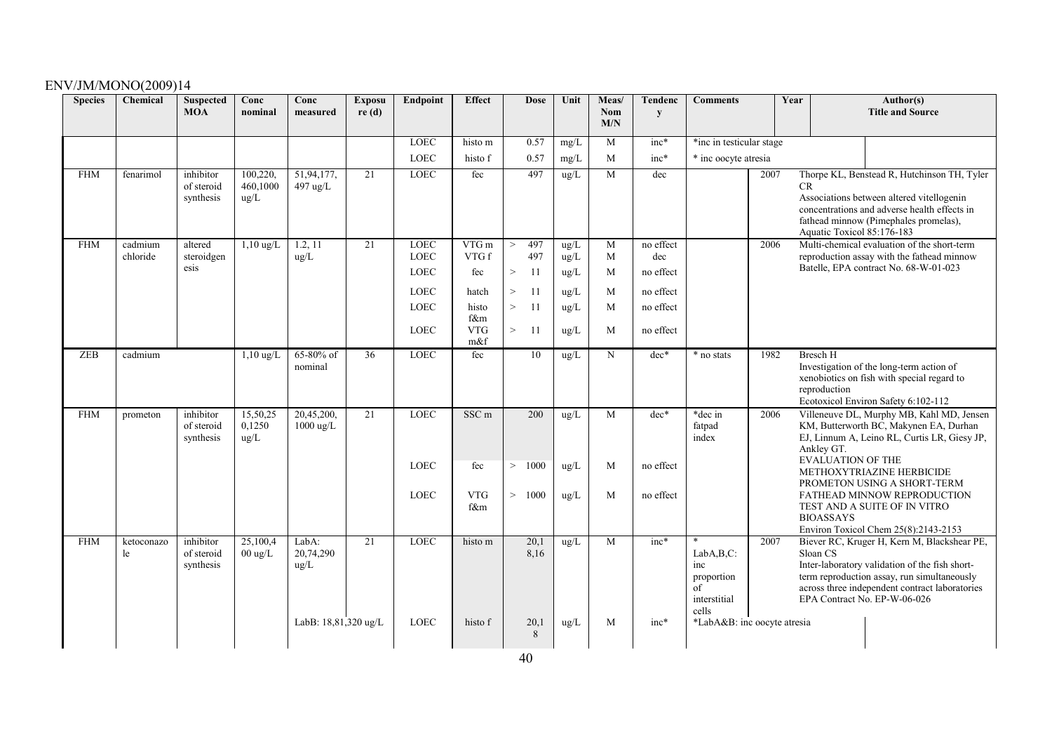| Species | Chemical | Suspected MOA | Conc nominal | Conc measured | Exposure (d) | Endpoint | Effect | Dose | Unit | Meas/ Nom M/N | Tendency | Comments | Year | Author(s) Title and Source |
|---|---|---|---|---|---|---|---|---|---|---|---|---|---|---|
| | | | | | | LOEC | histo m | 0.57 | mg/L | M | inc* | *inc in testicular stage | | |
| | | | | | | LOEC | histo f | 0.57 | mg/L | M | inc* | * inc oocyte atresia | | |
| FHM | fenarimol | inhibitor of steroid synthesis | 100,220, 460,1000 ug/L | 51,94,177, 497 ug/L | 21 | LOEC | fec | 497 | ug/L | M | dec | | 2007 | Thorpe KL, Benstead R, Hutchinson TH, Tyler CR Associations between altered vitellogenin concentrations and adverse health effects in fathead minnow (Pimephales promelas), Aquatic Toxicol 85:176-183 |
| FHM | cadmium chloride | altered steroidgenesis | 1,10 ug/L | 1.2, 11 ug/L | 21 | LOEC | VTG m | > 497 | ug/L | M | no effect | | 2006 | Multi-chemical evaluation of the short-term reproduction assay with the fathead minnow Batelle, EPA contract No. 68-W-01-023 |
| | | | | | | LOEC | VTG f | 497 | ug/L | M | dec | | | |
| | | | | | | LOEC | fec | > 11 | ug/L | M | no effect | | | |
| | | | | | | LOEC | hatch | > 11 | ug/L | M | no effect | | | |
| | | | | | | LOEC | histo f&m | > 11 | ug/L | M | no effect | | | |
| | | | | | | LOEC | VTG m&f | > 11 | ug/L | M | no effect | | | |
| ZEB | cadmium | | 1,10 ug/L | 65-80% of nominal | 36 | LOEC | fec | 10 | ug/L | N | dec* | * no stats | 1982 | Bresch H Investigation of the long-term action of xenobiotics on fish with special regard to reproduction Ecotoxicol Environ Safety 6:102-112 |
| FHM | prometon | inhibitor of steroid synthesis | 15,50,250,1250 ug/L | 20,45,200, 1000 ug/L | 21 | LOEC | SSC m | 200 | ug/L | M | dec* | *dec in fatpad index | 2006 | Villeneuve DL, Murphy MB, Kahl MD, Jensen KM, Butterworth BC, Makynen EA, Durhan EJ, Linnum A, Leino RL, Curtis LR, Giesy JP, Ankley GT. EVALUATION OF THE METHOXYTRIAZINE HERBICIDE PROMETON USING A SHORT-TERM FATHEAD MINNOW REPRODUCTION TEST AND A SUITE OF IN VITRO BIOASSAYS Environ Toxicol Chem 25(8):2143-2153 |
| | | | | | | LOEC | fec | > 1000 | ug/L | M | no effect | | | |
| | | | | | | LOEC | VTG f&m | > 1000 | ug/L | M | no effect | | | |
| FHM | ketoconazole | inhibitor of steroid synthesis | 25,100,400 ug/L | LabA: 20,74,290 ug/L | 21 | LOEC | histo m | 20,18,16 | ug/L | M | inc* | * LabA,B,C: inc proportion of interstitial cells | 2007 | Biever RC, Kruger H, Kern M, Blackshear PE, Sloan CS Inter-laboratory validation of the fish short-term reproduction assay, run simultaneously across three independent contract laboratories EPA Contract No. EP-W-06-026 |
| | | | | LabB: 18,81,320 ug/L | | LOEC | histo f | 20,18 | ug/L | M | inc* | *LabA&B: inc oocyte atresia | | |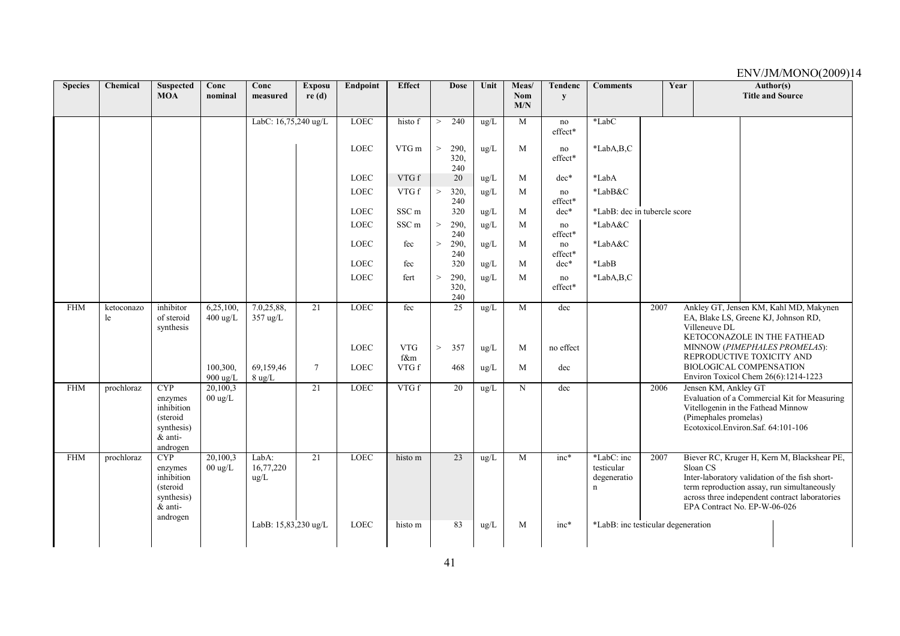| Species | Chemical | Suspected MOA | Conc nominal | Conc measured | Exposure (d) | Endpoint | Effect | Dose | Unit | Meas/ Nom M/N | Tendency | Comments | Year | Author(s) Title and Source |
|---|---|---|---|---|---|---|---|---|---|---|---|---|---|---|
| | | | | LabC: 16,75,240 ug/L | | LOEC | histo f | > 240 | ug/L | M | no effect* | *LabC | | |
| | | | | | | LOEC | VTG m | > 290, 320, 240 | ug/L | M | no effect* | *LabA,B,C | | |
| | | | | | | LOEC | VTG f | 20 | ug/L | M | dec* | *LabA | | |
| | | | | | | LOEC | VTG f | > 320, 240 | ug/L | M | no effect* | *LabB&C | | |
| | | | | | | LOEC | SSC m | 320 | ug/L | M | dec* | *LabB: dec in tubercle score | | |
| | | | | | | LOEC | SSC m | > 290, 240 | ug/L | M | no effect* | *LabA&C | | |
| | | | | | | LOEC | fec | > 290, 240 | ug/L | M | no effect* | *LabA&C | | |
| | | | | | | LOEC | fec | 320 | ug/L | M | dec* | *LabB | | |
| | | | | | | LOEC | fert | > 290, 320, 240 | ug/L | M | no effect* | *LabA,B,C | | |
| FHM | ketoconazole | inhibitor of steroid synthesis | 6,25,100, 400 ug/L | 7.0,25,88, 357 ug/L | 21 | LOEC | fec | 25 | ug/L | M | dec | | 2007 | Ankley GT, Jensen KM, Kahl MD, Makynen EA, Blake LS, Greene KJ, Johnson RD, Villeneuve DL KETOCONAZOLE IN THE FATHEAD MINNOW (*PIMEPHALES PROMELAS*): REPRODUCTIVE TOXICITY AND BIOLOGICAL COMPENSATION Environ Toxicol Chem 26(6):1214-1223 |
| | | | | | | LOEC | VTG f&m | > 357 | ug/L | M | no effect | | | |
| | | | 100,300, 900 ug/L | 69,159,468 ug/L | 7 | LOEC | VTG f | 468 | ug/L | M | dec | | | |
| FHM | prochloraz | CYP enzymes inhibition (steroid synthesis) & anti-androgen | 20,100,300 ug/L | | 21 | LOEC | VTG f | 20 | ug/L | N | dec | | 2006 | Jensen KM, Ankley GT Evaluation of a Commercial Kit for Measuring Vitellogenin in the Fathead Minnow (Pimephales promelas) Ecotoxicol.Environ.Saf. 64:101-106 |
| FHM | prochloraz | CYP enzymes inhibition (steroid synthesis) & anti-androgen | 20,100,300 ug/L | LabA: 16,77,220 ug/L | 21 | LOEC | histo m | 23 | ug/L | M | inc* | *LabC: inc testicular degeneration | 2007 | Biever RC, Kruger H, Kern M, Blackshear PE, Sloan CS Inter-laboratory validation of the fish short-term reproduction assay, run simultaneously across three independent contract laboratories EPA Contract No. EP-W-06-026 |
| | | | | LabB: 15,83,230 ug/L | | LOEC | histo m | 83 | ug/L | M | inc* | *LabB: inc testicular degeneration | | |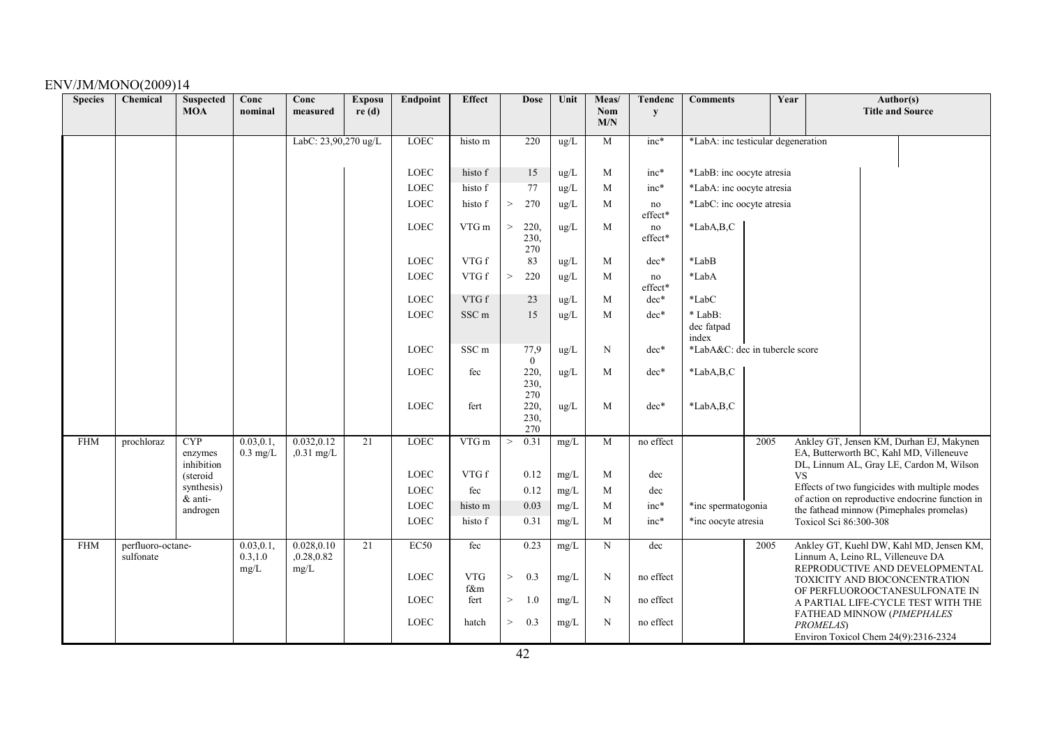| Species | Chemical | Suspected MOA | Conc nominal | Conc measured | Exposure (d) | Endpoint | Effect | Dose | Unit | Meas/ Nom M/N | Tendency | Comments | Year | Author(s) Title and Source |
|---|---|---|---|---|---|---|---|---|---|---|---|---|---|---|
| | | | | LabC: 23,90,270 ug/L | | LOEC | histo m | 220 | ug/L | M | inc* | *LabA: inc testicular degeneration | | |
| | | | | | | LOEC | histo f | 15 | ug/L | M | inc* | *LabB: inc oocyte atresia | | |
| | | | | | | LOEC | histo f | 77 | ug/L | M | inc* | *LabA: inc oocyte atresia | | |
| | | | | | | LOEC | histo f | > 270 | ug/L | M | no effect* | *LabC: inc oocyte atresia | | |
| | | | | | | LOEC | VTG m | > 220, 230, 270 | ug/L | M | no effect* | *LabA,B,C | | |
| | | | | | | LOEC | VTG f | 83 | ug/L | M | dec* | *LabB | | |
| | | | | | | LOEC | VTG f | > 220 | ug/L | M | no effect* | *LabA | | |
| | | | | | | LOEC | VTG f | 23 | ug/L | M | dec* | *LabC | | |
| | | | | | | LOEC | SSC m | 15 | ug/L | M | dec* | * LabB: dec fatpad index | | |
| | | | | | | LOEC | SSC m | 77,90 | ug/L | N | dec* | *LabA&C: dec in tubercle score | | |
| | | | | | | LOEC | fec | 220, 230, 270 | ug/L | M | dec* | *LabA,B,C | | |
| | | | | | | LOEC | fert | 220, 230, 270 | ug/L | M | dec* | *LabA,B,C | | |
| FHM | prochloraz | CYP enzymes inhibition (steroid synthesis) & anti-androgen | 0.03,0.1, 0.3 mg/L | 0.032,0.12 ,0.31 mg/L | 21 | LOEC | VTG m | > 0.31 | mg/L | M | no effect | | 2005 | Ankley GT, Jensen KM, Durhan EJ, Makynen EA, Butterworth BC, Kahl MD, Villeneuve DL, Linnum AL, Gray LE, Cardon M, Wilson VS Effects of two fungicides with multiple modes of action on reproductive endocrine function in the fathead minnow (Pimephales promelas) Toxicol Sci 86:300-308 |
| | | | | | | LOEC | VTG f | 0.12 | mg/L | M | dec | | | |
| | | | | | | LOEC | fec | 0.12 | mg/L | M | dec | | | |
| | | | | | | LOEC | histo m | 0.03 | mg/L | M | inc* | *inc spermatogonia | | |
| | | | | | | LOEC | histo f | 0.31 | mg/L | M | inc* | *inc oocyte atresia | | |
| FHM | perfluoro-octane-sulfonate | | 0.03,0.1, 0.3,1.0 mg/L | 0.028,0.10 ,0.28,0.82 mg/L | 21 | EC50 | fec | 0.23 | mg/L | N | dec | | 2005 | Ankley GT, Kuehl DW, Kahl MD, Jensen KM, Linnum A, Leino RL, Villeneuve DA REPRODUCTIVE AND DEVELOPMENTAL TOXICITY AND BIOCONCENTRATION OF PERFLUOROOCTANESULFONATE IN A PARTIAL LIFE-CYCLE TEST WITH THE FATHEAD MINNOW (*PIMEPHALES PROMELAS*) Environ Toxicol Chem 24(9):2316-2324 |
| | | | | | | LOEC | VTG f&m | > 0.3 | mg/L | N | no effect | | | |
| | | | | | | LOEC | fert | > 1.0 | mg/L | N | no effect | | | |
| | | | | | | LOEC | hatch | > 0.3 | mg/L | N | no effect | | | |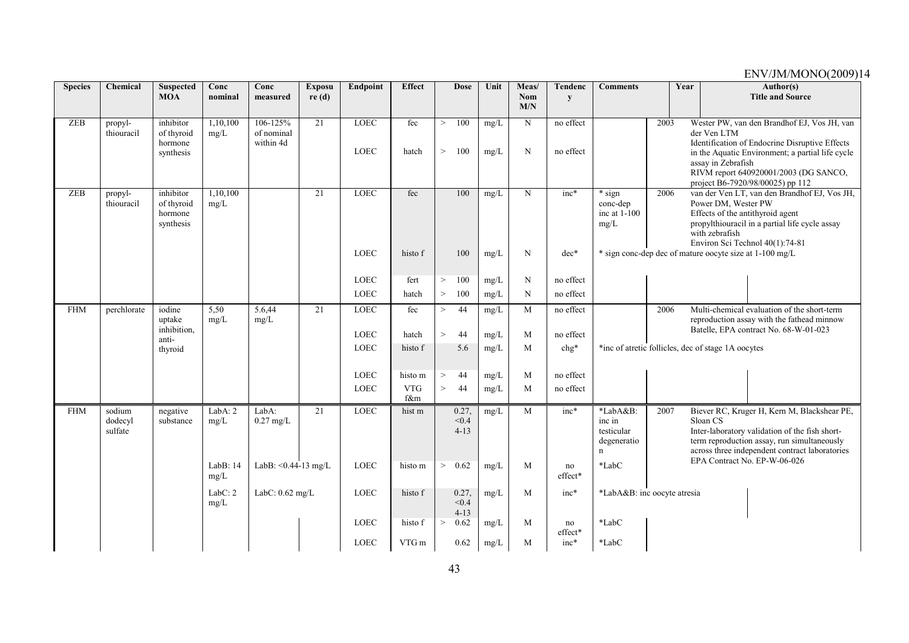| Species | Chemical | Suspected MOA | Conc nominal | Conc measured | Exposure (d) | Endpoint | Effect | Dose | Unit | Meas/ Nom M/N | Tendency | Comments | Year | Author(s) Title and Source |
|---|---|---|---|---|---|---|---|---|---|---|---|---|---|---|
| ZEB | propyl-thiouracil | inhibitor of thyroid hormone synthesis | 1,10,100 mg/L | 106-125% of nominal within 4d | 21 | LOEC | fec | > 100 | mg/L | N | no effect | | 2003 | Wester PW, van den Brandhof EJ, Vos JH, van der Ven LTM Identification of Endocrine Disruptive Effects in the Aquatic Environment; a partial life cycle assay in Zebrafish RIVM report 640920001/2003 (DG SANCO, project B6-7920/98/00025) pp 112 |
| | | | | | | LOEC | hatch | > 100 | mg/L | N | no effect | | | |
| ZEB | propyl-thiouracil | inhibitor of thyroid hormone synthesis | 1,10,100 mg/L | | 21 | LOEC | fec | 100 | mg/L | N | inc* | * sign conc-dep inc at 1-100 mg/L | 2006 | van der Ven LT, van den Brandhof EJ, Vos JH, Power DM, Wester PW Effects of the antithyroid agent propylthiouracil in a partial life cycle assay with zebrafish Environ Sci Technol 40(1):74-81 |
| | | | | | | LOEC | histo f | 100 | mg/L | N | dec* | * sign conc-dep dec of mature oocyte size at 1-100 mg/L | | |
| | | | | | | LOEC | fert | > 100 | mg/L | N | no effect | | | |
| | | | | | | LOEC | hatch | > 100 | mg/L | N | no effect | | | |
| FHM | perchlorate | iodine uptake inhibition, anti-thyroid | 5,50 mg/L | 5.6,44 mg/L | 21 | LOEC | fec | > 44 | mg/L | M | no effect | | 2006 | Multi-chemical evaluation of the short-term reproduction assay with the fathead minnow Batelle, EPA contract No. 68-W-01-023 |
| | | | | | | LOEC | hatch | > 44 | mg/L | M | no effect | | | |
| | | | | | | LOEC | histo f | 5.6 | mg/L | M | chg* | *inc of atretic follicles, dec of stage 1A oocytes | | |
| | | | | | | LOEC | histo m | > 44 | mg/L | M | no effect | | | |
| | | | | | | LOEC | VTG f&m | > 44 | mg/L | M | no effect | | | |
| FHM | sodium dodecyl sulfate | negative substance | LabA: 2 mg/L | LabA: 0.27 mg/L | 21 | LOEC | hist m | 0.27, <0.4 4-13 | mg/L | M | inc* | *LabA&B: inc in testicular degeneration | 2007 | Biever RC, Kruger H, Kern M, Blackshear PE, Sloan CS Inter-laboratory validation of the fish short-term reproduction assay, run simultaneously across three independent contract laboratories EPA Contract No. EP-W-06-026 |
| | | | LabB: 14 mg/L | LabB: <0.44-13 mg/L | | LOEC | histo m | > 0.62 | mg/L | M | no effect* | *LabC | | |
| | | | LabC: 2 mg/L | LabC: 0.62 mg/L | | LOEC | histo f | 0.27, <0.4 4-13 | mg/L | M | inc* | *LabA&B: inc oocyte atresia | | |
| | | | | | | LOEC | histo f | > 0.62 | mg/L | M | no effect* | *LabC | | |
| | | | | | | LOEC | VTG m | 0.62 | mg/L | M | inc* | *LabC | | |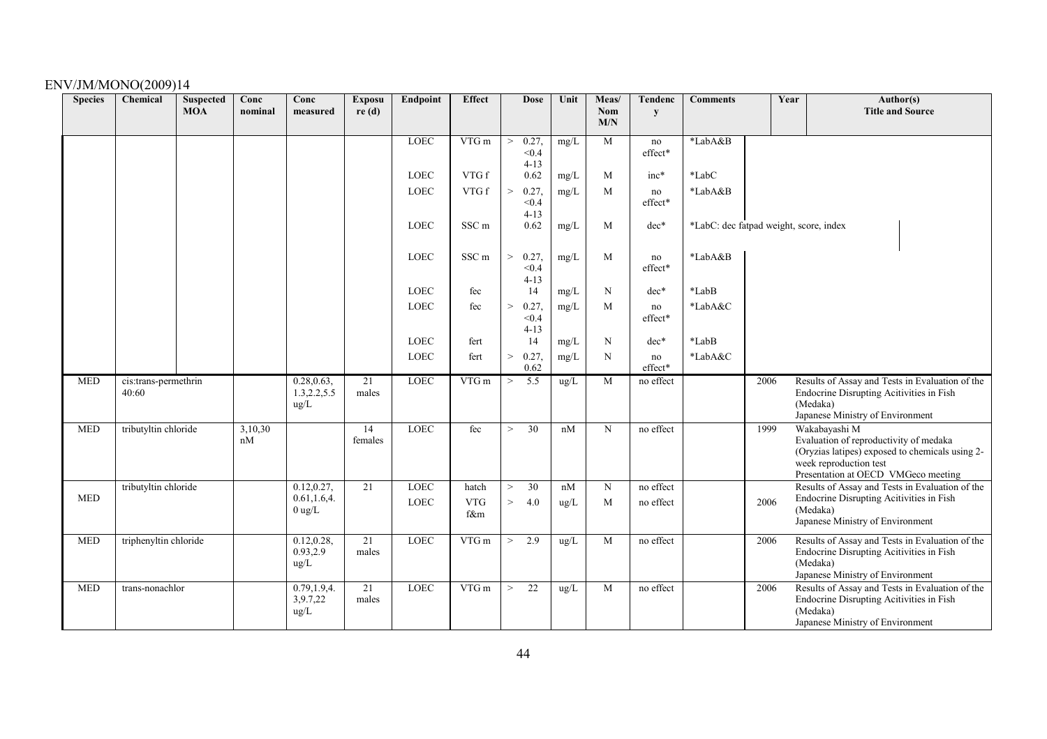| Species | Chemical | Suspected MOA | Conc nominal | Conc measured | Exposure (d) | Endpoint | Effect | Dose | Unit | Meas/ Nom M/N | Tendency | Comments | Year | Author(s) Title and Source |
|---|---|---|---|---|---|---|---|---|---|---|---|---|---|---|
| | | | | | | LOEC | VTG m | > 0.27, <0.4 4-13 | mg/L | M | no effect* | *LabA&B | | |
| | | | | | | LOEC | VTG f | 0.62 | mg/L | M | inc* | *LabC | | |
| | | | | | | LOEC | VTG f | > 0.27, <0.4 4-13 | mg/L | M | no effect* | *LabA&B | | |
| | | | | | | LOEC | SSC m | 0.62 | mg/L | M | dec* | *LabC: dec fatpad weight, score, index | | |
| | | | | | | LOEC | SSC m | > 0.27, <0.4 4-13 | mg/L | M | no effect* | *LabA&B | | |
| | | | | | | LOEC | fec | 14 | mg/L | N | dec* | *LabB | | |
| | | | | | | LOEC | fec | > 0.27, <0.4 4-13 | mg/L | M | no effect* | *LabA&C | | |
| | | | | | | LOEC | fert | 14 | mg/L | N | dec* | *LabB | | |
| | | | | | | LOEC | fert | > 0.27, 0.62 | mg/L | N | no effect* | *LabA&C | | |
| MED | cis:trans-permethrin 40:60 | | | 0.28,0.63, 1.3,2.2,5.5 ug/L | 21 males | LOEC | VTG m | > 5.5 | ug/L | M | no effect | | 2006 | Results of Assay and Tests in Evaluation of the Endocrine Disrupting Acitivities in Fish (Medaka) Japanese Ministry of Environment |
| MED | tributyltin chloride | | 3,10,30 nM | | 14 females | LOEC | fec | > 30 | nM | N | no effect | | 1999 | Wakabayashi M Evaluation of reproductivity of medaka (Oryzias latipes) exposed to chemicals using 2-week reproduction test Presentation at OECD VMGeco meeting |
| MED | tributyltin chloride | | | 0.12,0.27, 0.61,1.6,4.0 ug/L | 21 | LOEC | hatch | > 30 | nM | N | no effect | | 2006 | Results of Assay and Tests in Evaluation of the Endocrine Disrupting Acitivities in Fish (Medaka) Japanese Ministry of Environment |
| | | | | | | LOEC | VTG f&m | > 4.0 | ug/L | M | no effect | | | |
| MED | triphenyltin chloride | | | 0.12,0.28, 0.93,2.9 ug/L | 21 males | LOEC | VTG m | > 2.9 | ug/L | M | no effect | | 2006 | Results of Assay and Tests in Evaluation of the Endocrine Disrupting Acitivities in Fish (Medaka) Japanese Ministry of Environment |
| MED | trans-nonachlor | | | 0.79,1.9,4.3,9.7,22 ug/L | 21 males | LOEC | VTG m | > 22 | ug/L | M | no effect | | 2006 | Results of Assay and Tests in Evaluation of the Endocrine Disrupting Acitivities in Fish (Medaka) Japanese Ministry of Environment |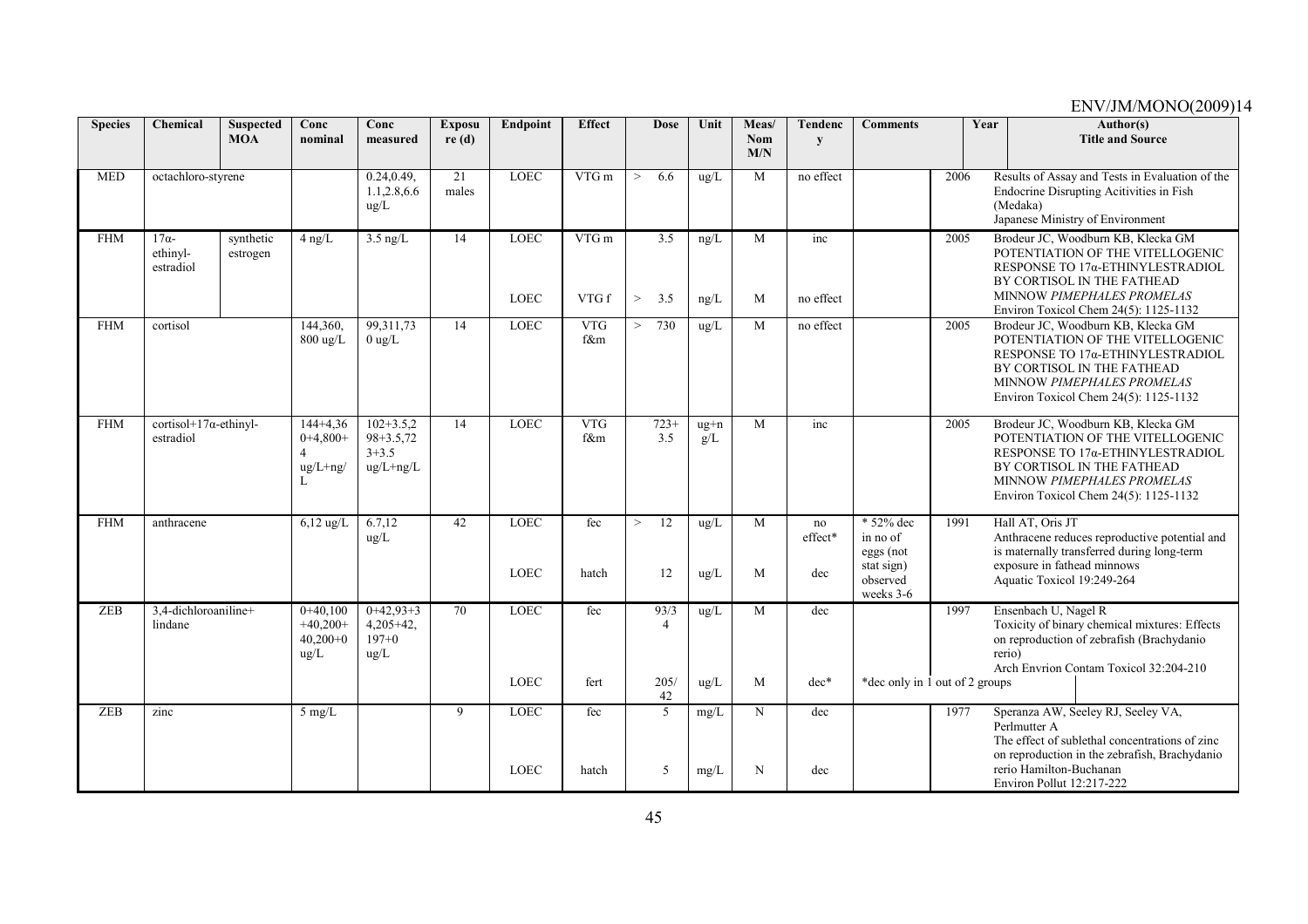| Species | Chemical | Suspected MOA | Conc nominal | Conc measured | Exposure (d) | Endpoint | Effect | Dose | Unit | Meas/ Nom M/N | Tendency | Comments | Year | Author(s) Title and Source |
|---|---|---|---|---|---|---|---|---|---|---|---|---|---|---|
| MED | octachloro-styrene | | | 0.24,0.49, 1.1,2.8,6.6 ug/L | 21 males | LOEC | VTG m | > 6.6 | ug/L | M | no effect | | 2006 | Results of Assay and Tests in Evaluation of the Endocrine Disrupting Acitivities in Fish (Medaka) Japanese Ministry of Environment |
| FHM | 17α-ethinyl-estradiol | synthetic estrogen | 4 ng/L | 3.5 ng/L | 14 | LOEC | VTG m | 3.5 | ng/L | M | inc | | 2005 | Brodeur JC, Woodburn KB, Klecka GM POTENTIATION OF THE VITELLOGENIC RESPONSE TO 17α-ETHINYLESTRADIOL BY CORTISOL IN THE FATHEAD MINNOW *PIMEPHALES PROMELAS* Environ Toxicol Chem 24(5): 1125-1132 |
| | | | | | | LOEC | VTG f | > 3.5 | ng/L | M | no effect | | | |
| FHM | cortisol | | 144,360, 800 ug/L | 99,311,730 ug/L | 14 | LOEC | VTG f&m | > 730 | ug/L | M | no effect | | 2005 | Brodeur JC, Woodburn KB, Klecka GM POTENTIATION OF THE VITELLOGENIC RESPONSE TO 17α-ETHINYLESTRADIOL BY CORTISOL IN THE FATHEAD MINNOW *PIMEPHALES PROMELAS* Environ Toxicol Chem 24(5): 1125-1132 |
| FHM | cortisol+17α-ethinyl-estradiol | | 144+4,360+4,800+4 ug/L+ng/L | 102+3.5,298+3.5,723+3.5 ug/L+ng/L | 14 | LOEC | VTG f&m | 723+3.5 | ug+ng/L | M | inc | | 2005 | Brodeur JC, Woodburn KB, Klecka GM POTENTIATION OF THE VITELLOGENIC RESPONSE TO 17α-ETHINYLESTRADIOL BY CORTISOL IN THE FATHEAD MINNOW *PIMEPHALES PROMELAS* Environ Toxicol Chem 24(5): 1125-1132 |
| FHM | anthracene | | 6,12 ug/L | 6.7,12 ug/L | 42 | LOEC | fec | > 12 | ug/L | M | no effect* | * 52% dec in no of eggs (not stat sign) observed weeks 3-6 | 1991 | Hall AT, Oris JT Anthracene reduces reproductive potential and is maternally transferred during long-term exposure in fathead minnows Aquatic Toxicol 19:249-264 |
| | | | | | | LOEC | hatch | 12 | ug/L | M | dec | | | |
| ZEB | 3,4-dichloroaniline+ lindane | | 0+40,100+40,200+40,200+0 ug/L | 0+42,93+34,205+42,197+0 ug/L | 70 | LOEC | fec | 93/34 | ug/L | M | dec | | 1997 | Ensenbach U, Nagel R Toxicity of binary chemical mixtures: Effects on reproduction of zebrafish (Brachydanio rerio) Arch Envrion Contam Toxicol 32:204-210 |
| | | | | | | LOEC | fert | 205/42 | ug/L | M | dec* | *dec only in 1 out of 2 groups | | |
| ZEB | zinc | | 5 mg/L | | 9 | LOEC | fec | 5 | mg/L | N | dec | | 1977 | Speranza AW, Seeley RJ, Seeley VA, Perlmutter A The effect of sublethal concentrations of zinc on reproduction in the zebrafish, Brachydanio rerio Hamilton-Buchanan Environ Pollut 12:217-222 |
| | | | | | | LOEC | hatch | 5 | mg/L | N | dec | | | |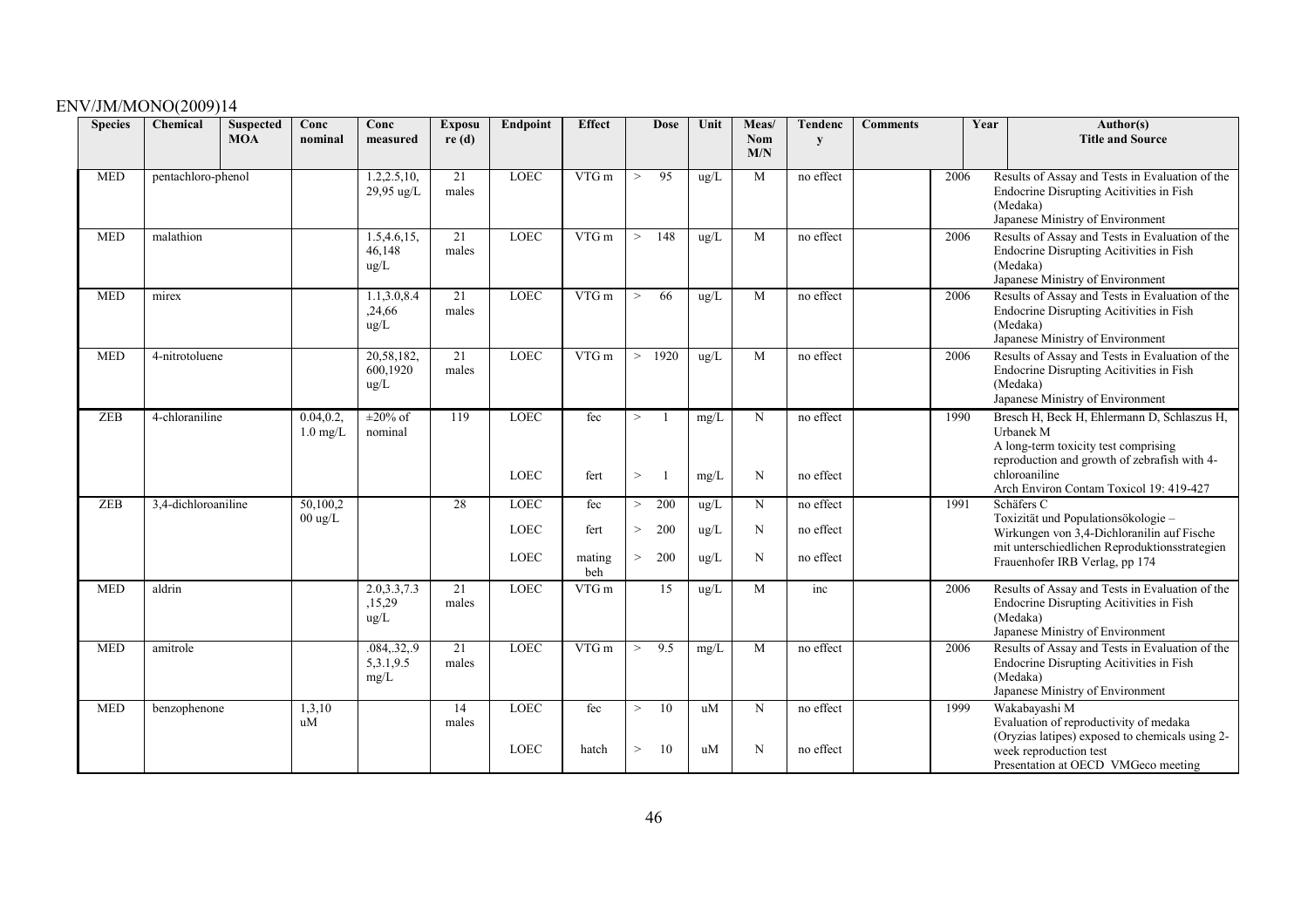| Species | Chemical | Suspected MOA | Conc nominal | Conc measured | Exposure (d) | Endpoint | Effect | Dose | Unit | Meas/ Nom M/N | Tendency | Comments | Year | Author(s) Title and Source |
|---|---|---|---|---|---|---|---|---|---|---|---|---|---|---|
| MED | pentachloro-phenol | | | 1.2,2.5,10, 29,95 ug/L | 21 males | LOEC | VTG m | > 95 | ug/L | M | no effect | | 2006 | Results of Assay and Tests in Evaluation of the Endocrine Disrupting Acitivities in Fish (Medaka) Japanese Ministry of Environment |
| MED | malathion | | | 1.5,4.6,15, 46,148 ug/L | 21 males | LOEC | VTG m | > 148 | ug/L | M | no effect | | 2006 | Results of Assay and Tests in Evaluation of the Endocrine Disrupting Acitivities in Fish (Medaka) Japanese Ministry of Environment |
| MED | mirex | | | 1.1,3.0,8.4 ,24,66 ug/L | 21 males | LOEC | VTG m | > 66 | ug/L | M | no effect | | 2006 | Results of Assay and Tests in Evaluation of the Endocrine Disrupting Acitivities in Fish (Medaka) Japanese Ministry of Environment |
| MED | 4-nitrotoluene | | | 20,58,182, 600,1920 ug/L | 21 males | LOEC | VTG m | > 1920 | ug/L | M | no effect | | 2006 | Results of Assay and Tests in Evaluation of the Endocrine Disrupting Acitivities in Fish (Medaka) Japanese Ministry of Environment |
| ZEB | 4-chloraniline | | 0.04,0.2, 1.0 mg/L | ±20% of nominal | 119 | LOEC | fec | > 1 | mg/L | N | no effect | | 1990 | Bresch H, Beck H, Ehlermann D, Schlaszus H, Urbanek M A long-term toxicity test comprising reproduction and growth of zebrafish with 4-chloroaniline Arch Environ Contam Toxicol 19: 419-427 |
| | | | | | | LOEC | fert | > 1 | mg/L | N | no effect | | | |
| ZEB | 3,4-dichloroaniline | | 50,100,2 00 ug/L | | 28 | LOEC | fec | > 200 | ug/L | N | no effect | | 1991 | Schäfers C Toxizität und Populationsökologie – Wirkungen von 3,4-Dichloranilin auf Fische mit unterschiedlichen Reproduktionsstrategien Frauenhofer IRB Verlag, pp 174 |
| | | | | | | LOEC | fert | > 200 | ug/L | N | no effect | | | |
| | | | | | | LOEC | mating beh | > 200 | ug/L | N | no effect | | | |
| MED | aldrin | | | 2.0,3.3,7.3 ,15,29 ug/L | 21 males | LOEC | VTG m | 15 | ug/L | M | inc | | 2006 | Results of Assay and Tests in Evaluation of the Endocrine Disrupting Acitivities in Fish (Medaka) Japanese Ministry of Environment |
| MED | amitrole | | | .084,.32,.9 5,3.1,9.5 mg/L | 21 males | LOEC | VTG m | > 9.5 | mg/L | M | no effect | | 2006 | Results of Assay and Tests in Evaluation of the Endocrine Disrupting Acitivities in Fish (Medaka) Japanese Ministry of Environment |
| MED | benzophenone | | 1,3,10 uM | | 14 males | LOEC | fec | > 10 | uM | N | no effect | | 1999 | Wakabayashi M Evaluation of reproductivity of medaka (Oryzias latipes) exposed to chemicals using 2-week reproduction test Presentation at OECD VMGeco meeting |
| | | | | | | LOEC | hatch | > 10 | uM | N | no effect | | | |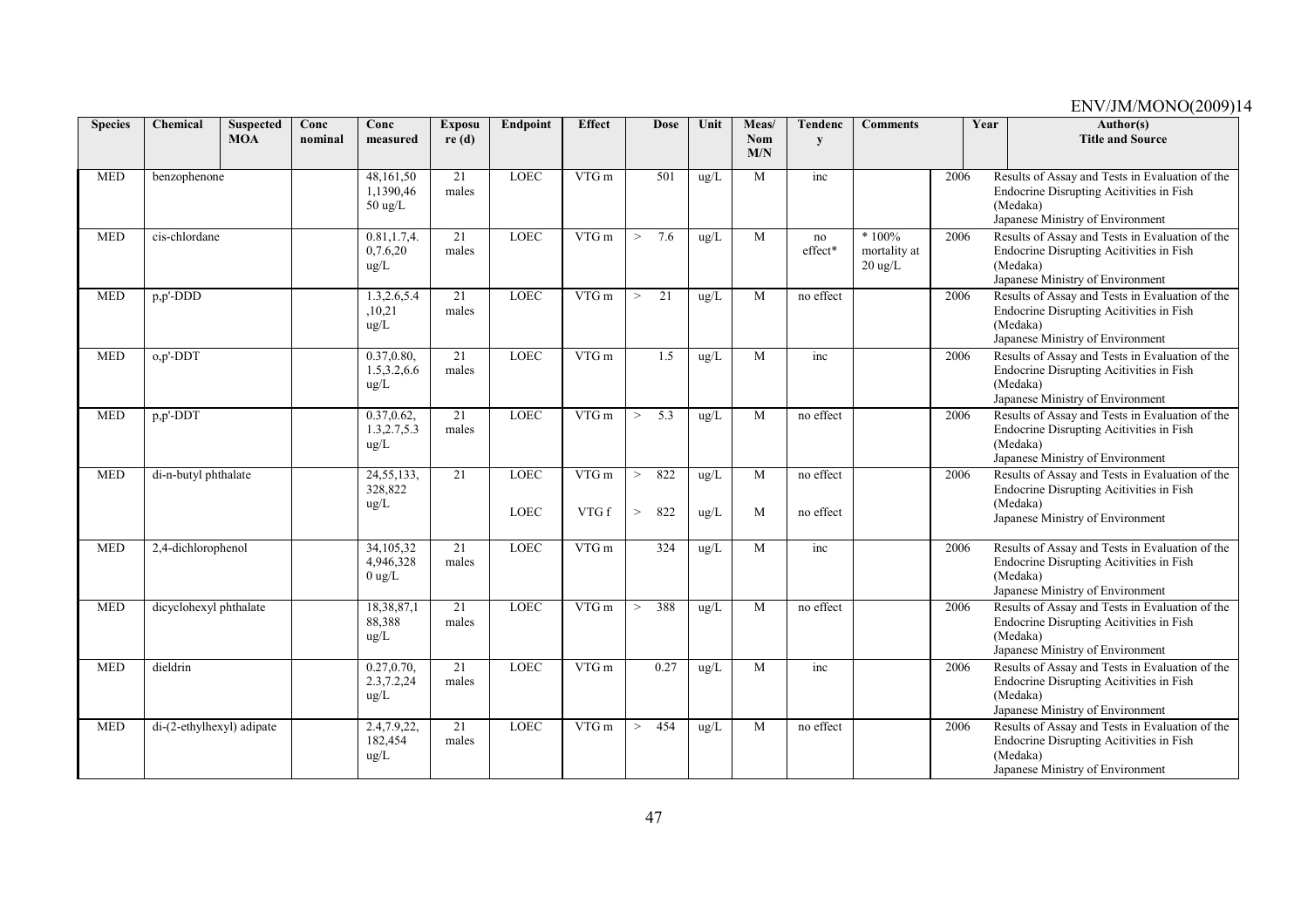| Species | Chemical | Suspected MOA | Conc nominal | Conc measured | Exposure (d) | Endpoint | Effect | Dose | Unit | Meas/ Nom M/N | Tendency | Comments | Year | Author(s) Title and Source |
|---|---|---|---|---|---|---|---|---|---|---|---|---|---|---|
| MED | benzophenone | | | 48,161,50 1,1390,46 50 ug/L | 21 males | LOEC | VTG m | 501 | ug/L | M | inc | | 2006 | Results of Assay and Tests in Evaluation of the Endocrine Disrupting Acitivities in Fish (Medaka) Japanese Ministry of Environment |
| MED | cis-chlordane | | | 0.81,1.7,4. 0,7.6,20 ug/L | 21 males | LOEC | VTG m | > 7.6 | ug/L | M | no effect* | * 100% mortality at 20 ug/L | 2006 | Results of Assay and Tests in Evaluation of the Endocrine Disrupting Acitivities in Fish (Medaka) Japanese Ministry of Environment |
| MED | p,p'-DDD | | | 1.3,2.6,5.4 ,10,21 ug/L | 21 males | LOEC | VTG m | > 21 | ug/L | M | no effect | | 2006 | Results of Assay and Tests in Evaluation of the Endocrine Disrupting Acitivities in Fish (Medaka) Japanese Ministry of Environment |
| MED | o,p'-DDT | | | 0.37,0.80, 1.5,3.2,6.6 ug/L | 21 males | LOEC | VTG m | 1.5 | ug/L | M | inc | | 2006 | Results of Assay and Tests in Evaluation of the Endocrine Disrupting Acitivities in Fish (Medaka) Japanese Ministry of Environment |
| MED | p,p'-DDT | | | 0.37,0.62, 1.3,2.7,5.3 ug/L | 21 males | LOEC | VTG m | > 5.3 | ug/L | M | no effect | | 2006 | Results of Assay and Tests in Evaluation of the Endocrine Disrupting Acitivities in Fish (Medaka) Japanese Ministry of Environment |
| MED | di-n-butyl phthalate | | | 24,55,133, 328,822 ug/L | 21 | LOEC | VTG m | > 822 | ug/L | M | no effect | | 2006 | Results of Assay and Tests in Evaluation of the Endocrine Disrupting Acitivities in Fish (Medaka) Japanese Ministry of Environment |
| | | | | | | LOEC | VTG f | > 822 | ug/L | M | no effect | | | |
| MED | 2,4-dichlorophenol | | | 34,105,32 4,946,328 0 ug/L | 21 males | LOEC | VTG m | 324 | ug/L | M | inc | | 2006 | Results of Assay and Tests in Evaluation of the Endocrine Disrupting Acitivities in Fish (Medaka) Japanese Ministry of Environment |
| MED | dicyclohexyl phthalate | | | 18,38,87,1 88,388 ug/L | 21 males | LOEC | VTG m | > 388 | ug/L | M | no effect | | 2006 | Results of Assay and Tests in Evaluation of the Endocrine Disrupting Acitivities in Fish (Medaka) Japanese Ministry of Environment |
| MED | dieldrin | | | 0.27,0.70, 2.3,7.2,24 ug/L | 21 males | LOEC | VTG m | 0.27 | ug/L | M | inc | | 2006 | Results of Assay and Tests in Evaluation of the Endocrine Disrupting Acitivities in Fish (Medaka) Japanese Ministry of Environment |
| MED | di-(2-ethylhexyl) adipate | | | 2.4,7.9,22, 182,454 ug/L | 21 males | LOEC | VTG m | > 454 | ug/L | M | no effect | | 2006 | Results of Assay and Tests in Evaluation of the Endocrine Disrupting Acitivities in Fish (Medaka) Japanese Ministry of Environment |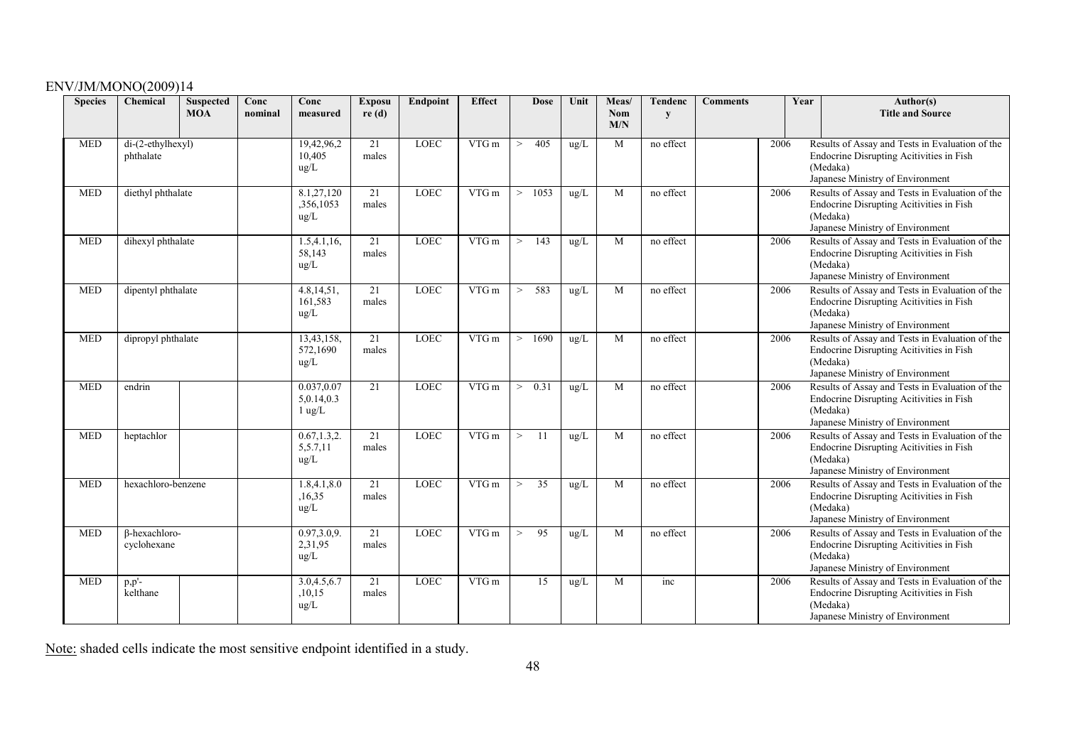| Species | Chemical | Suspected MOA | Conc nominal | Conc measured | Exposure (d) | Endpoint | Effect | Dose | Unit | Meas/ Nom M/N | Tendency | Comments | Year | Author(s) Title and Source |
|---|---|---|---|---|---|---|---|---|---|---|---|---|---|---|
| MED | di-(2-ethylhexyl) phthalate | | | 19,42,96,2 10,405 ug/L | 21 males | LOEC | VTG m | > 405 | ug/L | M | no effect | | 2006 | Results of Assay and Tests in Evaluation of the Endocrine Disrupting Acitivities in Fish (Medaka) Japanese Ministry of Environment |
| MED | diethyl phthalate | | | 8.1,27,120 ,356,1053 ug/L | 21 males | LOEC | VTG m | > 1053 | ug/L | M | no effect | | 2006 | Results of Assay and Tests in Evaluation of the Endocrine Disrupting Acitivities in Fish (Medaka) Japanese Ministry of Environment |
| MED | dihexyl phthalate | | | 1.5,4.1,16, 58,143 ug/L | 21 males | LOEC | VTG m | > 143 | ug/L | M | no effect | | 2006 | Results of Assay and Tests in Evaluation of the Endocrine Disrupting Acitivities in Fish (Medaka) Japanese Ministry of Environment |
| MED | dipentyl phthalate | | | 4.8,14,51, 161,583 ug/L | 21 males | LOEC | VTG m | > 583 | ug/L | M | no effect | | 2006 | Results of Assay and Tests in Evaluation of the Endocrine Disrupting Acitivities in Fish (Medaka) Japanese Ministry of Environment |
| MED | dipropyl phthalate | | | 13,43,158, 572,1690 ug/L | 21 males | LOEC | VTG m | > 1690 | ug/L | M | no effect | | 2006 | Results of Assay and Tests in Evaluation of the Endocrine Disrupting Acitivities in Fish (Medaka) Japanese Ministry of Environment |
| MED | endrin | | | 0.037,0.07 5,0.14,0.3 1 ug/L | 21 | LOEC | VTG m | > 0.31 | ug/L | M | no effect | | 2006 | Results of Assay and Tests in Evaluation of the Endocrine Disrupting Acitivities in Fish (Medaka) Japanese Ministry of Environment |
| MED | heptachlor | | | 0.67,1.3,2. 5,5.7,11 ug/L | 21 males | LOEC | VTG m | > 11 | ug/L | M | no effect | | 2006 | Results of Assay and Tests in Evaluation of the Endocrine Disrupting Acitivities in Fish (Medaka) Japanese Ministry of Environment |
| MED | hexachloro-benzene | | | 1.8,4.1,8.0 ,16,35 ug/L | 21 males | LOEC | VTG m | > 35 | ug/L | M | no effect | | 2006 | Results of Assay and Tests in Evaluation of the Endocrine Disrupting Acitivities in Fish (Medaka) Japanese Ministry of Environment |
| MED | β-hexachloro-cyclohexane | | | 0.97,3.0,9. 2,31,95 ug/L | 21 males | LOEC | VTG m | > 95 | ug/L | M | no effect | | 2006 | Results of Assay and Tests in Evaluation of the Endocrine Disrupting Acitivities in Fish (Medaka) Japanese Ministry of Environment |
| MED | p,p'-kelthane | | | 3.0,4.5,6.7 ,10,15 ug/L | 21 males | LOEC | VTG m | 15 | ug/L | M | inc | | 2006 | Results of Assay and Tests in Evaluation of the Endocrine Disrupting Acitivities in Fish (Medaka) Japanese Ministry of Environment |

Note: shaded cells indicate the most sensitive endpoint identified in a study.